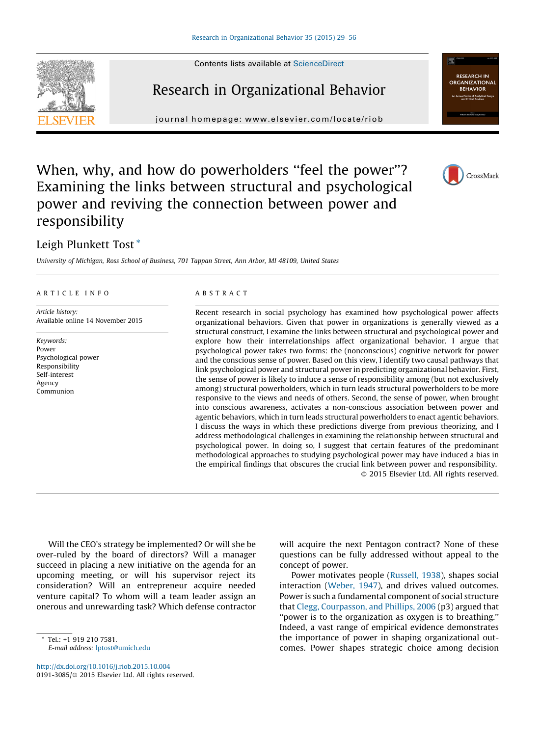# When, why, and how do powerholders "feel the power"? Examining the links between structural and psychological power and reviving the connection between power and responsibility

Leigh Plunkett Tost *

*University of Michigan, Ross School of Business, 701 Tappan Street, Ann Arbor, MI 48109, United States*

## ARTICLE INFO

*Article history:*
Available online 14 November 2015

*Keywords:*
Power
Psychological power
Responsibility
Self-interest
Agency
Communion

## ABSTRACT

Recent research in social psychology has examined how psychological power affects organizational behaviors. Given that power in organizations is generally viewed as a structural construct, I examine the links between structural and psychological power and explore how their interrelationships affect organizational behavior. I argue that psychological power takes two forms: the (nonconscious) cognitive network for power and the conscious sense of power. Based on this view, I identify two causal pathways that link psychological power and structural power in predicting organizational behavior. First, the sense of power is likely to induce a sense of responsibility among (but not exclusively among) structural powerholders, which in turn leads structural powerholders to be more responsive to the views and needs of others. Second, the sense of power, when brought into conscious awareness, activates a non-conscious association between power and agentic behaviors, which in turn leads structural powerholders to enact agentic behaviors. I discuss the ways in which these predictions diverge from previous theorizing, and I address methodological challenges in examining the relationship between structural and psychological power. In doing so, I suggest that certain features of the predominant methodological approaches to studying psychological power may have induced a bias in the empirical findings that obscures the crucial link between power and responsibility.

© 2015 Elsevier Ltd. All rights reserved.

Will the CEO's strategy be implemented? Or will she be over-ruled by the board of directors? Will a manager succeed in placing a new initiative on the agenda for an upcoming meeting, or will his supervisor reject its consideration? Will an entrepreneur acquire needed venture capital? To whom will a team leader assign an onerous and unrewarding task? Which defense contractor will acquire the next Pentagon contract? None of these questions can be fully addressed without appeal to the concept of power.

Power motivates people (Russell, 1938), shapes social interaction (Weber, 1947), and drives valued outcomes. Power is such a fundamental component of social structure that Clegg, Courpasson, and Phillips, 2006 (p3) argued that "power is to the organization as oxygen is to breathing." Indeed, a vast range of empirical evidence demonstrates the importance of power in shaping organizational outcomes. Power shapes strategic choice among decision

* Tel.: +1 919 210 7581.
*E-mail address:* lptost@umich.edu

http://dx.doi.org/10.1016/j.riob.2015.10.004
0191-3085/© 2015 Elsevier Ltd. All rights reserved.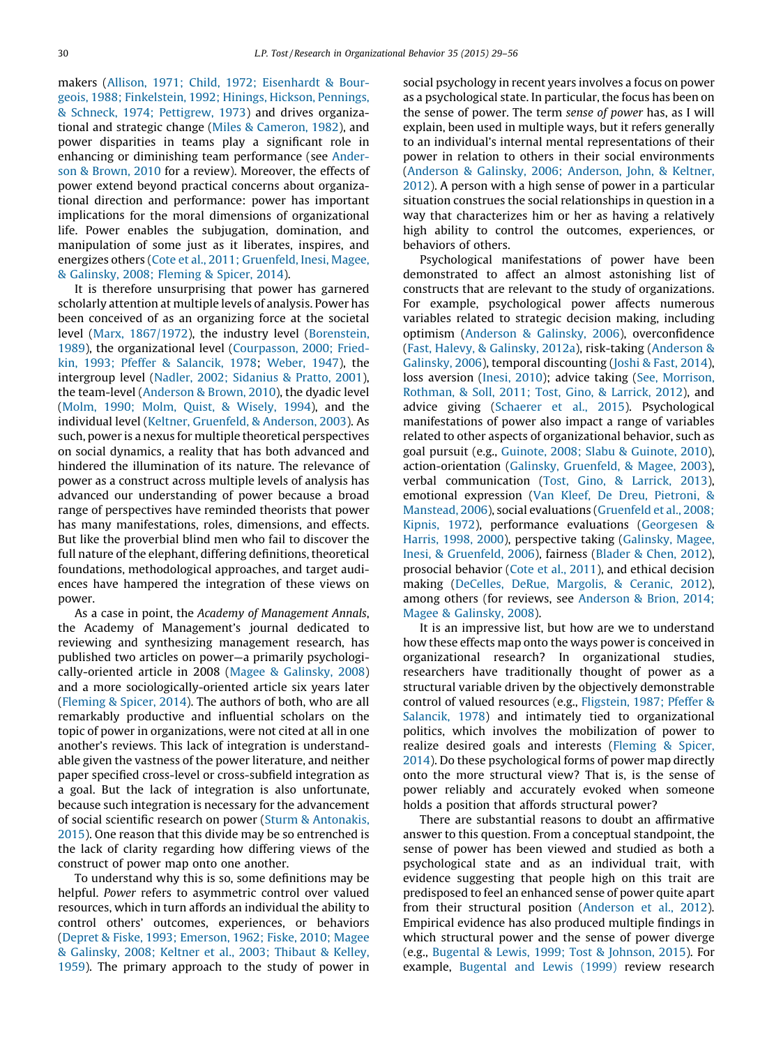makers (Allison, 1971; Child, 1972; Eisenhardt & Bourgeois, 1988; Finkelstein, 1992; Hinings, Hickson, Pennings, & Schneck, 1974; Pettigrew, 1973) and drives organizational and strategic change (Miles & Cameron, 1982), and power disparities in teams play a significant role in enhancing or diminishing team performance (see Anderson & Brown, 2010 for a review). Moreover, the effects of power extend beyond practical concerns about organizational direction and performance: power has important implications for the moral dimensions of organizational life. Power enables the subjugation, domination, and manipulation of some just as it liberates, inspires, and energizes others (Cote et al., 2011; Gruenfeld, Inesi, Magee, & Galinsky, 2008; Fleming & Spicer, 2014).

It is therefore unsurprising that power has garnered scholarly attention at multiple levels of analysis. Power has been conceived of as an organizing force at the societal level (Marx, 1867/1972), the industry level (Borenstein, 1989), the organizational level (Courpasson, 2000; Friedkin, 1993; Pfeffer & Salancik, 1978; Weber, 1947), the intergroup level (Nadler, 2002; Sidanius & Pratto, 2001), the team-level (Anderson & Brown, 2010), the dyadic level (Molm, 1990; Molm, Quist, & Wisely, 1994), and the individual level (Keltner, Gruenfeld, & Anderson, 2003). As such, power is a nexus for multiple theoretical perspectives on social dynamics, a reality that has both advanced and hindered the illumination of its nature. The relevance of power as a construct across multiple levels of analysis has advanced our understanding of power because a broad range of perspectives have reminded theorists that power has many manifestations, roles, dimensions, and effects. But like the proverbial blind men who fail to discover the full nature of the elephant, differing definitions, theoretical foundations, methodological approaches, and target audiences have hampered the integration of these views on power.

As a case in point, the *Academy of Management Annals*, the Academy of Management's journal dedicated to reviewing and synthesizing management research, has published two articles on power—a primarily psychologically-oriented article in 2008 (Magee & Galinsky, 2008) and a more sociologically-oriented article six years later (Fleming & Spicer, 2014). The authors of both, who are all remarkably productive and influential scholars on the topic of power in organizations, were not cited at all in one another's reviews. This lack of integration is understandable given the vastness of the power literature, and neither paper specified cross-level or cross-subfield integration as a goal. But the lack of integration is also unfortunate, because such integration is necessary for the advancement of social scientific research on power (Sturm & Antonakis, 2015). One reason that this divide may be so entrenched is the lack of clarity regarding how differing views of the construct of power map onto one another.

To understand why this is so, some definitions may be helpful. *Power* refers to asymmetric control over valued resources, which in turn affords an individual the ability to control others' outcomes, experiences, or behaviors (Depret & Fiske, 1993; Emerson, 1962; Fiske, 2010; Magee & Galinsky, 2008; Keltner et al., 2003; Thibaut & Kelley, 1959). The primary approach to the study of power in social psychology in recent years involves a focus on power as a psychological state. In particular, the focus has been on the sense of power. The term *sense of power* has, as I will explain, been used in multiple ways, but it refers generally to an individual's internal mental representations of their power in relation to others in their social environments (Anderson & Galinsky, 2006; Anderson, John, & Keltner, 2012). A person with a high sense of power in a particular situation construes the social relationships in question in a way that characterizes him or her as having a relatively high ability to control the outcomes, experiences, or behaviors of others.

Psychological manifestations of power have been demonstrated to affect an almost astonishing list of constructs that are relevant to the study of organizations. For example, psychological power affects numerous variables related to strategic decision making, including optimism (Anderson & Galinsky, 2006), overconfidence (Fast, Halevy, & Galinsky, 2012a), risk-taking (Anderson & Galinsky, 2006), temporal discounting (Joshi & Fast, 2014), loss aversion (Inesi, 2010); advice taking (See, Morrison, Rothman, & Soll, 2011; Tost, Gino, & Larrick, 2012), and advice giving (Schaerer et al., 2015). Psychological manifestations of power also impact a range of variables related to other aspects of organizational behavior, such as goal pursuit (e.g., Guinote, 2008; Slabu & Guinote, 2010), action-orientation (Galinsky, Gruenfeld, & Magee, 2003), verbal communication (Tost, Gino, & Larrick, 2013), emotional expression (Van Kleef, De Dreu, Pietroni, & Manstead, 2006), social evaluations (Gruenfeld et al., 2008; Kipnis, 1972), performance evaluations (Georgesen & Harris, 1998, 2000), perspective taking (Galinsky, Magee, Inesi, & Gruenfeld, 2006), fairness (Blader & Chen, 2012), prosocial behavior (Cote et al., 2011), and ethical decision making (DeCelles, DeRue, Margolis, & Ceranic, 2012), among others (for reviews, see Anderson & Brion, 2014; Magee & Galinsky, 2008).

It is an impressive list, but how are we to understand how these effects map onto the ways power is conceived in organizational research? In organizational studies, researchers have traditionally thought of power as a structural variable driven by the objectively demonstrable control of valued resources (e.g., Fligstein, 1987; Pfeffer & Salancik, 1978) and intimately tied to organizational politics, which involves the mobilization of power to realize desired goals and interests (Fleming & Spicer, 2014). Do these psychological forms of power map directly onto the more structural view? That is, is the sense of power reliably and accurately evoked when someone holds a position that affords structural power?

There are substantial reasons to doubt an affirmative answer to this question. From a conceptual standpoint, the sense of power has been viewed and studied as both a psychological state and as an individual trait, with evidence suggesting that people high on this trait are predisposed to feel an enhanced sense of power quite apart from their structural position (Anderson et al., 2012). Empirical evidence has also produced multiple findings in which structural power and the sense of power diverge (e.g., Bugental & Lewis, 1999; Tost & Johnson, 2015). For example, Bugental and Lewis (1999) review research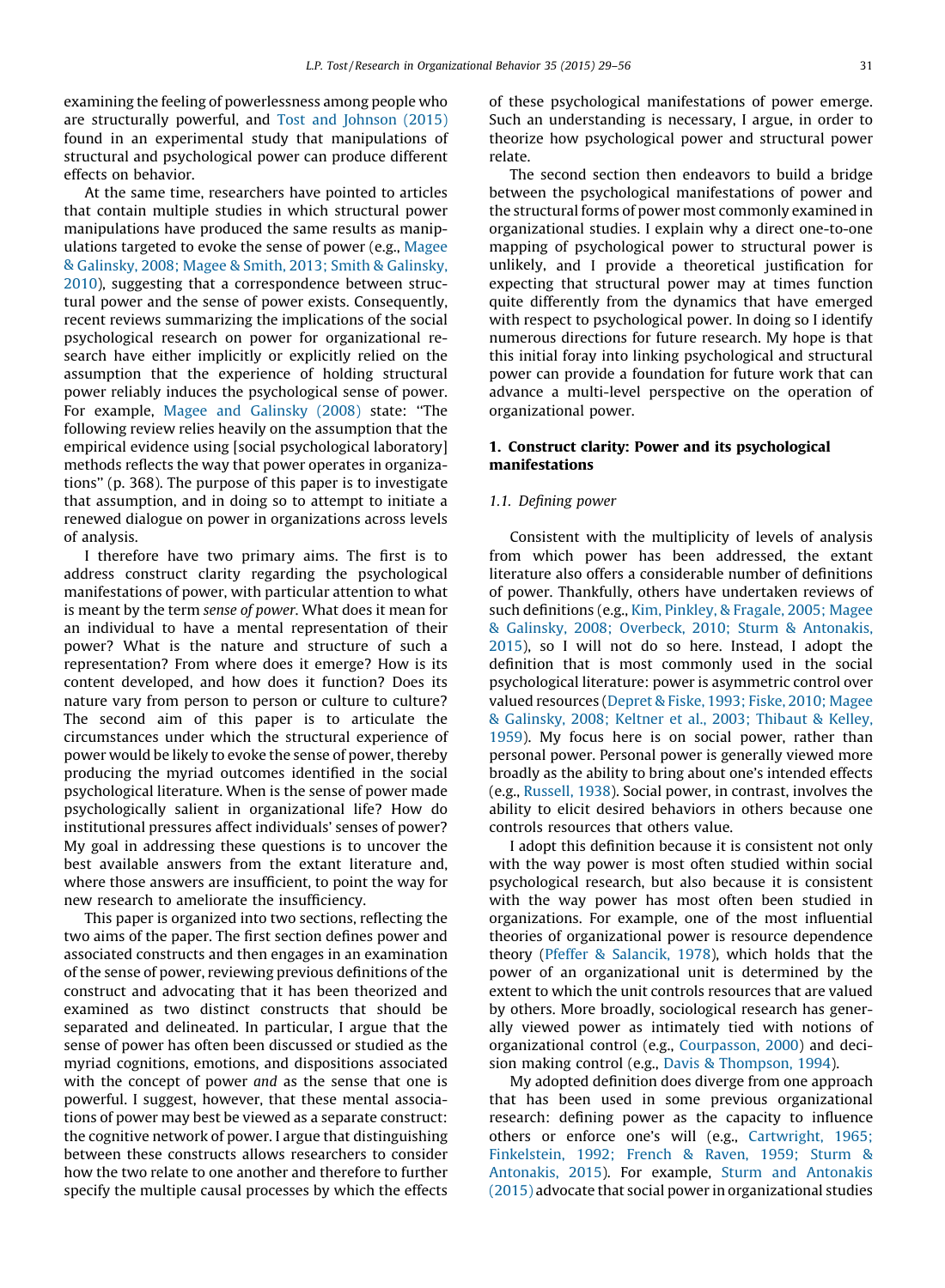examining the feeling of powerlessness among people who are structurally powerful, and Tost and Johnson (2015) found in an experimental study that manipulations of structural and psychological power can produce different effects on behavior.

At the same time, researchers have pointed to articles that contain multiple studies in which structural power manipulations have produced the same results as manipulations targeted to evoke the sense of power (e.g., Magee & Galinsky, 2008; Magee & Smith, 2013; Smith & Galinsky, 2010), suggesting that a correspondence between structural power and the sense of power exists. Consequently, recent reviews summarizing the implications of the social psychological research on power for organizational research have either implicitly or explicitly relied on the assumption that the experience of holding structural power reliably induces the psychological sense of power. For example, Magee and Galinsky (2008) state: "The following review relies heavily on the assumption that the empirical evidence using [social psychological laboratory] methods reflects the way that power operates in organizations" (p. 368). The purpose of this paper is to investigate that assumption, and in doing so to attempt to initiate a renewed dialogue on power in organizations across levels of analysis.

I therefore have two primary aims. The first is to address construct clarity regarding the psychological manifestations of power, with particular attention to what is meant by the term *sense of power*. What does it mean for an individual to have a mental representation of their power? What is the nature and structure of such a representation? From where does it emerge? How is its content developed, and how does it function? Does its nature vary from person to person or culture to culture? The second aim of this paper is to articulate the circumstances under which the structural experience of power would be likely to evoke the sense of power, thereby producing the myriad outcomes identified in the social psychological literature. When is the sense of power made psychologically salient in organizational life? How do institutional pressures affect individuals' senses of power? My goal in addressing these questions is to uncover the best available answers from the extant literature and, where those answers are insufficient, to point the way for new research to ameliorate the insufficiency.

This paper is organized into two sections, reflecting the two aims of the paper. The first section defines power and associated constructs and then engages in an examination of the sense of power, reviewing previous definitions of the construct and advocating that it has been theorized and examined as two distinct constructs that should be separated and delineated. In particular, I argue that the sense of power has often been discussed or studied as the myriad cognitions, emotions, and dispositions associated with the concept of power *and* as the sense that one is powerful. I suggest, however, that these mental associations of power may best be viewed as a separate construct: the cognitive network of power. I argue that distinguishing between these constructs allows researchers to consider how the two relate to one another and therefore to further specify the multiple causal processes by which the effects of these psychological manifestations of power emerge. Such an understanding is necessary, I argue, in order to theorize how psychological power and structural power relate.

The second section then endeavors to build a bridge between the psychological manifestations of power and the structural forms of power most commonly examined in organizational studies. I explain why a direct one-to-one mapping of psychological power to structural power is unlikely, and I provide a theoretical justification for expecting that structural power may at times function quite differently from the dynamics that have emerged with respect to psychological power. In doing so I identify numerous directions for future research. My hope is that this initial foray into linking psychological and structural power can provide a foundation for future work that can advance a multi-level perspective on the operation of organizational power.

## 1. Construct clarity: Power and its psychological manifestations

### 1.1. Defining power

Consistent with the multiplicity of levels of analysis from which power has been addressed, the extant literature also offers a considerable number of definitions of power. Thankfully, others have undertaken reviews of such definitions (e.g., Kim, Pinkley, & Fragale, 2005; Magee & Galinsky, 2008; Overbeck, 2010; Sturm & Antonakis, 2015), so I will not do so here. Instead, I adopt the definition that is most commonly used in the social psychological literature: power is asymmetric control over valued resources (Depret & Fiske, 1993; Fiske, 2010; Magee & Galinsky, 2008; Keltner et al., 2003; Thibaut & Kelley, 1959). My focus here is on social power, rather than personal power. Personal power is generally viewed more broadly as the ability to bring about one's intended effects (e.g., Russell, 1938). Social power, in contrast, involves the ability to elicit desired behaviors in others because one controls resources that others value.

I adopt this definition because it is consistent not only with the way power is most often studied within social psychological research, but also because it is consistent with the way power has most often been studied in organizations. For example, one of the most influential theories of organizational power is resource dependence theory (Pfeffer & Salancik, 1978), which holds that the power of an organizational unit is determined by the extent to which the unit controls resources that are valued by others. More broadly, sociological research has generally viewed power as intimately tied with notions of organizational control (e.g., Courpasson, 2000) and decision making control (e.g., Davis & Thompson, 1994).

My adopted definition does diverge from one approach that has been used in some previous organizational research: defining power as the capacity to influence others or enforce one's will (e.g., Cartwright, 1965; Finkelstein, 1992; French & Raven, 1959; Sturm & Antonakis, 2015). For example, Sturm and Antonakis (2015) advocate that social power in organizational studies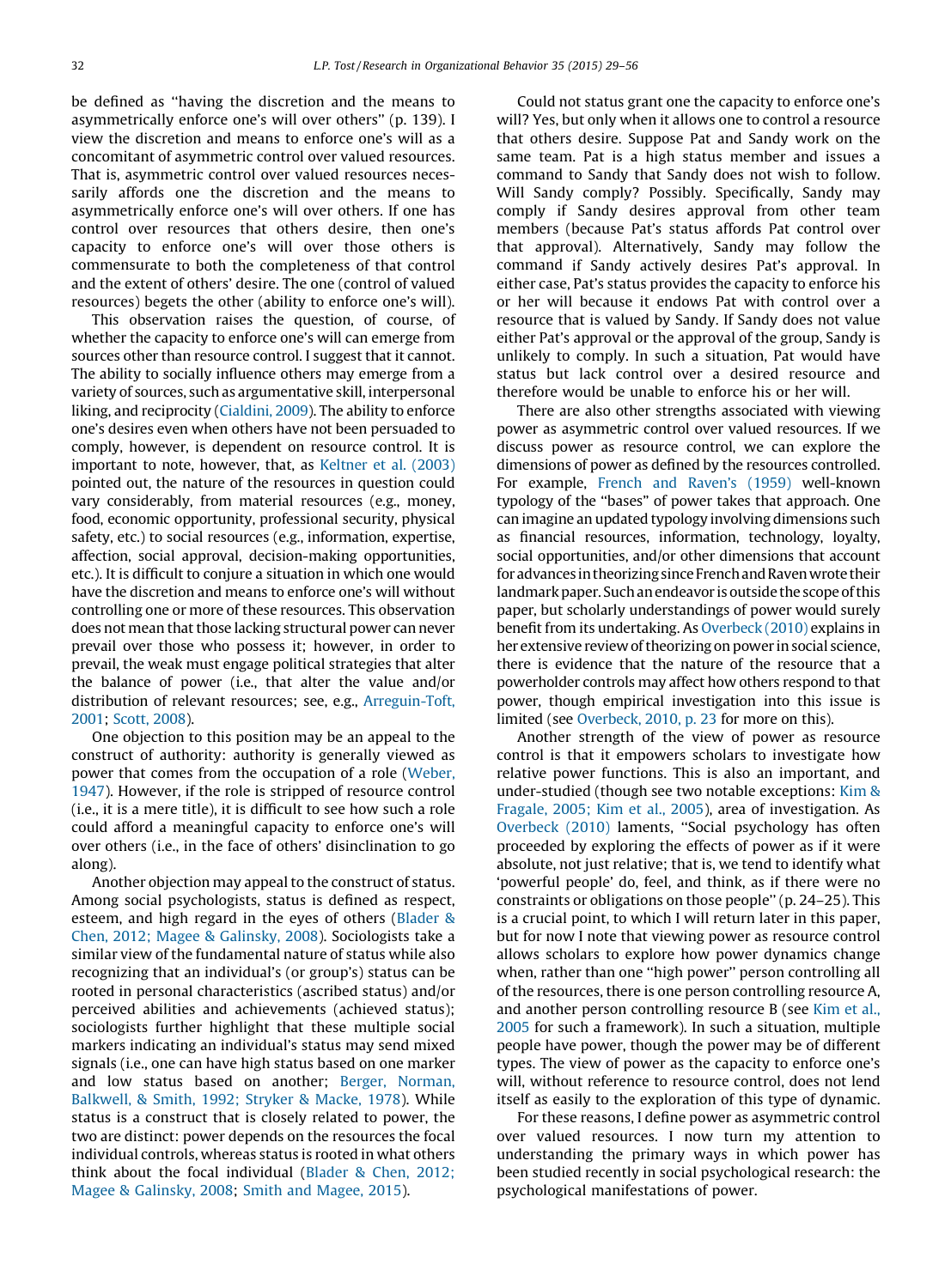be defined as "having the discretion and the means to asymmetrically enforce one's will over others" (p. 139). I view the discretion and means to enforce one's will as a concomitant of asymmetric control over valued resources. That is, asymmetric control over valued resources necessarily affords one the discretion and the means to asymmetrically enforce one's will over others. If one has control over resources that others desire, then one's capacity to enforce one's will over those others is commensurate to both the completeness of that control and the extent of others' desire. The one (control of valued resources) begets the other (ability to enforce one's will).

This observation raises the question, of course, of whether the capacity to enforce one's will can emerge from sources other than resource control. I suggest that it cannot. The ability to socially influence others may emerge from a variety of sources, such as argumentative skill, interpersonal liking, and reciprocity (Cialdini, 2009). The ability to enforce one's desires even when others have not been persuaded to comply, however, is dependent on resource control. It is important to note, however, that, as Keltner et al. (2003) pointed out, the nature of the resources in question could vary considerably, from material resources (e.g., money, food, economic opportunity, professional security, physical safety, etc.) to social resources (e.g., information, expertise, affection, social approval, decision-making opportunities, etc.). It is difficult to conjure a situation in which one would have the discretion and means to enforce one's will without controlling one or more of these resources. This observation does not mean that those lacking structural power can never prevail over those who possess it; however, in order to prevail, the weak must engage political strategies that alter the balance of power (i.e., that alter the value and/or distribution of relevant resources; see, e.g., Arreguin-Toft, 2001; Scott, 2008).

One objection to this position may be an appeal to the construct of authority: authority is generally viewed as power that comes from the occupation of a role (Weber, 1947). However, if the role is stripped of resource control (i.e., it is a mere title), it is difficult to see how such a role could afford a meaningful capacity to enforce one's will over others (i.e., in the face of others' disinclination to go along).

Another objection may appeal to the construct of status. Among social psychologists, status is defined as respect, esteem, and high regard in the eyes of others (Blader & Chen, 2012; Magee & Galinsky, 2008). Sociologists take a similar view of the fundamental nature of status while also recognizing that an individual's (or group's) status can be rooted in personal characteristics (ascribed status) and/or perceived abilities and achievements (achieved status); sociologists further highlight that these multiple social markers indicating an individual's status may send mixed signals (i.e., one can have high status based on one marker and low status based on another; Berger, Norman, Balkwell, & Smith, 1992; Stryker & Macke, 1978). While status is a construct that is closely related to power, the two are distinct: power depends on the resources the focal individual controls, whereas status is rooted in what others think about the focal individual (Blader & Chen, 2012; Magee & Galinsky, 2008; Smith and Magee, 2015).

Could not status grant one the capacity to enforce one's will? Yes, but only when it allows one to control a resource that others desire. Suppose Pat and Sandy work on the same team. Pat is a high status member and issues a command to Sandy that Sandy does not wish to follow. Will Sandy comply? Possibly. Specifically, Sandy may comply if Sandy desires approval from other team members (because Pat's status affords Pat control over that approval). Alternatively, Sandy may follow the command if Sandy actively desires Pat's approval. In either case, Pat's status provides the capacity to enforce his or her will because it endows Pat with control over a resource that is valued by Sandy. If Sandy does not value either Pat's approval or the approval of the group, Sandy is unlikely to comply. In such a situation, Pat would have status but lack control over a desired resource and therefore would be unable to enforce his or her will.

There are also other strengths associated with viewing power as asymmetric control over valued resources. If we discuss power as resource control, we can explore the dimensions of power as defined by the resources controlled. For example, French and Raven's (1959) well-known typology of the "bases" of power takes that approach. One can imagine an updated typology involving dimensions such as financial resources, information, technology, loyalty, social opportunities, and/or other dimensions that account for advances in theorizing since French and Raven wrote their landmark paper. Such an endeavor is outside the scope of this paper, but scholarly understandings of power would surely benefit from its undertaking. As Overbeck (2010) explains in her extensive review of theorizing on power in social science, there is evidence that the nature of the resource that a powerholder controls may affect how others respond to that power, though empirical investigation into this issue is limited (see Overbeck, 2010, p. 23 for more on this).

Another strength of the view of power as resource control is that it empowers scholars to investigate how relative power functions. This is also an important, and under-studied (though see two notable exceptions: Kim & Fragale, 2005; Kim et al., 2005), area of investigation. As Overbeck (2010) laments, "Social psychology has often proceeded by exploring the effects of power as if it were absolute, not just relative; that is, we tend to identify what 'powerful people' do, feel, and think, as if there were no constraints or obligations on those people" (p. 24–25). This is a crucial point, to which I will return later in this paper, but for now I note that viewing power as resource control allows scholars to explore how power dynamics change when, rather than one "high power" person controlling all of the resources, there is one person controlling resource A, and another person controlling resource B (see Kim et al., 2005 for such a framework). In such a situation, multiple people have power, though the power may be of different types. The view of power as the capacity to enforce one's will, without reference to resource control, does not lend itself as easily to the exploration of this type of dynamic.

For these reasons, I define power as asymmetric control over valued resources. I now turn my attention to understanding the primary ways in which power has been studied recently in social psychological research: the psychological manifestations of power.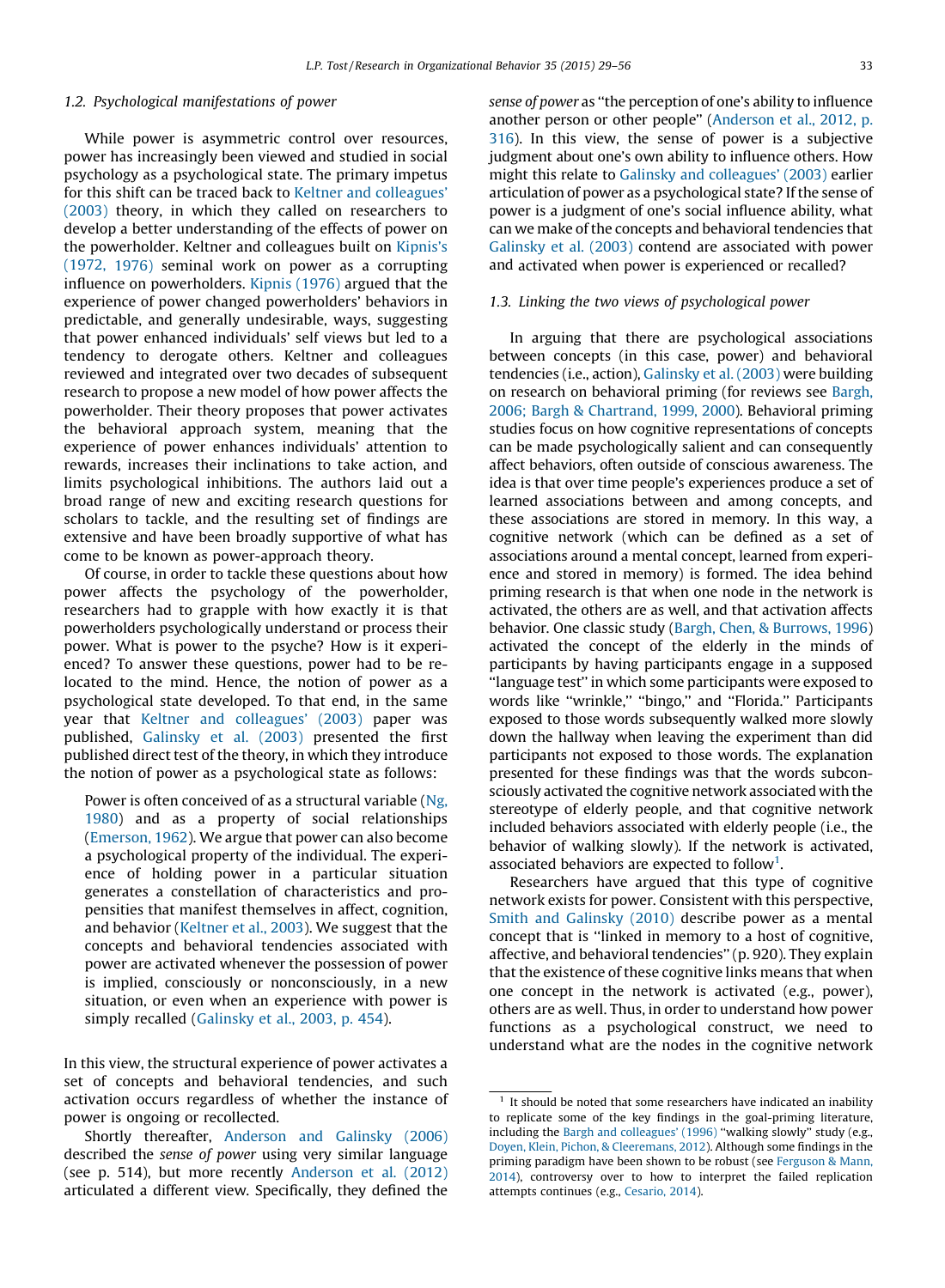### 1.2. Psychological manifestations of power

While power is asymmetric control over resources, power has increasingly been viewed and studied in social psychology as a psychological state. The primary impetus for this shift can be traced back to Keltner and colleagues' (2003) theory, in which they called on researchers to develop a better understanding of the effects of power on the powerholder. Keltner and colleagues built on Kipnis's (1972, 1976) seminal work on power as a corrupting influence on powerholders. Kipnis (1976) argued that the experience of power changed powerholders' behaviors in predictable, and generally undesirable, ways, suggesting that power enhanced individuals' self views but led to a tendency to derogate others. Keltner and colleagues reviewed and integrated over two decades of subsequent research to propose a new model of how power affects the powerholder. Their theory proposes that power activates the behavioral approach system, meaning that the experience of power enhances individuals' attention to rewards, increases their inclinations to take action, and limits psychological inhibitions. The authors laid out a broad range of new and exciting research questions for scholars to tackle, and the resulting set of findings are extensive and have been broadly supportive of what has come to be known as power-approach theory.

Of course, in order to tackle these questions about how power affects the psychology of the powerholder, researchers had to grapple with how exactly it is that powerholders psychologically understand or process their power. What is power to the psyche? How is it experienced? To answer these questions, power had to be relocated to the mind. Hence, the notion of power as a psychological state developed. To that end, in the same year that Keltner and colleagues' (2003) paper was published, Galinsky et al. (2003) presented the first published direct test of the theory, in which they introduce the notion of power as a psychological state as follows:

> Power is often conceived of as a structural variable (Ng, 1980) and as a property of social relationships (Emerson, 1962). We argue that power can also become a psychological property of the individual. The experience of holding power in a particular situation generates a constellation of characteristics and propensities that manifest themselves in affect, cognition, and behavior (Keltner et al., 2003). We suggest that the concepts and behavioral tendencies associated with power are activated whenever the possession of power is implied, consciously or nonconsciously, in a new situation, or even when an experience with power is simply recalled (Galinsky et al., 2003, p. 454).

In this view, the structural experience of power activates a set of concepts and behavioral tendencies, and such activation occurs regardless of whether the instance of power is ongoing or recollected.

Shortly thereafter, Anderson and Galinsky (2006) described the *sense of power* using very similar language (see p. 514), but more recently Anderson et al. (2012) articulated a different view. Specifically, they defined the *sense of power* as "the perception of one's ability to influence another person or other people" (Anderson et al., 2012, p. 316). In this view, the sense of power is a subjective judgment about one's own ability to influence others. How might this relate to Galinsky and colleagues' (2003) earlier articulation of power as a psychological state? If the sense of power is a judgment of one's social influence ability, what can we make of the concepts and behavioral tendencies that Galinsky et al. (2003) contend are associated with power and activated when power is experienced or recalled?

### 1.3. Linking the two views of psychological power

In arguing that there are psychological associations between concepts (in this case, power) and behavioral tendencies (i.e., action), Galinsky et al. (2003) were building on research on behavioral priming (for reviews see Bargh, 2006; Bargh & Chartrand, 1999, 2000). Behavioral priming studies focus on how cognitive representations of concepts can be made psychologically salient and can consequently affect behaviors, often outside of conscious awareness. The idea is that over time people's experiences produce a set of learned associations between and among concepts, and these associations are stored in memory. In this way, a cognitive network (which can be defined as a set of associations around a mental concept, learned from experience and stored in memory) is formed. The idea behind priming research is that when one node in the network is activated, the others are as well, and that activation affects behavior. One classic study (Bargh, Chen, & Burrows, 1996) activated the concept of the elderly in the minds of participants by having participants engage in a supposed "language test" in which some participants were exposed to words like "wrinkle," "bingo," and "Florida." Participants exposed to those words subsequently walked more slowly down the hallway when leaving the experiment than did participants not exposed to those words. The explanation presented for these findings was that the words subconsciously activated the cognitive network associated with the stereotype of elderly people, and that cognitive network included behaviors associated with elderly people (i.e., the behavior of walking slowly). If the network is activated, associated behaviors are expected to follow[1].

Researchers have argued that this type of cognitive network exists for power. Consistent with this perspective, Smith and Galinsky (2010) describe power as a mental concept that is "linked in memory to a host of cognitive, affective, and behavioral tendencies" (p. 920). They explain that the existence of these cognitive links means that when one concept in the network is activated (e.g., power), others are as well. Thus, in order to understand how power functions as a psychological construct, we need to understand what are the nodes in the cognitive network

---

[1] It should be noted that some researchers have indicated an inability to replicate some of the key findings in the goal-priming literature, including the Bargh and colleagues' (1996) "walking slowly" study (e.g., Doyen, Klein, Pichon, & Cleeremans, 2012). Although some findings in the priming paradigm have been shown to be robust (see Ferguson & Mann, 2014), controversy over to how to interpret the failed replication attempts continues (e.g., Cesario, 2014).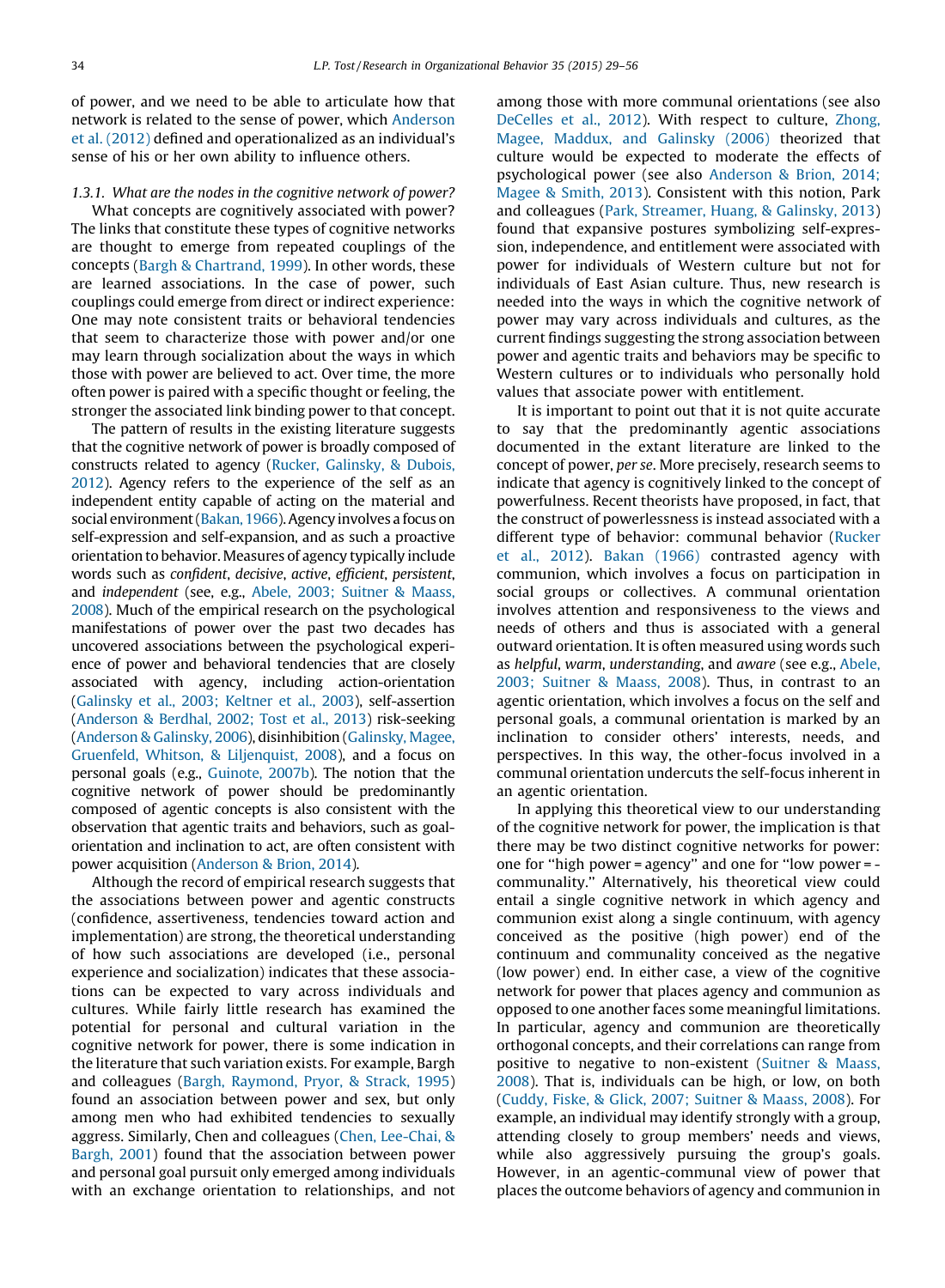of power, and we need to be able to articulate how that network is related to the sense of power, which Anderson et al. (2012) defined and operationalized as an individual's sense of his or her own ability to influence others.

### 1.3.1. What are the nodes in the cognitive network of power?

What concepts are cognitively associated with power? The links that constitute these types of cognitive networks are thought to emerge from repeated couplings of the concepts (Bargh & Chartrand, 1999). In other words, these are learned associations. In the case of power, such couplings could emerge from direct or indirect experience: One may note consistent traits or behavioral tendencies that seem to characterize those with power and/or one may learn through socialization about the ways in which those with power are believed to act. Over time, the more often power is paired with a specific thought or feeling, the stronger the associated link binding power to that concept.

The pattern of results in the existing literature suggests that the cognitive network of power is broadly composed of constructs related to agency (Rucker, Galinsky, & Dubois, 2012). Agency refers to the experience of the self as an independent entity capable of acting on the material and social environment (Bakan, 1966). Agency involves a focus on self-expression and self-expansion, and as such a proactive orientation to behavior. Measures of agency typically include words such as *confident*, *decisive*, *active*, *efficient*, *persistent*, and *independent* (see, e.g., Abele, 2003; Suitner & Maass, 2008). Much of the empirical research on the psychological manifestations of power over the past two decades has uncovered associations between the psychological experience of power and behavioral tendencies that are closely associated with agency, including action-orientation (Galinsky et al., 2003; Keltner et al., 2003), self-assertion (Anderson & Berdhal, 2002; Tost et al., 2013) risk-seeking (Anderson & Galinsky, 2006), disinhibition (Galinsky, Magee, Gruenfeld, Whitson, & Liljenquist, 2008), and a focus on personal goals (e.g., Guinote, 2007b). The notion that the cognitive network of power should be predominantly composed of agentic concepts is also consistent with the observation that agentic traits and behaviors, such as goal-orientation and inclination to act, are often consistent with power acquisition (Anderson & Brion, 2014).

Although the record of empirical research suggests that the associations between power and agentic constructs (confidence, assertiveness, tendencies toward action and implementation) are strong, the theoretical understanding of how such associations are developed (i.e., personal experience and socialization) indicates that these associations can be expected to vary across individuals and cultures. While fairly little research has examined the potential for personal and cultural variation in the cognitive network for power, there is some indication in the literature that such variation exists. For example, Bargh and colleagues (Bargh, Raymond, Pryor, & Strack, 1995) found an association between power and sex, but only among men who had exhibited tendencies to sexually aggress. Similarly, Chen and colleagues (Chen, Lee-Chai, & Bargh, 2001) found that the association between power and personal goal pursuit only emerged among individuals with an exchange orientation to relationships, and not among those with more communal orientations (see also DeCelles et al., 2012). With respect to culture, Zhong, Magee, Maddux, and Galinsky (2006) theorized that culture would be expected to moderate the effects of psychological power (see also Anderson & Brion, 2014; Magee & Smith, 2013). Consistent with this notion, Park and colleagues (Park, Streamer, Huang, & Galinsky, 2013) found that expansive postures symbolizing self-expression, independence, and entitlement were associated with power for individuals of Western culture but not for individuals of East Asian culture. Thus, new research is needed into the ways in which the cognitive network of power may vary across individuals and cultures, as the current findings suggesting the strong association between power and agentic traits and behaviors may be specific to Western cultures or to individuals who personally hold values that associate power with entitlement.

It is important to point out that it is not quite accurate to say that the predominantly agentic associations documented in the extant literature are linked to the concept of power, *per se*. More precisely, research seems to indicate that agency is cognitively linked to the concept of powerfulness. Recent theorists have proposed, in fact, that the construct of powerlessness is instead associated with a different type of behavior: communal behavior (Rucker et al., 2012). Bakan (1966) contrasted agency with communion, which involves a focus on participation in social groups or collectives. A communal orientation involves attention and responsiveness to the views and needs of others and thus is associated with a general outward orientation. It is often measured using words such as *helpful*, *warm*, *understanding*, and *aware* (see e.g., Abele, 2003; Suitner & Maass, 2008). Thus, in contrast to an agentic orientation, which involves a focus on the self and personal goals, a communal orientation is marked by an inclination to consider others' interests, needs, and perspectives. In this way, the other-focus involved in a communal orientation undercuts the self-focus inherent in an agentic orientation.

In applying this theoretical view to our understanding of the cognitive network for power, the implication is that there may be two distinct cognitive networks for power: one for "high power = agency" and one for "low power = communality." Alternatively, his theoretical view could entail a single cognitive network in which agency and communion exist along a single continuum, with agency conceived as the positive (high power) end of the continuum and communality conceived as the negative (low power) end. In either case, a view of the cognitive network for power that places agency and communion as opposed to one another faces some meaningful limitations. In particular, agency and communion are theoretically orthogonal concepts, and their correlations can range from positive to negative to non-existent (Suitner & Maass, 2008). That is, individuals can be high, or low, on both (Cuddy, Fiske, & Glick, 2007; Suitner & Maass, 2008). For example, an individual may identify strongly with a group, attending closely to group members' needs and views, while also aggressively pursuing the group's goals. However, in an agentic-communal view of power that places the outcome behaviors of agency and communion in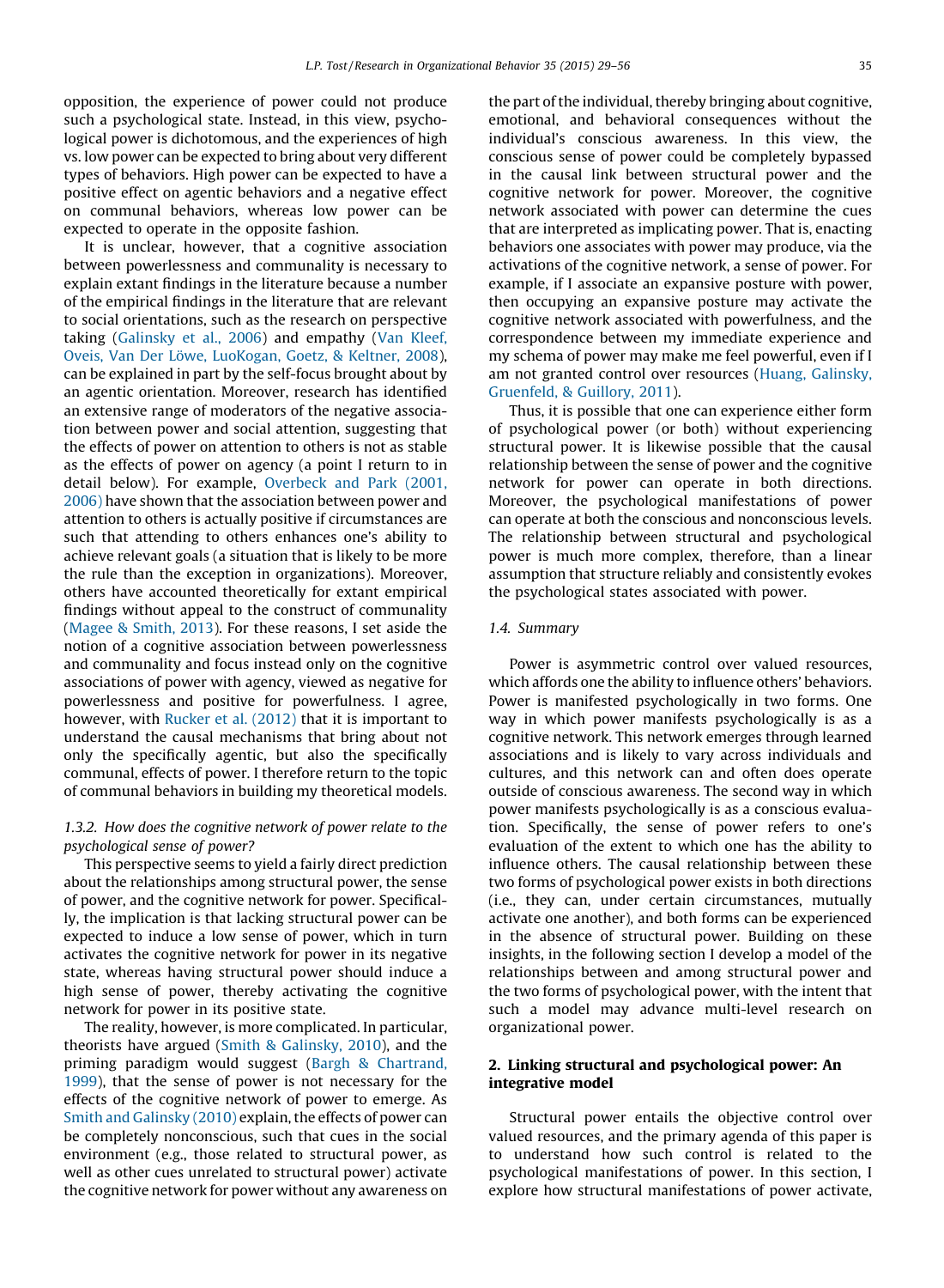opposition, the experience of power could not produce such a psychological state. Instead, in this view, psychological power is dichotomous, and the experiences of high vs. low power can be expected to bring about very different types of behaviors. High power can be expected to have a positive effect on agentic behaviors and a negative effect on communal behaviors, whereas low power can be expected to operate in the opposite fashion.

It is unclear, however, that a cognitive association between powerlessness and communality is necessary to explain extant findings in the literature because a number of the empirical findings in the literature that are relevant to social orientations, such as the research on perspective taking (Galinsky et al., 2006) and empathy (Van Kleef, Oveis, Van Der Löwe, LuoKogan, Goetz, & Keltner, 2008), can be explained in part by the self-focus brought about by an agentic orientation. Moreover, research has identified an extensive range of moderators of the negative association between power and social attention, suggesting that the effects of power on attention to others is not as stable as the effects of power on agency (a point I return to in detail below). For example, Overbeck and Park (2001, 2006) have shown that the association between power and attention to others is actually positive if circumstances are such that attending to others enhances one's ability to achieve relevant goals (a situation that is likely to be more the rule than the exception in organizations). Moreover, others have accounted theoretically for extant empirical findings without appeal to the construct of communality (Magee & Smith, 2013). For these reasons, I set aside the notion of a cognitive association between powerlessness and communality and focus instead only on the cognitive associations of power with agency, viewed as negative for powerlessness and positive for powerfulness. I agree, however, with Rucker et al. (2012) that it is important to understand the causal mechanisms that bring about not only the specifically agentic, but also the specifically communal, effects of power. I therefore return to the topic of communal behaviors in building my theoretical models.

### 1.3.2. How does the cognitive network of power relate to the psychological sense of power?

This perspective seems to yield a fairly direct prediction about the relationships among structural power, the sense of power, and the cognitive network for power. Specifically, the implication is that lacking structural power can be expected to induce a low sense of power, which in turn activates the cognitive network for power in its negative state, whereas having structural power should induce a high sense of power, thereby activating the cognitive network for power in its positive state.

The reality, however, is more complicated. In particular, theorists have argued (Smith & Galinsky, 2010), and the priming paradigm would suggest (Bargh & Chartrand, 1999), that the sense of power is not necessary for the effects of the cognitive network of power to emerge. As Smith and Galinsky (2010) explain, the effects of power can be completely nonconscious, such that cues in the social environment (e.g., those related to structural power, as well as other cues unrelated to structural power) activate the cognitive network for power without any awareness on the part of the individual, thereby bringing about cognitive, emotional, and behavioral consequences without the individual's conscious awareness. In this view, the conscious sense of power could be completely bypassed in the causal link between structural power and the cognitive network for power. Moreover, the cognitive network associated with power can determine the cues that are interpreted as implicating power. That is, enacting behaviors one associates with power may produce, via the activations of the cognitive network, a sense of power. For example, if I associate an expansive posture with power, then occupying an expansive posture may activate the cognitive network associated with powerfulness, and the correspondence between my immediate experience and my schema of power may make me feel powerful, even if I am not granted control over resources (Huang, Galinsky, Gruenfeld, & Guillory, 2011).

Thus, it is possible that one can experience either form of psychological power (or both) without experiencing structural power. It is likewise possible that the causal relationship between the sense of power and the cognitive network for power can operate in both directions. Moreover, the psychological manifestations of power can operate at both the conscious and nonconscious levels. The relationship between structural and psychological power is much more complex, therefore, than a linear assumption that structure reliably and consistently evokes the psychological states associated with power.

### 1.4. Summary

Power is asymmetric control over valued resources, which affords one the ability to influence others' behaviors. Power is manifested psychologically in two forms. One way in which power manifests psychologically is as a cognitive network. This network emerges through learned associations and is likely to vary across individuals and cultures, and this network can and often does operate outside of conscious awareness. The second way in which power manifests psychologically is as a conscious evaluation. Specifically, the sense of power refers to one's evaluation of the extent to which one has the ability to influence others. The causal relationship between these two forms of psychological power exists in both directions (i.e., they can, under certain circumstances, mutually activate one another), and both forms can be experienced in the absence of structural power. Building on these insights, in the following section I develop a model of the relationships between and among structural power and the two forms of psychological power, with the intent that such a model may advance multi-level research on organizational power.

## 2. Linking structural and psychological power: An integrative model

Structural power entails the objective control over valued resources, and the primary agenda of this paper is to understand how such control is related to the psychological manifestations of power. In this section, I explore how structural manifestations of power activate,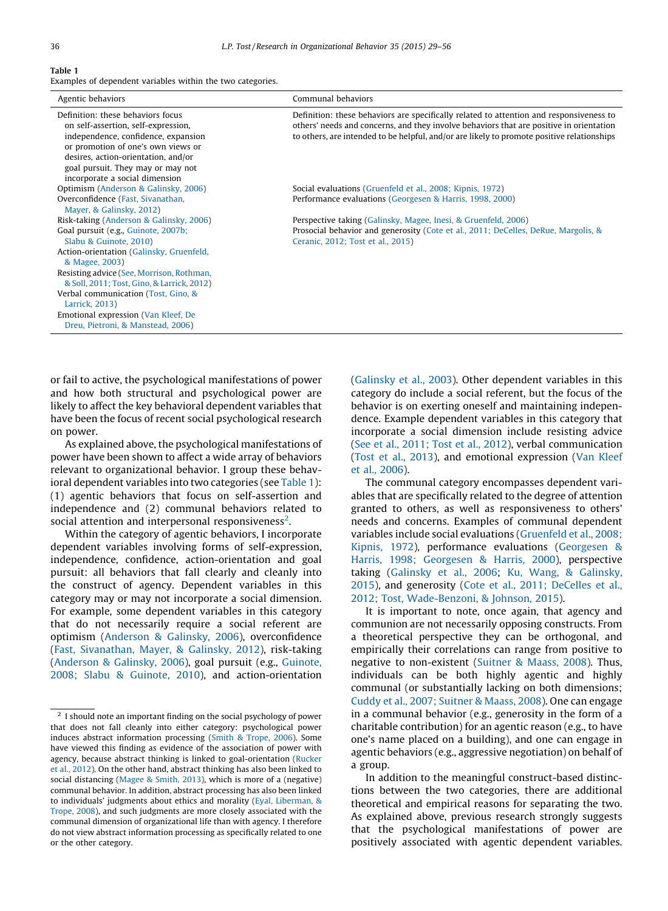**Table 1**
Examples of dependent variables within the two categories.

| Agentic behaviors | Communal behaviors |
|---|---|
| Definition: these behaviors focus on self-assertion, self-expression, independence, confidence, expansion or promotion of one's own views or desires, action-orientation, and/or goal pursuit. They may or may not incorporate a social dimension | Definition: these behaviors are specifically related to attention and responsiveness to others' needs and concerns, and they involve behaviors that are positive in orientation to others, are intended to be helpful, and/or are likely to promote positive relationships |
| Optimism (Anderson & Galinsky, 2006) | Social evaluations (Gruenfeld et al., 2008; Kipnis, 1972) |
| Overconfidence (Fast, Sivanathan, Mayer, & Galinsky, 2012) | Performance evaluations (Georgesen & Harris, 1998, 2000) |
| Risk-taking (Anderson & Galinsky, 2006) | Perspective taking (Galinsky, Magee, Inesi, & Gruenfeld, 2006) |
| Goal pursuit (e.g., Guinote, 2007b; Slabu & Guinote, 2010) | Prosocial behavior and generosity (Cote et al., 2011; DeCelles, DeRue, Margolis, & Ceranic, 2012; Tost et al., 2015) |
| Action-orientation (Galinsky, Gruenfeld, & Magee, 2003) | |
| Resisting advice (See, Morrison, Rothman, & Soll, 2011; Tost, Gino, & Larrick, 2012) | |
| Verbal communication (Tost, Gino, & Larrick, 2013) | |
| Emotional expression (Van Kleef, De Dreu, Pietroni, & Manstead, 2006) | |

or fail to active, the psychological manifestations of power and how both structural and psychological power are likely to affect the key behavioral dependent variables that have been the focus of recent social psychological research on power.

As explained above, the psychological manifestations of power have been shown to affect a wide array of behaviors relevant to organizational behavior. I group these behavioral dependent variables into two categories (see Table 1): (1) agentic behaviors that focus on self-assertion and independence and (2) communal behaviors related to social attention and interpersonal responsiveness[2].

Within the category of agentic behaviors, I incorporate dependent variables involving forms of self-expression, independence, confidence, action-orientation and goal pursuit: all behaviors that fall clearly and cleanly into the construct of agency. Dependent variables in this category may or may not incorporate a social dimension. For example, some dependent variables in this category that do not necessarily require a social referent are optimism (Anderson & Galinsky, 2006), overconfidence (Fast, Sivanathan, Mayer, & Galinsky, 2012), risk-taking (Anderson & Galinsky, 2006), goal pursuit (e.g., Guinote, 2008; Slabu & Guinote, 2010), and action-orientation (Galinsky et al., 2003). Other dependent variables in this category do include a social referent, but the focus of the behavior is on exerting oneself and maintaining independence. Example dependent variables in this category that incorporate a social dimension include resisting advice (See et al., 2011; Tost et al., 2012), verbal communication (Tost et al., 2013), and emotional expression (Van Kleef et al., 2006).

The communal category encompasses dependent variables that are specifically related to the degree of attention granted to others, as well as responsiveness to others' needs and concerns. Examples of communal dependent variables include social evaluations (Gruenfeld et al., 2008; Kipnis, 1972), performance evaluations (Georgesen & Harris, 1998; Georgesen & Harris, 2000), perspective taking (Galinsky et al., 2006; Ku, Wang, & Galinsky, 2015), and generosity (Cote et al., 2011; DeCelles et al., 2012; Tost, Wade-Benzoni, & Johnson, 2015).

It is important to note, once again, that agency and communion are not necessarily opposing constructs. From a theoretical perspective they can be orthogonal, and empirically their correlations can range from positive to negative to non-existent (Suitner & Maass, 2008). Thus, individuals can be both highly agentic and highly communal (or substantially lacking on both dimensions; Cuddy et al., 2007; Suitner & Maass, 2008). One can engage in a communal behavior (e.g., generosity in the form of a charitable contribution) for an agentic reason (e.g., to have one's name placed on a building), and one can engage in agentic behaviors (e.g., aggressive negotiation) on behalf of a group.

In addition to the meaningful construct-based distinctions between the two categories, there are additional theoretical and empirical reasons for separating the two. As explained above, previous research strongly suggests that the psychological manifestations of power are positively associated with agentic dependent variables.

[2] I should note an important finding on the social psychology of power that does not fall cleanly into either category: psychological power induces abstract information processing (Smith & Trope, 2006). Some have viewed this finding as evidence of the association of power with agency, because abstract thinking is linked to goal-orientation (Rucker et al., 2012). On the other hand, abstract thinking has also been linked to social distancing (Magee & Smith, 2013), which is more of a (negative) communal behavior. In addition, abstract processing has also been linked to individuals' judgments about ethics and morality (Eyal, Liberman, & Trope, 2008), and such judgments are more closely associated with the communal dimension of organizational life than with agency. I therefore do not view abstract information processing as specifically related to one or the other category.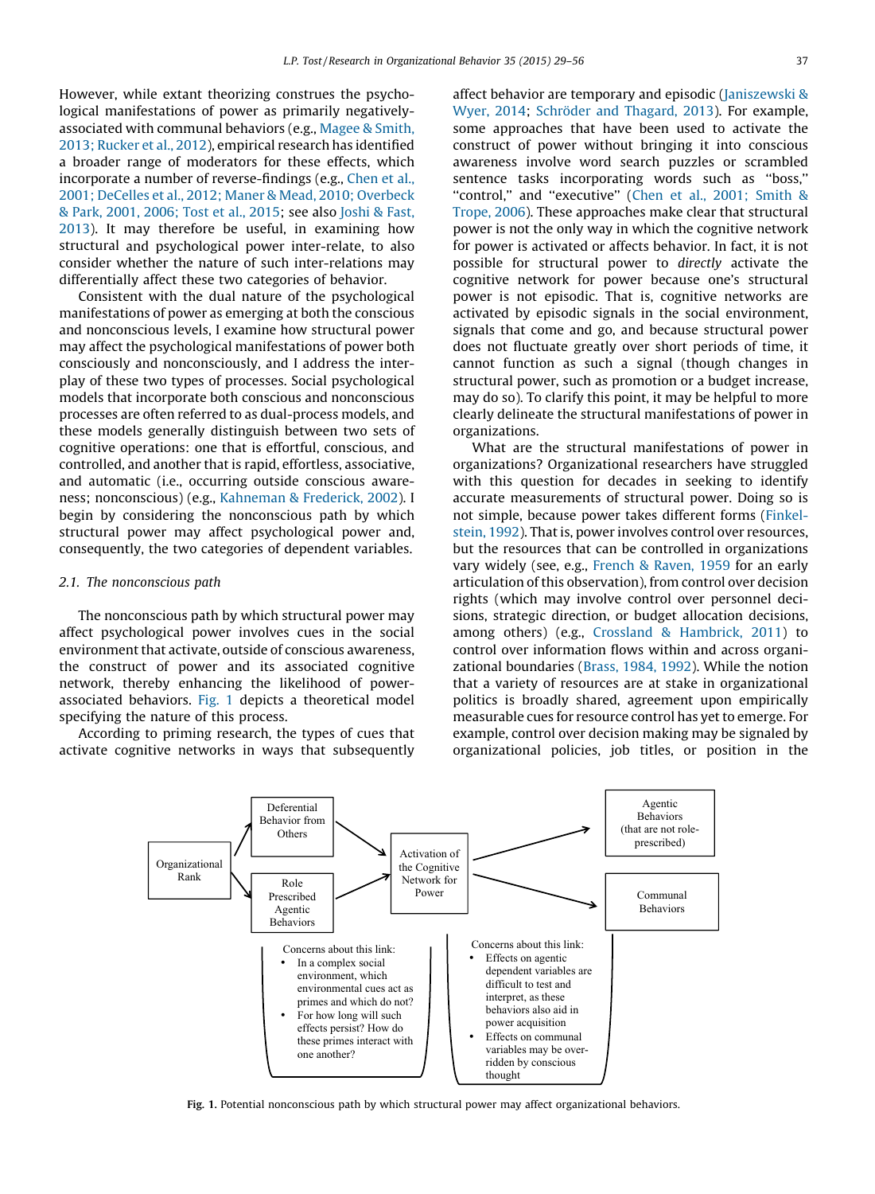However, while extant theorizing construes the psychological manifestations of power as primarily negatively-associated with communal behaviors (e.g., Magee & Smith, 2013; Rucker et al., 2012), empirical research has identified a broader range of moderators for these effects, which incorporate a number of reverse-findings (e.g., Chen et al., 2001; DeCelles et al., 2012; Maner & Mead, 2010; Overbeck & Park, 2001, 2006; Tost et al., 2015; see also Joshi & Fast, 2013). It may therefore be useful, in examining how structural and psychological power inter-relate, to also consider whether the nature of such inter-relations may differentially affect these two categories of behavior.

Consistent with the dual nature of the psychological manifestations of power as emerging at both the conscious and nonconscious levels, I examine how structural power may affect the psychological manifestations of power both consciously and nonconsciously, and I address the interplay of these two types of processes. Social psychological models that incorporate both conscious and nonconscious processes are often referred to as dual-process models, and these models generally distinguish between two sets of cognitive operations: one that is effortful, conscious, and controlled, and another that is rapid, effortless, associative, and automatic (i.e., occurring outside conscious awareness; nonconscious) (e.g., Kahneman & Frederick, 2002). I begin by considering the nonconscious path by which structural power may affect psychological power and, consequently, the two categories of dependent variables.

### 2.1. The nonconscious path

The nonconscious path by which structural power may affect psychological power involves cues in the social environment that activate, outside of conscious awareness, the construct of power and its associated cognitive network, thereby enhancing the likelihood of power-associated behaviors. Fig. 1 depicts a theoretical model specifying the nature of this process.

According to priming research, the types of cues that activate cognitive networks in ways that subsequently affect behavior are temporary and episodic (Janiszewski & Wyer, 2014; Schröder and Thagard, 2013). For example, some approaches that have been used to activate the construct of power without bringing it into conscious awareness involve word search puzzles or scrambled sentence tasks incorporating words such as "boss," "control," and "executive" (Chen et al., 2001; Smith & Trope, 2006). These approaches make clear that structural power is not the only way in which the cognitive network for power is activated or affects behavior. In fact, it is not possible for structural power to *directly* activate the cognitive network for power because one's structural power is not episodic. That is, cognitive networks are activated by episodic signals in the social environment, signals that come and go, and because structural power does not fluctuate greatly over short periods of time, it cannot function as such a signal (though changes in structural power, such as promotion or a budget increase, may do so). To clarify this point, it may be helpful to more clearly delineate the structural manifestations of power in organizations.

What are the structural manifestations of power in organizations? Organizational researchers have struggled with this question for decades in seeking to identify accurate measurements of structural power. Doing so is not simple, because power takes different forms (Finkelstein, 1992). That is, power involves control over resources, but the resources that can be controlled in organizations vary widely (see, e.g., French & Raven, 1959 for an early articulation of this observation), from control over decision rights (which may involve control over personnel decisions, strategic direction, or budget allocation decisions, among others) (e.g., Crossland & Hambrick, 2011) to control over information flows within and across organizational boundaries (Brass, 1984, 1992). While the notion that a variety of resources are at stake in organizational politics is broadly shared, agreement upon empirically measurable cues for resource control has yet to emerge. For example, control over decision making may be signaled by organizational policies, job titles, or position in the

Organizational Rank → Deferential Behavior from Others; Organizational Rank → Role Prescribed Agentic Behaviors; Deferential Behavior from Others → Activation of the Cognitive Network for Power; Role Prescribed Agentic Behaviors → Activation of the Cognitive Network for Power; Activation of the Cognitive Network for Power → Agentic Behaviors (that are not role-prescribed); Activation of the Cognitive Network for Power → Communal Behaviors

Concerns about this link:
- In a complex social environment, which environmental cues act as primes and which do not?
- For how long will such effects persist? How do these primes interact with one another?

Concerns about this link:
- Effects on agentic dependent variables are difficult to test and interpret, as these behaviors also aid in power acquisition
- Effects on communal variables may be over-ridden by conscious thought

**Fig. 1.** Potential nonconscious path by which structural power may affect organizational behaviors.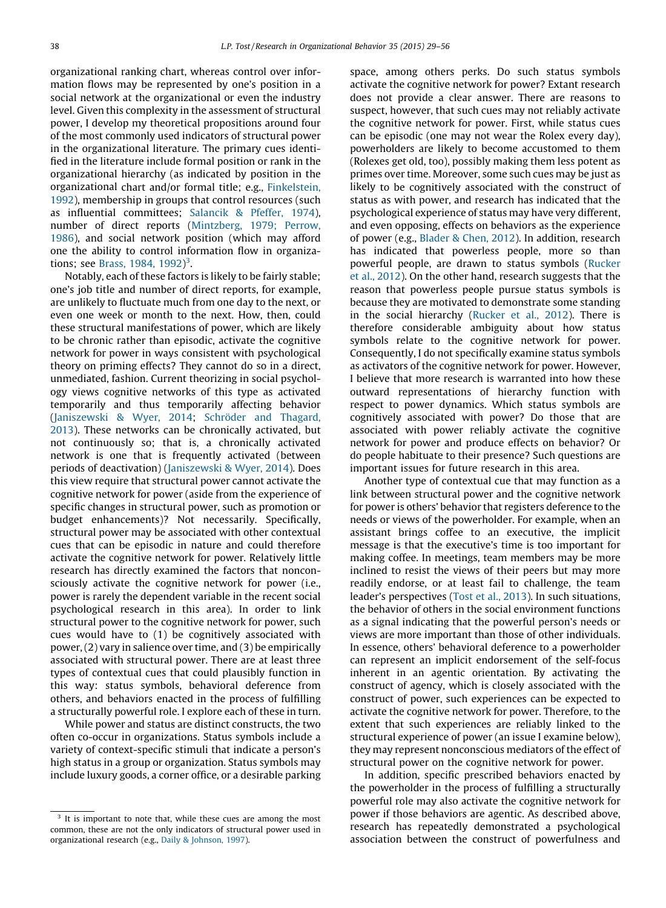organizational ranking chart, whereas control over information flows may be represented by one's position in a social network at the organizational or even the industry level. Given this complexity in the assessment of structural power, I develop my theoretical propositions around four of the most commonly used indicators of structural power in the organizational literature. The primary cues identified in the literature include formal position or rank in the organizational hierarchy (as indicated by position in the organizational chart and/or formal title; e.g., Finkelstein, 1992), membership in groups that control resources (such as influential committees; Salancik & Pfeffer, 1974), number of direct reports (Mintzberg, 1979; Perrow, 1986), and social network position (which may afford one the ability to control information flow in organizations; see Brass, 1984, 1992)[3].

Notably, each of these factors is likely to be fairly stable; one's job title and number of direct reports, for example, are unlikely to fluctuate much from one day to the next, or even one week or month to the next. How, then, could these structural manifestations of power, which are likely to be chronic rather than episodic, activate the cognitive network for power in ways consistent with psychological theory on priming effects? They cannot do so in a direct, unmediated, fashion. Current theorizing in social psychology views cognitive networks of this type as activated temporarily and thus temporarily affecting behavior (Janiszewski & Wyer, 2014; Schröder and Thagard, 2013). These networks can be chronically activated, but not continuously so; that is, a chronically activated network is one that is frequently activated (between periods of deactivation) (Janiszewski & Wyer, 2014). Does this view require that structural power cannot activate the cognitive network for power (aside from the experience of specific changes in structural power, such as promotion or budget enhancements)? Not necessarily. Specifically, structural power may be associated with other contextual cues that can be episodic in nature and could therefore activate the cognitive network for power. Relatively little research has directly examined the factors that nonconsciously activate the cognitive network for power (i.e., power is rarely the dependent variable in the recent social psychological research in this area). In order to link structural power to the cognitive network for power, such cues would have to (1) be cognitively associated with power, (2) vary in salience over time, and (3) be empirically associated with structural power. There are at least three types of contextual cues that could plausibly function in this way: status symbols, behavioral deference from others, and behaviors enacted in the process of fulfilling a structurally powerful role. I explore each of these in turn.

While power and status are distinct constructs, the two often co-occur in organizations. Status symbols include a variety of context-specific stimuli that indicate a person's high status in a group or organization. Status symbols may include luxury goods, a corner office, or a desirable parking space, among others perks. Do such status symbols activate the cognitive network for power? Extant research does not provide a clear answer. There are reasons to suspect, however, that such cues may not reliably activate the cognitive network for power. First, while status cues can be episodic (one may not wear the Rolex every day), powerholders are likely to become accustomed to them (Rolexes get old, too), possibly making them less potent as primes over time. Moreover, some such cues may be just as likely to be cognitively associated with the construct of status as with power, and research has indicated that the psychological experience of status may have very different, and even opposing, effects on behaviors as the experience of power (e.g., Blader & Chen, 2012). In addition, research has indicated that powerless people, more so than powerful people, are drawn to status symbols (Rucker et al., 2012). On the other hand, research suggests that the reason that powerless people pursue status symbols is because they are motivated to demonstrate some standing in the social hierarchy (Rucker et al., 2012). There is therefore considerable ambiguity about how status symbols relate to the cognitive network for power. Consequently, I do not specifically examine status symbols as activators of the cognitive network for power. However, I believe that more research is warranted into how these outward representations of hierarchy function with respect to power dynamics. Which status symbols are cognitively associated with power? Do those that are associated with power reliably activate the cognitive network for power and produce effects on behavior? Or do people habituate to their presence? Such questions are important issues for future research in this area.

Another type of contextual cue that may function as a link between structural power and the cognitive network for power is others' behavior that registers deference to the needs or views of the powerholder. For example, when an assistant brings coffee to an executive, the implicit message is that the executive's time is too important for making coffee. In meetings, team members may be more inclined to resist the views of their peers but may more readily endorse, or at least fail to challenge, the team leader's perspectives (Tost et al., 2013). In such situations, the behavior of others in the social environment functions as a signal indicating that the powerful person's needs or views are more important than those of other individuals. In essence, others' behavioral deference to a powerholder can represent an implicit endorsement of the self-focus inherent in an agentic orientation. By activating the construct of agency, which is closely associated with the construct of power, such experiences can be expected to activate the cognitive network for power. Therefore, to the extent that such experiences are reliably linked to the structural experience of power (an issue I examine below), they may represent nonconscious mediators of the effect of structural power on the cognitive network for power.

In addition, specific prescribed behaviors enacted by the powerholder in the process of fulfilling a structurally powerful role may also activate the cognitive network for power if those behaviors are agentic. As described above, research has repeatedly demonstrated a psychological association between the construct of powerfulness and

[3] It is important to note that, while these cues are among the most common, these are not the only indicators of structural power used in organizational research (e.g., Daily & Johnson, 1997).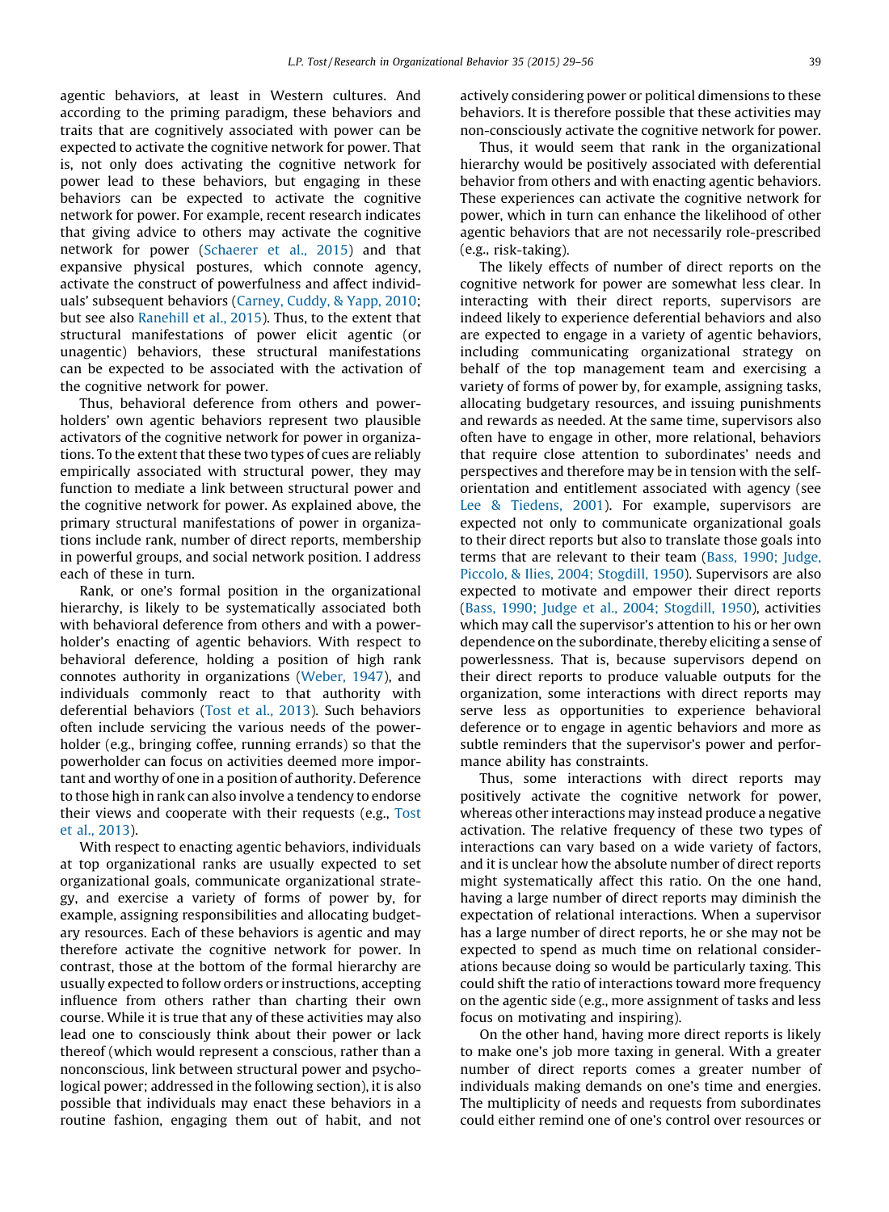agentic behaviors, at least in Western cultures. And according to the priming paradigm, these behaviors and traits that are cognitively associated with power can be expected to activate the cognitive network for power. That is, not only does activating the cognitive network for power lead to these behaviors, but engaging in these behaviors can be expected to activate the cognitive network for power. For example, recent research indicates that giving advice to others may activate the cognitive network for power (Schaerer et al., 2015) and that expansive physical postures, which connote agency, activate the construct of powerfulness and affect individuals' subsequent behaviors (Carney, Cuddy, & Yapp, 2010; but see also Ranehill et al., 2015). Thus, to the extent that structural manifestations of power elicit agentic (or unagentic) behaviors, these structural manifestations can be expected to be associated with the activation of the cognitive network for power.

Thus, behavioral deference from others and power-holders' own agentic behaviors represent two plausible activators of the cognitive network for power in organizations. To the extent that these two types of cues are reliably empirically associated with structural power, they may function to mediate a link between structural power and the cognitive network for power. As explained above, the primary structural manifestations of power in organizations include rank, number of direct reports, membership in powerful groups, and social network position. I address each of these in turn.

Rank, or one's formal position in the organizational hierarchy, is likely to be systematically associated both with behavioral deference from others and with a power-holder's enacting of agentic behaviors. With respect to behavioral deference, holding a position of high rank connotes authority in organizations (Weber, 1947), and individuals commonly react to that authority with deferential behaviors (Tost et al., 2013). Such behaviors often include servicing the various needs of the power-holder (e.g., bringing coffee, running errands) so that the powerholder can focus on activities deemed more important and worthy of one in a position of authority. Deference to those high in rank can also involve a tendency to endorse their views and cooperate with their requests (e.g., Tost et al., 2013).

With respect to enacting agentic behaviors, individuals at top organizational ranks are usually expected to set organizational goals, communicate organizational strategy, and exercise a variety of forms of power by, for example, assigning responsibilities and allocating budgetary resources. Each of these behaviors is agentic and may therefore activate the cognitive network for power. In contrast, those at the bottom of the formal hierarchy are usually expected to follow orders or instructions, accepting influence from others rather than charting their own course. While it is true that any of these activities may also lead one to consciously think about their power or lack thereof (which would represent a conscious, rather than a nonconscious, link between structural power and psychological power; addressed in the following section), it is also possible that individuals may enact these behaviors in a routine fashion, engaging them out of habit, and not actively considering power or political dimensions to these behaviors. It is therefore possible that these activities may non-consciously activate the cognitive network for power.

Thus, it would seem that rank in the organizational hierarchy would be positively associated with deferential behavior from others and with enacting agentic behaviors. These experiences can activate the cognitive network for power, which in turn can enhance the likelihood of other agentic behaviors that are not necessarily role-prescribed (e.g., risk-taking).

The likely effects of number of direct reports on the cognitive network for power are somewhat less clear. In interacting with their direct reports, supervisors are indeed likely to experience deferential behaviors and also are expected to engage in a variety of agentic behaviors, including communicating organizational strategy on behalf of the top management team and exercising a variety of forms of power by, for example, assigning tasks, allocating budgetary resources, and issuing punishments and rewards as needed. At the same time, supervisors also often have to engage in other, more relational, behaviors that require close attention to subordinates' needs and perspectives and therefore may be in tension with the self-orientation and entitlement associated with agency (see Lee & Tiedens, 2001). For example, supervisors are expected not only to communicate organizational goals to their direct reports but also to translate those goals into terms that are relevant to their team (Bass, 1990; Judge, Piccolo, & Ilies, 2004; Stogdill, 1950). Supervisors are also expected to motivate and empower their direct reports (Bass, 1990; Judge et al., 2004; Stogdill, 1950), activities which may call the supervisor's attention to his or her own dependence on the subordinate, thereby eliciting a sense of powerlessness. That is, because supervisors depend on their direct reports to produce valuable outputs for the organization, some interactions with direct reports may serve less as opportunities to experience behavioral deference or to engage in agentic behaviors and more as subtle reminders that the supervisor's power and performance ability has constraints.

Thus, some interactions with direct reports may positively activate the cognitive network for power, whereas other interactions may instead produce a negative activation. The relative frequency of these two types of interactions can vary based on a wide variety of factors, and it is unclear how the absolute number of direct reports might systematically affect this ratio. On the one hand, having a large number of direct reports may diminish the expectation of relational interactions. When a supervisor has a large number of direct reports, he or she may not be expected to spend as much time on relational considerations because doing so would be particularly taxing. This could shift the ratio of interactions toward more frequency on the agentic side (e.g., more assignment of tasks and less focus on motivating and inspiring).

On the other hand, having more direct reports is likely to make one's job more taxing in general. With a greater number of direct reports comes a greater number of individuals making demands on one's time and energies. The multiplicity of needs and requests from subordinates could either remind one of one's control over resources or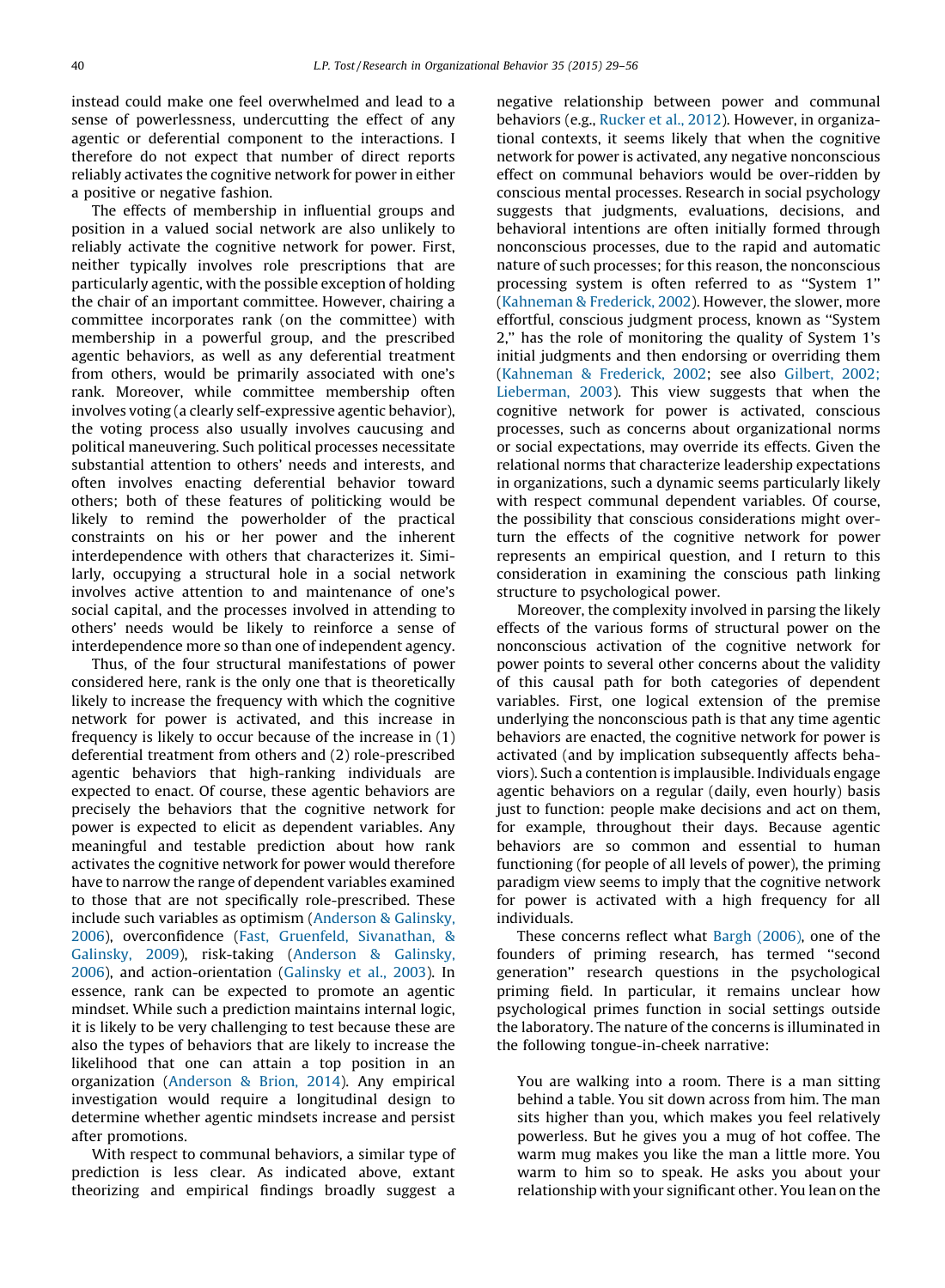instead could make one feel overwhelmed and lead to a sense of powerlessness, undercutting the effect of any agentic or deferential component to the interactions. I therefore do not expect that number of direct reports reliably activates the cognitive network for power in either a positive or negative fashion.

The effects of membership in influential groups and position in a valued social network are also unlikely to reliably activate the cognitive network for power. First, neither typically involves role prescriptions that are particularly agentic, with the possible exception of holding the chair of an important committee. However, chairing a committee incorporates rank (on the committee) with membership in a powerful group, and the prescribed agentic behaviors, as well as any deferential treatment from others, would be primarily associated with one's rank. Moreover, while committee membership often involves voting (a clearly self-expressive agentic behavior), the voting process also usually involves caucusing and political maneuvering. Such political processes necessitate substantial attention to others' needs and interests, and often involves enacting deferential behavior toward others; both of these features of politicking would be likely to remind the powerholder of the practical constraints on his or her power and the inherent interdependence with others that characterizes it. Similarly, occupying a structural hole in a social network involves active attention to and maintenance of one's social capital, and the processes involved in attending to others' needs would be likely to reinforce a sense of interdependence more so than one of independent agency.

Thus, of the four structural manifestations of power considered here, rank is the only one that is theoretically likely to increase the frequency with which the cognitive network for power is activated, and this increase in frequency is likely to occur because of the increase in (1) deferential treatment from others and (2) role-prescribed agentic behaviors that high-ranking individuals are expected to enact. Of course, these agentic behaviors are precisely the behaviors that the cognitive network for power is expected to elicit as dependent variables. Any meaningful and testable prediction about how rank activates the cognitive network for power would therefore have to narrow the range of dependent variables examined to those that are not specifically role-prescribed. These include such variables as optimism (Anderson & Galinsky, 2006), overconfidence (Fast, Gruenfeld, Sivanathan, & Galinsky, 2009), risk-taking (Anderson & Galinsky, 2006), and action-orientation (Galinsky et al., 2003). In essence, rank can be expected to promote an agentic mindset. While such a prediction maintains internal logic, it is likely to be very challenging to test because these are also the types of behaviors that are likely to increase the likelihood that one can attain a top position in an organization (Anderson & Brion, 2014). Any empirical investigation would require a longitudinal design to determine whether agentic mindsets increase and persist after promotions.

With respect to communal behaviors, a similar type of prediction is less clear. As indicated above, extant theorizing and empirical findings broadly suggest a negative relationship between power and communal behaviors (e.g., Rucker et al., 2012). However, in organizational contexts, it seems likely that when the cognitive network for power is activated, any negative nonconscious effect on communal behaviors would be over-ridden by conscious mental processes. Research in social psychology suggests that judgments, evaluations, decisions, and behavioral intentions are often initially formed through nonconscious processes, due to the rapid and automatic nature of such processes; for this reason, the nonconscious processing system is often referred to as "System 1" (Kahneman & Frederick, 2002). However, the slower, more effortful, conscious judgment process, known as "System 2," has the role of monitoring the quality of System 1's initial judgments and then endorsing or overriding them (Kahneman & Frederick, 2002; see also Gilbert, 2002; Lieberman, 2003). This view suggests that when the cognitive network for power is activated, conscious processes, such as concerns about organizational norms or social expectations, may override its effects. Given the relational norms that characterize leadership expectations in organizations, such a dynamic seems particularly likely with respect communal dependent variables. Of course, the possibility that conscious considerations might overturn the effects of the cognitive network for power represents an empirical question, and I return to this consideration in examining the conscious path linking structure to psychological power.

Moreover, the complexity involved in parsing the likely effects of the various forms of structural power on the nonconscious activation of the cognitive network for power points to several other concerns about the validity of this causal path for both categories of dependent variables. First, one logical extension of the premise underlying the nonconscious path is that any time agentic behaviors are enacted, the cognitive network for power is activated (and by implication subsequently affects behaviors). Such a contention is implausible. Individuals engage agentic behaviors on a regular (daily, even hourly) basis just to function: people make decisions and act on them, for example, throughout their days. Because agentic behaviors are so common and essential to human functioning (for people of all levels of power), the priming paradigm view seems to imply that the cognitive network for power is activated with a high frequency for all individuals.

These concerns reflect what Bargh (2006), one of the founders of priming research, has termed "second generation" research questions in the psychological priming field. In particular, it remains unclear how psychological primes function in social settings outside the laboratory. The nature of the concerns is illuminated in the following tongue-in-cheek narrative:

> You are walking into a room. There is a man sitting behind a table. You sit down across from him. The man sits higher than you, which makes you feel relatively powerless. But he gives you a mug of hot coffee. The warm mug makes you like the man a little more. You warm to him so to speak. He asks you about your relationship with your significant other. You lean on the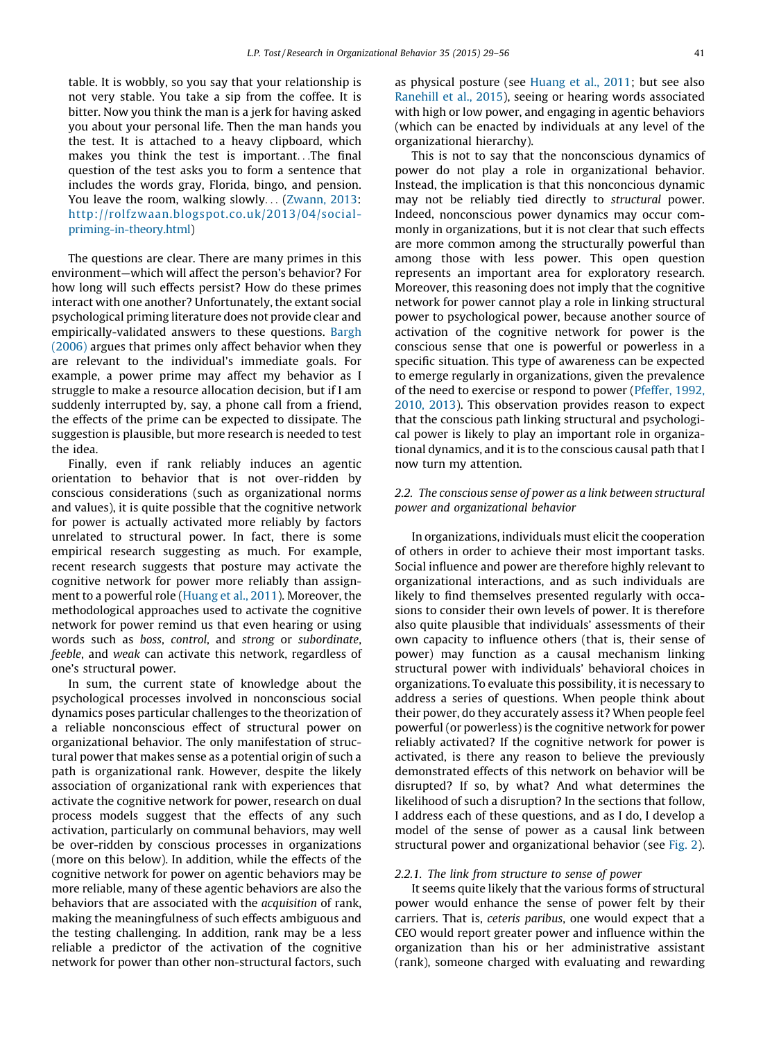table. It is wobbly, so you say that your relationship is not very stable. You take a sip from the coffee. It is bitter. Now you think the man is a jerk for having asked you about your personal life. Then the man hands you the test. It is attached to a heavy clipboard, which makes you think the test is important...The final question of the test asks you to form a sentence that includes the words gray, Florida, bingo, and pension. You leave the room, walking slowly... (Zwann, 2013: http://rolfzwaan.blogspot.co.uk/2013/04/social-priming-in-theory.html)

The questions are clear. There are many primes in this environment—which will affect the person's behavior? For how long will such effects persist? How do these primes interact with one another? Unfortunately, the extant social psychological priming literature does not provide clear and empirically-validated answers to these questions. Bargh (2006) argues that primes only affect behavior when they are relevant to the individual's immediate goals. For example, a power prime may affect my behavior as I struggle to make a resource allocation decision, but if I am suddenly interrupted by, say, a phone call from a friend, the effects of the prime can be expected to dissipate. The suggestion is plausible, but more research is needed to test the idea.

Finally, even if rank reliably induces an agentic orientation to behavior that is not over-ridden by conscious considerations (such as organizational norms and values), it is quite possible that the cognitive network for power is actually activated more reliably by factors unrelated to structural power. In fact, there is some empirical research suggesting as much. For example, recent research suggests that posture may activate the cognitive network for power more reliably than assignment to a powerful role (Huang et al., 2011). Moreover, the methodological approaches used to activate the cognitive network for power remind us that even hearing or using words such as *boss*, *control*, and *strong* or *subordinate*, *feeble*, and *weak* can activate this network, regardless of one's structural power.

In sum, the current state of knowledge about the psychological processes involved in nonconscious social dynamics poses particular challenges to the theorization of a reliable nonconscious effect of structural power on organizational behavior. The only manifestation of structural power that makes sense as a potential origin of such a path is organizational rank. However, despite the likely association of organizational rank with experiences that activate the cognitive network for power, research on dual process models suggest that the effects of any such activation, particularly on communal behaviors, may well be over-ridden by conscious processes in organizations (more on this below). In addition, while the effects of the cognitive network for power on agentic behaviors may be more reliable, many of these agentic behaviors are also the behaviors that are associated with the *acquisition* of rank, making the meaningfulness of such effects ambiguous and the testing challenging. In addition, rank may be a less reliable a predictor of the activation of the cognitive network for power than other non-structural factors, such as physical posture (see Huang et al., 2011; but see also Ranehill et al., 2015), seeing or hearing words associated with high or low power, and engaging in agentic behaviors (which can be enacted by individuals at any level of the organizational hierarchy).

This is not to say that the nonconscious dynamics of power do not play a role in organizational behavior. Instead, the implication is that this nonconcious dynamic may not be reliably tied directly to *structural* power. Indeed, nonconscious power dynamics may occur commonly in organizations, but it is not clear that such effects are more common among the structurally powerful than among those with less power. This open question represents an important area for exploratory research. Moreover, this reasoning does not imply that the cognitive network for power cannot play a role in linking structural power to psychological power, because another source of activation of the cognitive network for power is the conscious sense that one is powerful or powerless in a specific situation. This type of awareness can be expected to emerge regularly in organizations, given the prevalence of the need to exercise or respond to power (Pfeffer, 1992, 2010, 2013). This observation provides reason to expect that the conscious path linking structural and psychological power is likely to play an important role in organizational dynamics, and it is to the conscious causal path that I now turn my attention.

### 2.2. The conscious sense of power as a link between structural power and organizational behavior

In organizations, individuals must elicit the cooperation of others in order to achieve their most important tasks. Social influence and power are therefore highly relevant to organizational interactions, and as such individuals are likely to find themselves presented regularly with occasions to consider their own levels of power. It is therefore also quite plausible that individuals' assessments of their own capacity to influence others (that is, their sense of power) may function as a causal mechanism linking structural power with individuals' behavioral choices in organizations. To evaluate this possibility, it is necessary to address a series of questions. When people think about their power, do they accurately assess it? When people feel powerful (or powerless) is the cognitive network for power reliably activated? If the cognitive network for power is activated, is there any reason to believe the previously demonstrated effects of this network on behavior will be disrupted? If so, by what? And what determines the likelihood of such a disruption? In the sections that follow, I address each of these questions, and as I do, I develop a model of the sense of power as a causal link between structural power and organizational behavior (see Fig. 2).

#### 2.2.1. The link from structure to sense of power

It seems quite likely that the various forms of structural power would enhance the sense of power felt by their carriers. That is, *ceteris paribus*, one would expect that a CEO would report greater power and influence within the organization than his or her administrative assistant (rank), someone charged with evaluating and rewarding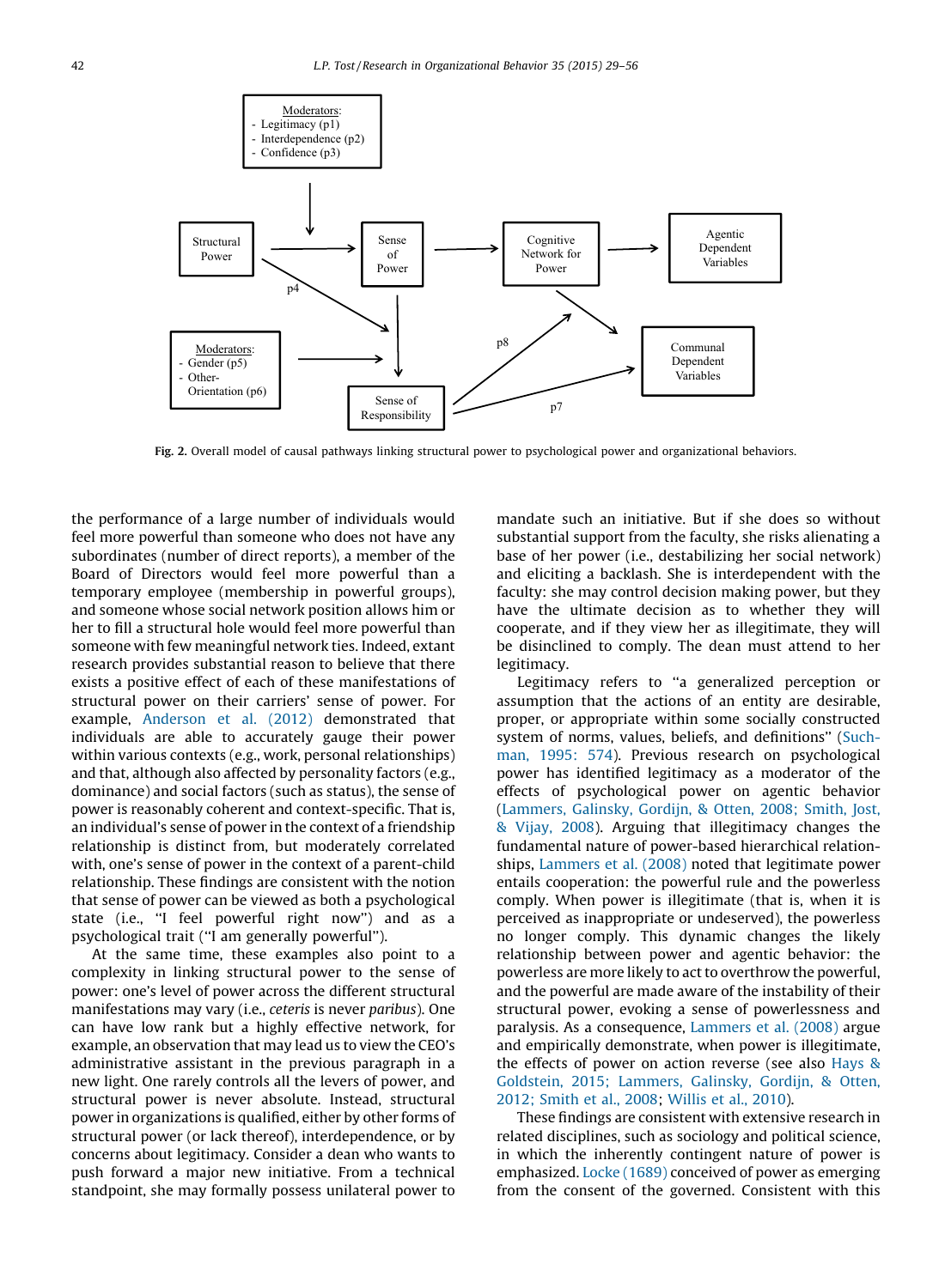Fig. 2. Overall model of causal pathways linking structural power to psychological power and organizational behaviors.

the performance of a large number of individuals would feel more powerful than someone who does not have any subordinates (number of direct reports), a member of the Board of Directors would feel more powerful than a temporary employee (membership in powerful groups), and someone whose social network position allows him or her to fill a structural hole would feel more powerful than someone with few meaningful network ties. Indeed, extant research provides substantial reason to believe that there exists a positive effect of each of these manifestations of structural power on their carriers' sense of power. For example, Anderson et al. (2012) demonstrated that individuals are able to accurately gauge their power within various contexts (e.g., work, personal relationships) and that, although also affected by personality factors (e.g., dominance) and social factors (such as status), the sense of power is reasonably coherent and context-specific. That is, an individual's sense of power in the context of a friendship relationship is distinct from, but moderately correlated with, one's sense of power in the context of a parent-child relationship. These findings are consistent with the notion that sense of power can be viewed as both a psychological state (i.e., "I feel powerful right now") and as a psychological trait ("I am generally powerful").

At the same time, these examples also point to a complexity in linking structural power to the sense of power: one's level of power across the different structural manifestations may vary (i.e., *ceteris* is never *paribus*). One can have low rank but a highly effective network, for example, an observation that may lead us to view the CEO's administrative assistant in the previous paragraph in a new light. One rarely controls all the levers of power, and structural power is never absolute. Instead, structural power in organizations is qualified, either by other forms of structural power (or lack thereof), interdependence, or by concerns about legitimacy. Consider a dean who wants to push forward a major new initiative. From a technical standpoint, she may formally possess unilateral power to mandate such an initiative. But if she does so without substantial support from the faculty, she risks alienating a base of her power (i.e., destabilizing her social network) and eliciting a backlash. She is interdependent with the faculty: she may control decision making power, but they have the ultimate decision as to whether they will cooperate, and if they view her as illegitimate, they will be disinclined to comply. The dean must attend to her legitimacy.

Legitimacy refers to "a generalized perception or assumption that the actions of an entity are desirable, proper, or appropriate within some socially constructed system of norms, values, beliefs, and definitions" (Suchman, 1995: 574). Previous research on psychological power has identified legitimacy as a moderator of the effects of psychological power on agentic behavior (Lammers, Galinsky, Gordijn, & Otten, 2008; Smith, Jost, & Vijay, 2008). Arguing that illegitimacy changes the fundamental nature of power-based hierarchical relationships, Lammers et al. (2008) noted that legitimate power entails cooperation: the powerful rule and the powerless comply. When power is illegitimate (that is, when it is perceived as inappropriate or undeserved), the powerless no longer comply. This dynamic changes the likely relationship between power and agentic behavior: the powerless are more likely to act to overthrow the powerful, and the powerful are made aware of the instability of their structural power, evoking a sense of powerlessness and paralysis. As a consequence, Lammers et al. (2008) argue and empirically demonstrate, when power is illegitimate, the effects of power on action reverse (see also Hays & Goldstein, 2015; Lammers, Galinsky, Gordijn, & Otten, 2012; Smith et al., 2008; Willis et al., 2010).

These findings are consistent with extensive research in related disciplines, such as sociology and political science, in which the inherently contingent nature of power is emphasized. Locke (1689) conceived of power as emerging from the consent of the governed. Consistent with this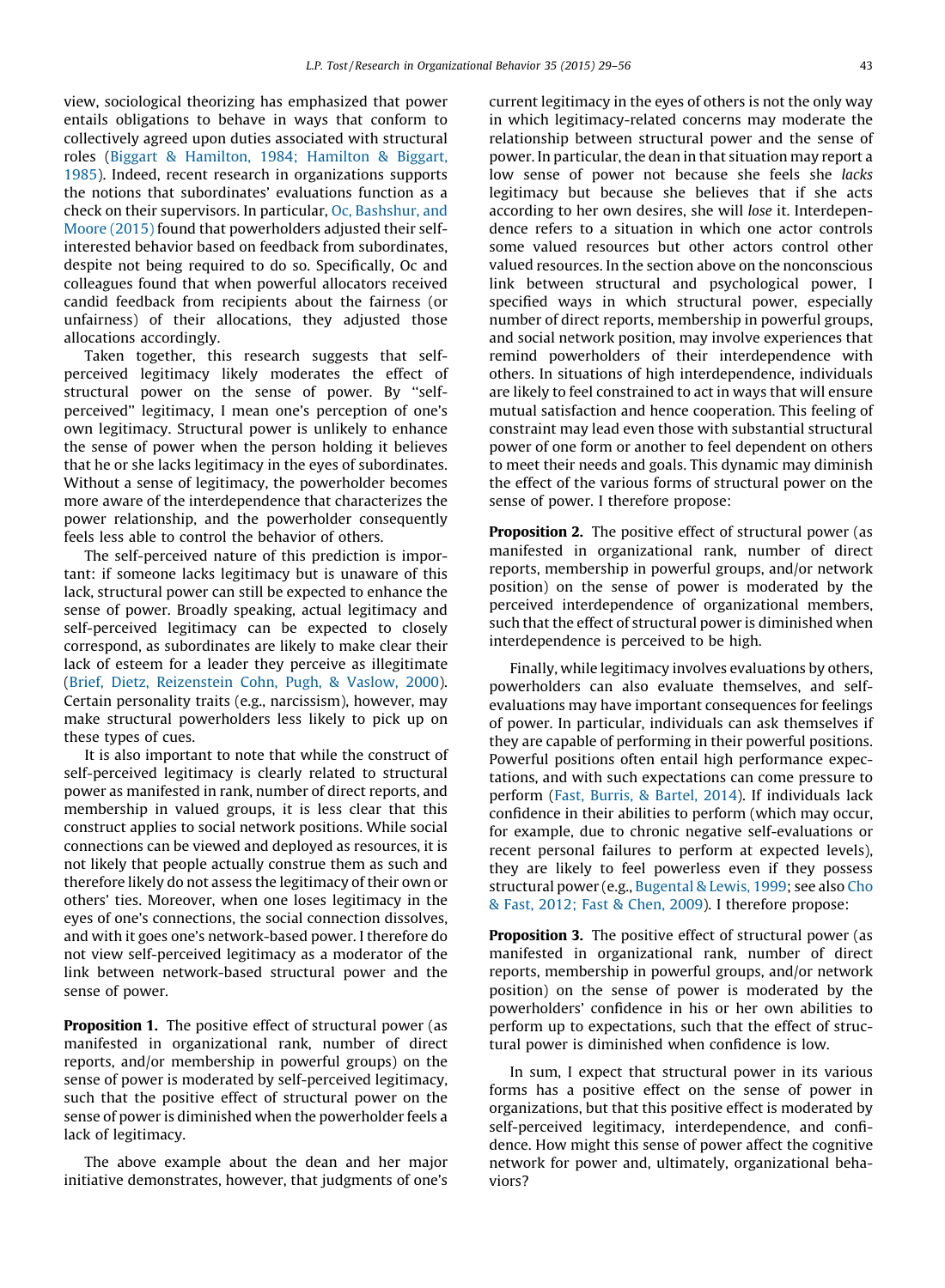view, sociological theorizing has emphasized that power entails obligations to behave in ways that conform to collectively agreed upon duties associated with structural roles (Biggart & Hamilton, 1984; Hamilton & Biggart, 1985). Indeed, recent research in organizations supports the notions that subordinates' evaluations function as a check on their supervisors. In particular, Oc, Bashshur, and Moore (2015) found that powerholders adjusted their self-interested behavior based on feedback from subordinates, despite not being required to do so. Specifically, Oc and colleagues found that when powerful allocators received candid feedback from recipients about the fairness (or unfairness) of their allocations, they adjusted those allocations accordingly.

Taken together, this research suggests that self-perceived legitimacy likely moderates the effect of structural power on the sense of power. By "self-perceived" legitimacy, I mean one's perception of one's own legitimacy. Structural power is unlikely to enhance the sense of power when the person holding it believes that he or she lacks legitimacy in the eyes of subordinates. Without a sense of legitimacy, the powerholder becomes more aware of the interdependence that characterizes the power relationship, and the powerholder consequently feels less able to control the behavior of others.

The self-perceived nature of this prediction is important: if someone lacks legitimacy but is unaware of this lack, structural power can still be expected to enhance the sense of power. Broadly speaking, actual legitimacy and self-perceived legitimacy can be expected to closely correspond, as subordinates are likely to make clear their lack of esteem for a leader they perceive as illegitimate (Brief, Dietz, Reizenstein Cohn, Pugh, & Vaslow, 2000). Certain personality traits (e.g., narcissism), however, may make structural powerholders less likely to pick up on these types of cues.

It is also important to note that while the construct of self-perceived legitimacy is clearly related to structural power as manifested in rank, number of direct reports, and membership in valued groups, it is less clear that this construct applies to social network positions. While social connections can be viewed and deployed as resources, it is not likely that people actually construe them as such and therefore likely do not assess the legitimacy of their own or others' ties. Moreover, when one loses legitimacy in the eyes of one's connections, the social connection dissolves, and with it goes one's network-based power. I therefore do not view self-perceived legitimacy as a moderator of the link between network-based structural power and the sense of power.

**Proposition 1.** The positive effect of structural power (as manifested in organizational rank, number of direct reports, and/or membership in powerful groups) on the sense of power is moderated by self-perceived legitimacy, such that the positive effect of structural power on the sense of power is diminished when the powerholder feels a lack of legitimacy.

The above example about the dean and her major initiative demonstrates, however, that judgments of one's current legitimacy in the eyes of others is not the only way in which legitimacy-related concerns may moderate the relationship between structural power and the sense of power. In particular, the dean in that situation may report a low sense of power not because she feels she *lacks* legitimacy but because she believes that if she acts according to her own desires, she will *lose* it. Interdependence refers to a situation in which one actor controls some valued resources but other actors control other valued resources. In the section above on the nonconscious link between structural and psychological power, I specified ways in which structural power, especially number of direct reports, membership in powerful groups, and social network position, may involve experiences that remind powerholders of their interdependence with others. In situations of high interdependence, individuals are likely to feel constrained to act in ways that will ensure mutual satisfaction and hence cooperation. This feeling of constraint may lead even those with substantial structural power of one form or another to feel dependent on others to meet their needs and goals. This dynamic may diminish the effect of the various forms of structural power on the sense of power. I therefore propose:

**Proposition 2.** The positive effect of structural power (as manifested in organizational rank, number of direct reports, membership in powerful groups, and/or network position) on the sense of power is moderated by the perceived interdependence of organizational members, such that the effect of structural power is diminished when interdependence is perceived to be high.

Finally, while legitimacy involves evaluations by others, powerholders can also evaluate themselves, and self-evaluations may have important consequences for feelings of power. In particular, individuals can ask themselves if they are capable of performing in their powerful positions. Powerful positions often entail high performance expectations, and with such expectations can come pressure to perform (Fast, Burris, & Bartel, 2014). If individuals lack confidence in their abilities to perform (which may occur, for example, due to chronic negative self-evaluations or recent personal failures to perform at expected levels), they are likely to feel powerless even if they possess structural power (e.g., Bugental & Lewis, 1999; see also Cho & Fast, 2012; Fast & Chen, 2009). I therefore propose:

**Proposition 3.** The positive effect of structural power (as manifested in organizational rank, number of direct reports, membership in powerful groups, and/or network position) on the sense of power is moderated by the powerholders' confidence in his or her own abilities to perform up to expectations, such that the effect of structural power is diminished when confidence is low.

In sum, I expect that structural power in its various forms has a positive effect on the sense of power in organizations, but that this positive effect is moderated by self-perceived legitimacy, interdependence, and confidence. How might this sense of power affect the cognitive network for power and, ultimately, organizational behaviors?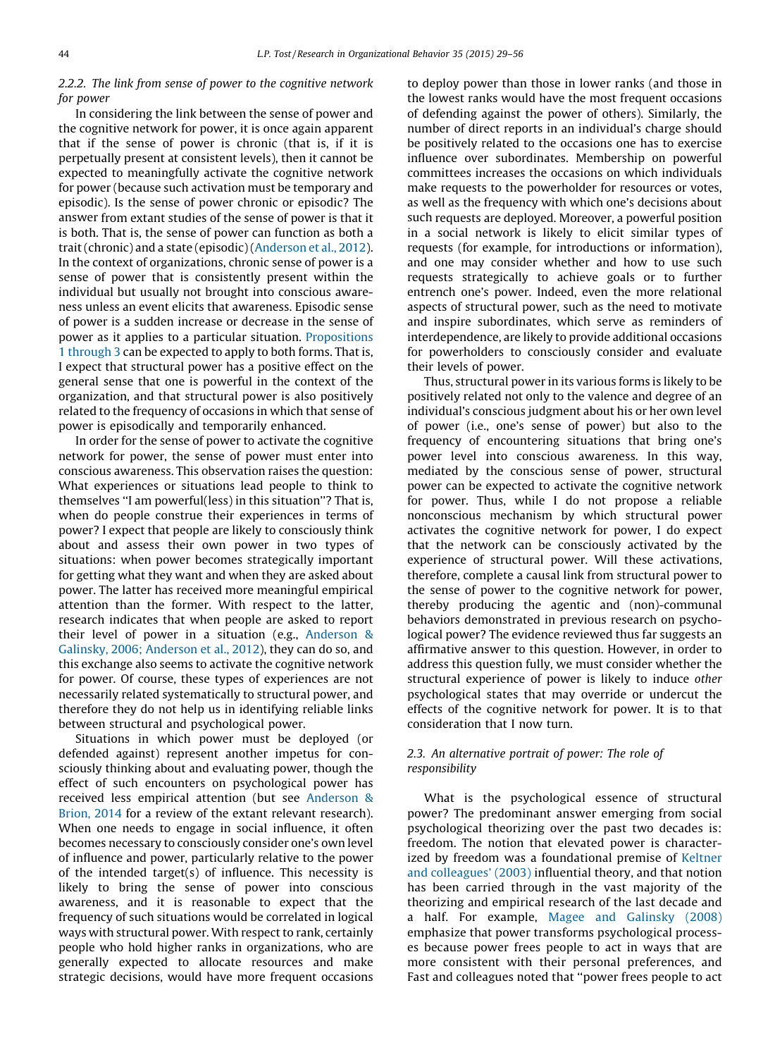### 2.2.2. The link from sense of power to the cognitive network for power

In considering the link between the sense of power and the cognitive network for power, it is once again apparent that if the sense of power is chronic (that is, if it is perpetually present at consistent levels), then it cannot be expected to meaningfully activate the cognitive network for power (because such activation must be temporary and episodic). Is the sense of power chronic or episodic? The answer from extant studies of the sense of power is that it is both. That is, the sense of power can function as both a trait (chronic) and a state (episodic) (Anderson et al., 2012). In the context of organizations, chronic sense of power is a sense of power that is consistently present within the individual but usually not brought into conscious awareness unless an event elicits that awareness. Episodic sense of power is a sudden increase or decrease in the sense of power as it applies to a particular situation. Propositions 1 through 3 can be expected to apply to both forms. That is, I expect that structural power has a positive effect on the general sense that one is powerful in the context of the organization, and that structural power is also positively related to the frequency of occasions in which that sense of power is episodically and temporarily enhanced.

In order for the sense of power to activate the cognitive network for power, the sense of power must enter into conscious awareness. This observation raises the question: What experiences or situations lead people to think to themselves "I am powerful(less) in this situation"? That is, when do people construe their experiences in terms of power? I expect that people are likely to consciously think about and assess their own power in two types of situations: when power becomes strategically important for getting what they want and when they are asked about power. The latter has received more meaningful empirical attention than the former. With respect to the latter, research indicates that when people are asked to report their level of power in a situation (e.g., Anderson & Galinsky, 2006; Anderson et al., 2012), they can do so, and this exchange also seems to activate the cognitive network for power. Of course, these types of experiences are not necessarily related systematically to structural power, and therefore they do not help us in identifying reliable links between structural and psychological power.

Situations in which power must be deployed (or defended against) represent another impetus for consciously thinking about and evaluating power, though the effect of such encounters on psychological power has received less empirical attention (but see Anderson & Brion, 2014 for a review of the extant relevant research). When one needs to engage in social influence, it often becomes necessary to consciously consider one's own level of influence and power, particularly relative to the power of the intended target(s) of influence. This necessity is likely to bring the sense of power into conscious awareness, and it is reasonable to expect that the frequency of such situations would be correlated in logical ways with structural power. With respect to rank, certainly people who hold higher ranks in organizations, who are generally expected to allocate resources and make strategic decisions, would have more frequent occasions to deploy power than those in lower ranks (and those in the lowest ranks would have the most frequent occasions of defending against the power of others). Similarly, the number of direct reports in an individual's charge should be positively related to the occasions one has to exercise influence over subordinates. Membership on powerful committees increases the occasions on which individuals make requests to the powerholder for resources or votes, as well as the frequency with which one's decisions about such requests are deployed. Moreover, a powerful position in a social network is likely to elicit similar types of requests (for example, for introductions or information), and one may consider whether and how to use such requests strategically to achieve goals or to further entrench one's power. Indeed, even the more relational aspects of structural power, such as the need to motivate and inspire subordinates, which serve as reminders of interdependence, are likely to provide additional occasions for powerholders to consciously consider and evaluate their levels of power.

Thus, structural power in its various forms is likely to be positively related not only to the valence and degree of an individual's conscious judgment about his or her own level of power (i.e., one's sense of power) but also to the frequency of encountering situations that bring one's power level into conscious awareness. In this way, mediated by the conscious sense of power, structural power can be expected to activate the cognitive network for power. Thus, while I do not propose a reliable nonconscious mechanism by which structural power activates the cognitive network for power, I do expect that the network can be consciously activated by the experience of structural power. Will these activations, therefore, complete a causal link from structural power to the sense of power to the cognitive network for power, thereby producing the agentic and (non)-communal behaviors demonstrated in previous research on psychological power? The evidence reviewed thus far suggests an affirmative answer to this question. However, in order to address this question fully, we must consider whether the structural experience of power is likely to induce *other* psychological states that may override or undercut the effects of the cognitive network for power. It is to that consideration that I now turn.

## 2.3. An alternative portrait of power: The role of responsibility

What is the psychological essence of structural power? The predominant answer emerging from social psychological theorizing over the past two decades is: freedom. The notion that elevated power is characterized by freedom was a foundational premise of Keltner and colleagues' (2003) influential theory, and that notion has been carried through in the vast majority of the theorizing and empirical research of the last decade and a half. For example, Magee and Galinsky (2008) emphasize that power transforms psychological processes because power frees people to act in ways that are more consistent with their personal preferences, and Fast and colleagues noted that "power frees people to act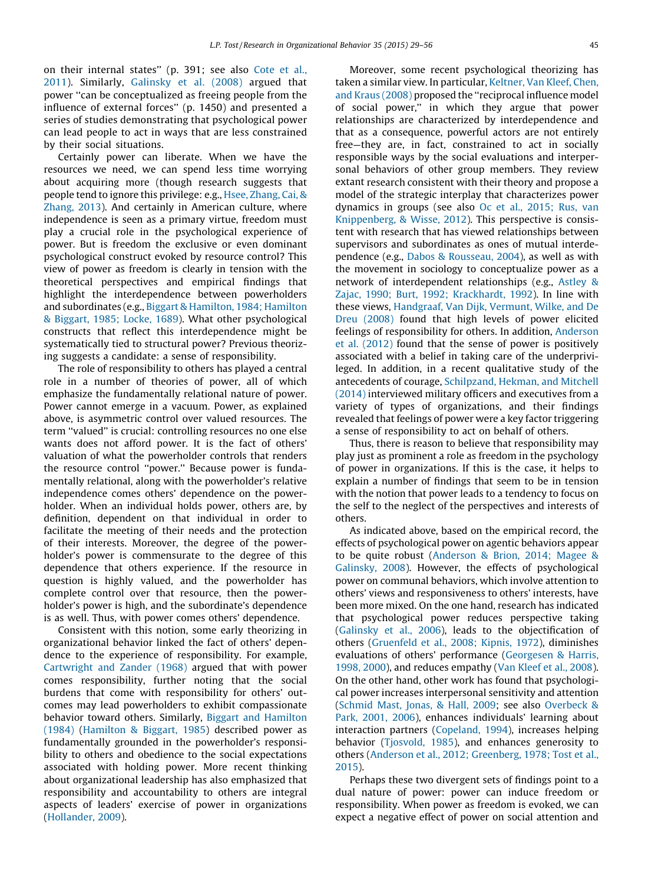on their internal states'' (p. 391; see also Cote et al., 2011). Similarly, Galinsky et al. (2008) argued that power ''can be conceptualized as freeing people from the influence of external forces'' (p. 1450) and presented a series of studies demonstrating that psychological power can lead people to act in ways that are less constrained by their social situations.

Certainly power can liberate. When we have the resources we need, we can spend less time worrying about acquiring more (though research suggests that people tend to ignore this privilege: e.g., Hsee, Zhang, Cai, & Zhang, 2013). And certainly in American culture, where independence is seen as a primary virtue, freedom must play a crucial role in the psychological experience of power. But is freedom the exclusive or even dominant psychological construct evoked by resource control? This view of power as freedom is clearly in tension with the theoretical perspectives and empirical findings that highlight the interdependence between powerholders and subordinates (e.g., Biggart & Hamilton, 1984; Hamilton & Biggart, 1985; Locke, 1689). What other psychological constructs that reflect this interdependence might be systematically tied to structural power? Previous theorizing suggests a candidate: a sense of responsibility.

The role of responsibility to others has played a central role in a number of theories of power, all of which emphasize the fundamentally relational nature of power. Power cannot emerge in a vacuum. Power, as explained above, is asymmetric control over valued resources. The term ''valued'' is crucial: controlling resources no one else wants does not afford power. It is the fact of others' valuation of what the powerholder controls that renders the resource control ''power.'' Because power is fundamentally relational, along with the powerholder's relative independence comes others' dependence on the powerholder. When an individual holds power, others are, by definition, dependent on that individual in order to facilitate the meeting of their needs and the protection of their interests. Moreover, the degree of the powerholder's power is commensurate to the degree of this dependence that others experience. If the resource in question is highly valued, and the powerholder has complete control over that resource, then the powerholder's power is high, and the subordinate's dependence is as well. Thus, with power comes others' dependence.

Consistent with this notion, some early theorizing in organizational behavior linked the fact of others' dependence to the experience of responsibility. For example, Cartwright and Zander (1968) argued that with power comes responsibility, further noting that the social burdens that come with responsibility for others' outcomes may lead powerholders to exhibit compassionate behavior toward others. Similarly, Biggart and Hamilton (1984) (Hamilton & Biggart, 1985) described power as fundamentally grounded in the powerholder's responsibility to others and obedience to the social expectations associated with holding power. More recent thinking about organizational leadership has also emphasized that responsibility and accountability to others are integral aspects of leaders' exercise of power in organizations (Hollander, 2009).

Moreover, some recent psychological theorizing has taken a similar view. In particular, Keltner, Van Kleef, Chen, and Kraus (2008) proposed the ''reciprocal influence model of social power,'' in which they argue that power relationships are characterized by interdependence and that as a consequence, powerful actors are not entirely free—they are, in fact, constrained to act in socially responsible ways by the social evaluations and interpersonal behaviors of other group members. They review extant research consistent with their theory and propose a model of the strategic interplay that characterizes power dynamics in groups (see also Oc et al., 2015; Rus, van Knippenberg, & Wisse, 2012). This perspective is consistent with research that has viewed relationships between supervisors and subordinates as ones of mutual interdependence (e.g., Dabos & Rousseau, 2004), as well as with the movement in sociology to conceptualize power as a network of interdependent relationships (e.g., Astley & Zajac, 1990; Burt, 1992; Krackhardt, 1992). In line with these views, Handgraaf, Van Dijk, Vermunt, Wilke, and De Dreu (2008) found that high levels of power elicited feelings of responsibility for others. In addition, Anderson et al. (2012) found that the sense of power is positively associated with a belief in taking care of the underprivileged. In addition, in a recent qualitative study of the antecedents of courage, Schilpzand, Hekman, and Mitchell (2014) interviewed military officers and executives from a variety of types of organizations, and their findings revealed that feelings of power were a key factor triggering a sense of responsibility to act on behalf of others.

Thus, there is reason to believe that responsibility may play just as prominent a role as freedom in the psychology of power in organizations. If this is the case, it helps to explain a number of findings that seem to be in tension with the notion that power leads to a tendency to focus on the self to the neglect of the perspectives and interests of others.

As indicated above, based on the empirical record, the effects of psychological power on agentic behaviors appear to be quite robust (Anderson & Brion, 2014; Magee & Galinsky, 2008). However, the effects of psychological power on communal behaviors, which involve attention to others' views and responsiveness to others' interests, have been more mixed. On the one hand, research has indicated that psychological power reduces perspective taking (Galinsky et al., 2006), leads to the objectification of others (Gruenfeld et al., 2008; Kipnis, 1972), diminishes evaluations of others' performance (Georgesen & Harris, 1998, 2000), and reduces empathy (Van Kleef et al., 2008). On the other hand, other work has found that psychological power increases interpersonal sensitivity and attention (Schmid Mast, Jonas, & Hall, 2009; see also Overbeck & Park, 2001, 2006), enhances individuals' learning about interaction partners (Copeland, 1994), increases helping behavior (Tjosvold, 1985), and enhances generosity to others (Anderson et al., 2012; Greenberg, 1978; Tost et al., 2015).

Perhaps these two divergent sets of findings point to a dual nature of power: power can induce freedom or responsibility. When power as freedom is evoked, we can expect a negative effect of power on social attention and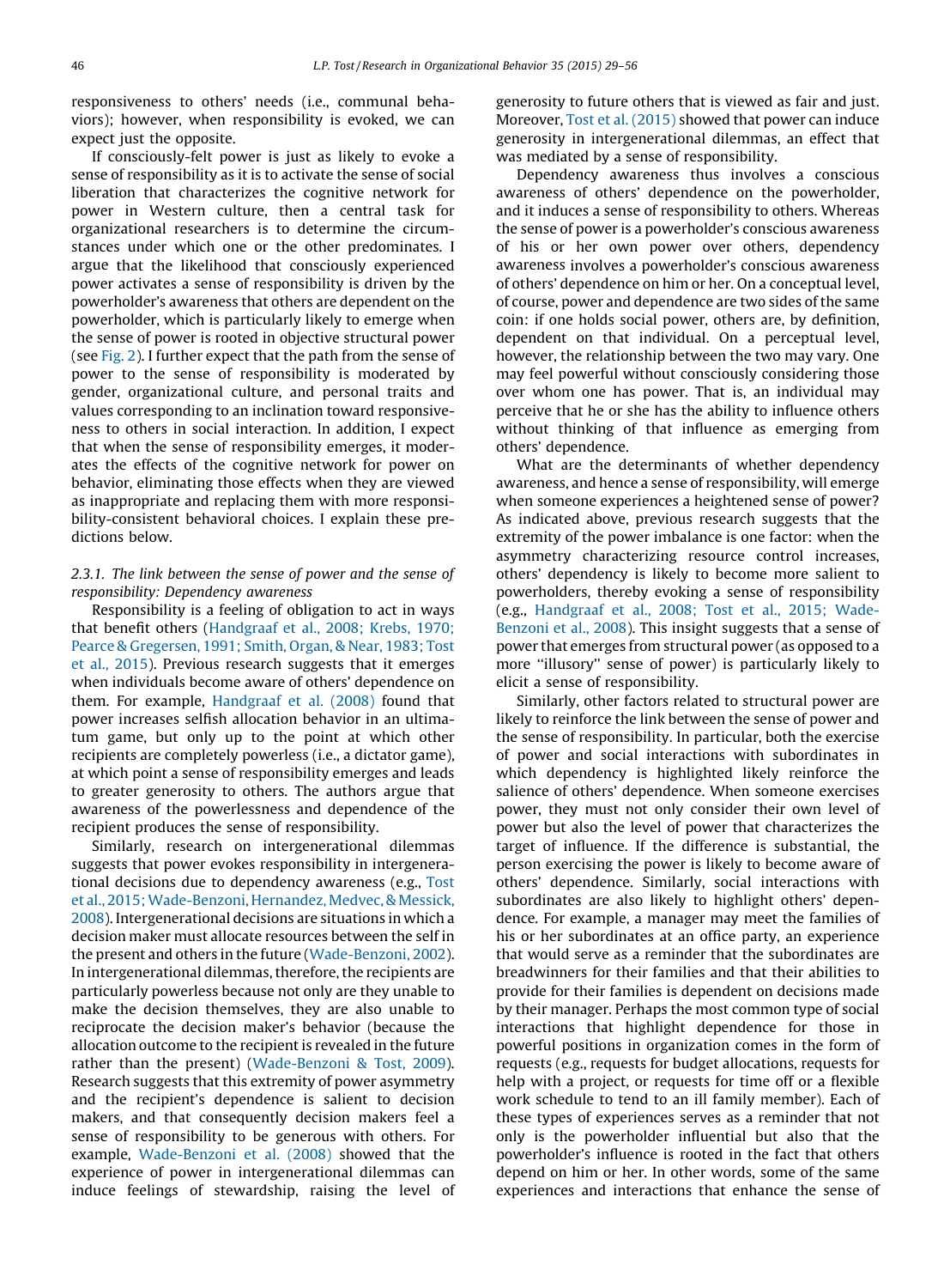responsiveness to others' needs (i.e., communal behaviors); however, when responsibility is evoked, we can expect just the opposite.

If consciously-felt power is just as likely to evoke a sense of responsibility as it is to activate the sense of social liberation that characterizes the cognitive network for power in Western culture, then a central task for organizational researchers is to determine the circumstances under which one or the other predominates. I argue that the likelihood that consciously experienced power activates a sense of responsibility is driven by the powerholder's awareness that others are dependent on the powerholder, which is particularly likely to emerge when the sense of power is rooted in objective structural power (see Fig. 2). I further expect that the path from the sense of power to the sense of responsibility is moderated by gender, organizational culture, and personal traits and values corresponding to an inclination toward responsiveness to others in social interaction. In addition, I expect that when the sense of responsibility emerges, it moderates the effects of the cognitive network for power on behavior, eliminating those effects when they are viewed as inappropriate and replacing them with more responsibility-consistent behavioral choices. I explain these predictions below.

### 2.3.1. The link between the sense of power and the sense of responsibility: Dependency awareness

Responsibility is a feeling of obligation to act in ways that benefit others (Handgraaf et al., 2008; Krebs, 1970; Pearce & Gregersen, 1991; Smith, Organ, & Near, 1983; Tost et al., 2015). Previous research suggests that it emerges when individuals become aware of others' dependence on them. For example, Handgraaf et al. (2008) found that power increases selfish allocation behavior in an ultimatum game, but only up to the point at which other recipients are completely powerless (i.e., a dictator game), at which point a sense of responsibility emerges and leads to greater generosity to others. The authors argue that awareness of the powerlessness and dependence of the recipient produces the sense of responsibility.

Similarly, research on intergenerational dilemmas suggests that power evokes responsibility in intergenerational decisions due to dependency awareness (e.g., Tost et al., 2015; Wade-Benzoni, Hernandez, Medvec, & Messick, 2008). Intergenerational decisions are situations in which a decision maker must allocate resources between the self in the present and others in the future (Wade-Benzoni, 2002). In intergenerational dilemmas, therefore, the recipients are particularly powerless because not only are they unable to make the decision themselves, they are also unable to reciprocate the decision maker's behavior (because the allocation outcome to the recipient is revealed in the future rather than the present) (Wade-Benzoni & Tost, 2009). Research suggests that this extremity of power asymmetry and the recipient's dependence is salient to decision makers, and that consequently decision makers feel a sense of responsibility to be generous with others. For example, Wade-Benzoni et al. (2008) showed that the experience of power in intergenerational dilemmas can induce feelings of stewardship, raising the level of generosity to future others that is viewed as fair and just. Moreover, Tost et al. (2015) showed that power can induce generosity in intergenerational dilemmas, an effect that was mediated by a sense of responsibility.

Dependency awareness thus involves a conscious awareness of others' dependence on the powerholder, and it induces a sense of responsibility to others. Whereas the sense of power is a powerholder's conscious awareness of his or her own power over others, dependency awareness involves a powerholder's conscious awareness of others' dependence on him or her. On a conceptual level, of course, power and dependence are two sides of the same coin: if one holds social power, others are, by definition, dependent on that individual. On a perceptual level, however, the relationship between the two may vary. One may feel powerful without consciously considering those over whom one has power. That is, an individual may perceive that he or she has the ability to influence others without thinking of that influence as emerging from others' dependence.

What are the determinants of whether dependency awareness, and hence a sense of responsibility, will emerge when someone experiences a heightened sense of power? As indicated above, previous research suggests that the extremity of the power imbalance is one factor: when the asymmetry characterizing resource control increases, others' dependency is likely to become more salient to powerholders, thereby evoking a sense of responsibility (e.g., Handgraaf et al., 2008; Tost et al., 2015; Wade-Benzoni et al., 2008). This insight suggests that a sense of power that emerges from structural power (as opposed to a more "illusory" sense of power) is particularly likely to elicit a sense of responsibility.

Similarly, other factors related to structural power are likely to reinforce the link between the sense of power and the sense of responsibility. In particular, both the exercise of power and social interactions with subordinates in which dependency is highlighted likely reinforce the salience of others' dependence. When someone exercises power, they must not only consider their own level of power but also the level of power that characterizes the target of influence. If the difference is substantial, the person exercising the power is likely to become aware of others' dependence. Similarly, social interactions with subordinates are also likely to highlight others' dependence. For example, a manager may meet the families of his or her subordinates at an office party, an experience that would serve as a reminder that the subordinates are breadwinners for their families and that their abilities to provide for their families is dependent on decisions made by their manager. Perhaps the most common type of social interactions that highlight dependence for those in powerful positions in organization comes in the form of requests (e.g., requests for budget allocations, requests for help with a project, or requests for time off or a flexible work schedule to tend to an ill family member). Each of these types of experiences serves as a reminder that not only is the powerholder influential but also that the powerholder's influence is rooted in the fact that others depend on him or her. In other words, some of the same experiences and interactions that enhance the sense of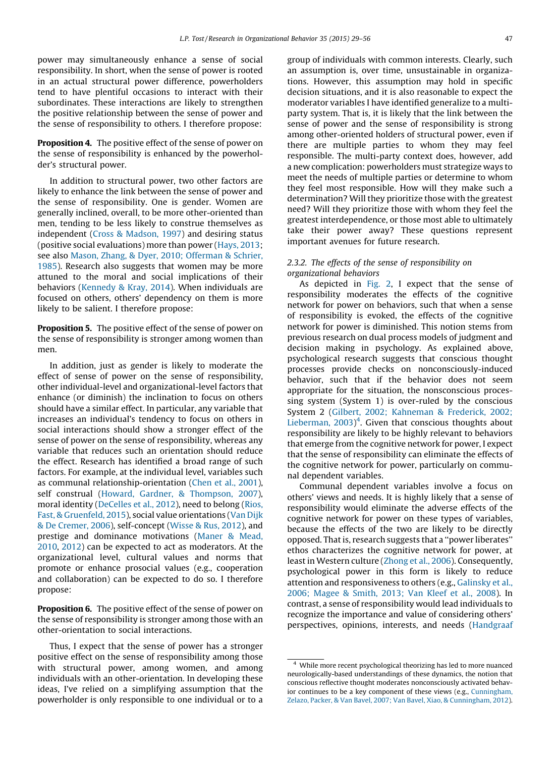power may simultaneously enhance a sense of social responsibility. In short, when the sense of power is rooted in an actual structural power difference, powerholders tend to have plentiful occasions to interact with their subordinates. These interactions are likely to strengthen the positive relationship between the sense of power and the sense of responsibility to others. I therefore propose:

**Proposition 4.** The positive effect of the sense of power on the sense of responsibility is enhanced by the powerholder's structural power.

In addition to structural power, two other factors are likely to enhance the link between the sense of power and the sense of responsibility. One is gender. Women are generally inclined, overall, to be more other-oriented than men, tending to be less likely to construe themselves as independent (Cross & Madson, 1997) and desiring status (positive social evaluations) more than power (Hays, 2013; see also Mason, Zhang, & Dyer, 2010; Offerman & Schrier, 1985). Research also suggests that women may be more attuned to the moral and social implications of their behaviors (Kennedy & Kray, 2014). When individuals are focused on others, others' dependency on them is more likely to be salient. I therefore propose:

**Proposition 5.** The positive effect of the sense of power on the sense of responsibility is stronger among women than men.

In addition, just as gender is likely to moderate the effect of sense of power on the sense of responsibility, other individual-level and organizational-level factors that enhance (or diminish) the inclination to focus on others should have a similar effect. In particular, any variable that increases an individual's tendency to focus on others in social interactions should show a stronger effect of the sense of power on the sense of responsibility, whereas any variable that reduces such an orientation should reduce the effect. Research has identified a broad range of such factors. For example, at the individual level, variables such as communal relationship-orientation (Chen et al., 2001), self construal (Howard, Gardner, & Thompson, 2007), moral identity (DeCelles et al., 2012), need to belong (Rios, Fast, & Gruenfeld, 2015), social value orientations (Van Dijk & De Cremer, 2006), self-concept (Wisse & Rus, 2012), and prestige and dominance motivations (Maner & Mead, 2010, 2012) can be expected to act as moderators. At the organizational level, cultural values and norms that promote or enhance prosocial values (e.g., cooperation and collaboration) can be expected to do so. I therefore propose:

**Proposition 6.** The positive effect of the sense of power on the sense of responsibility is stronger among those with an other-orientation to social interactions.

Thus, I expect that the sense of power has a stronger positive effect on the sense of responsibility among those with structural power, among women, and among individuals with an other-orientation. In developing these ideas, I've relied on a simplifying assumption that the powerholder is only responsible to one individual or to a group of individuals with common interests. Clearly, such an assumption is, over time, unsustainable in organizations. However, this assumption may hold in specific decision situations, and it is also reasonable to expect the moderator variables I have identified generalize to a multi-party system. That is, it is likely that the link between the sense of power and the sense of responsibility is strong among other-oriented holders of structural power, even if there are multiple parties to whom they may feel responsible. The multi-party context does, however, add a new complication: powerholders must strategize ways to meet the needs of multiple parties or determine to whom they feel most responsible. How will they make such a determination? Will they prioritize those with the greatest need? Will they prioritize those with whom they feel the greatest interdependence, or those most able to ultimately take their power away? These questions represent important avenues for future research.

### 2.3.2. The effects of the sense of responsibility on organizational behaviors

As depicted in Fig. 2, I expect that the sense of responsibility moderates the effects of the cognitive network for power on behaviors, such that when a sense of responsibility is evoked, the effects of the cognitive network for power is diminished. This notion stems from previous research on dual process models of judgment and decision making in psychology. As explained above, psychological research suggests that conscious thought processes provide checks on nonconsciously-induced behavior, such that if the behavior does not seem appropriate for the situation, the nonconscious processing system (System 1) is over-ruled by the conscious System 2 (Gilbert, 2002; Kahneman & Frederick, 2002; Lieberman, 2003)[4]. Given that conscious thoughts about responsibility are likely to be highly relevant to behaviors that emerge from the cognitive network for power, I expect that the sense of responsibility can eliminate the effects of the cognitive network for power, particularly on communal dependent variables.

Communal dependent variables involve a focus on others' views and needs. It is highly likely that a sense of responsibility would eliminate the adverse effects of the cognitive network for power on these types of variables, because the effects of the two are likely to be directly opposed. That is, research suggests that a "power liberates" ethos characterizes the cognitive network for power, at least in Western culture (Zhong et al., 2006). Consequently, psychological power in this form is likely to reduce attention and responsiveness to others (e.g., Galinsky et al., 2006; Magee & Smith, 2013; Van Kleef et al., 2008). In contrast, a sense of responsibility would lead individuals to recognize the importance and value of considering others' perspectives, opinions, interests, and needs (Handgraaf

[4] While more recent psychological theorizing has led to more nuanced neurologically-based understandings of these dynamics, the notion that conscious reflective thought moderates nonconsciously activated behavior continues to be a key component of these views (e.g., Cunningham, Zelazo, Packer, & Van Bavel, 2007; Van Bavel, Xiao, & Cunningham, 2012).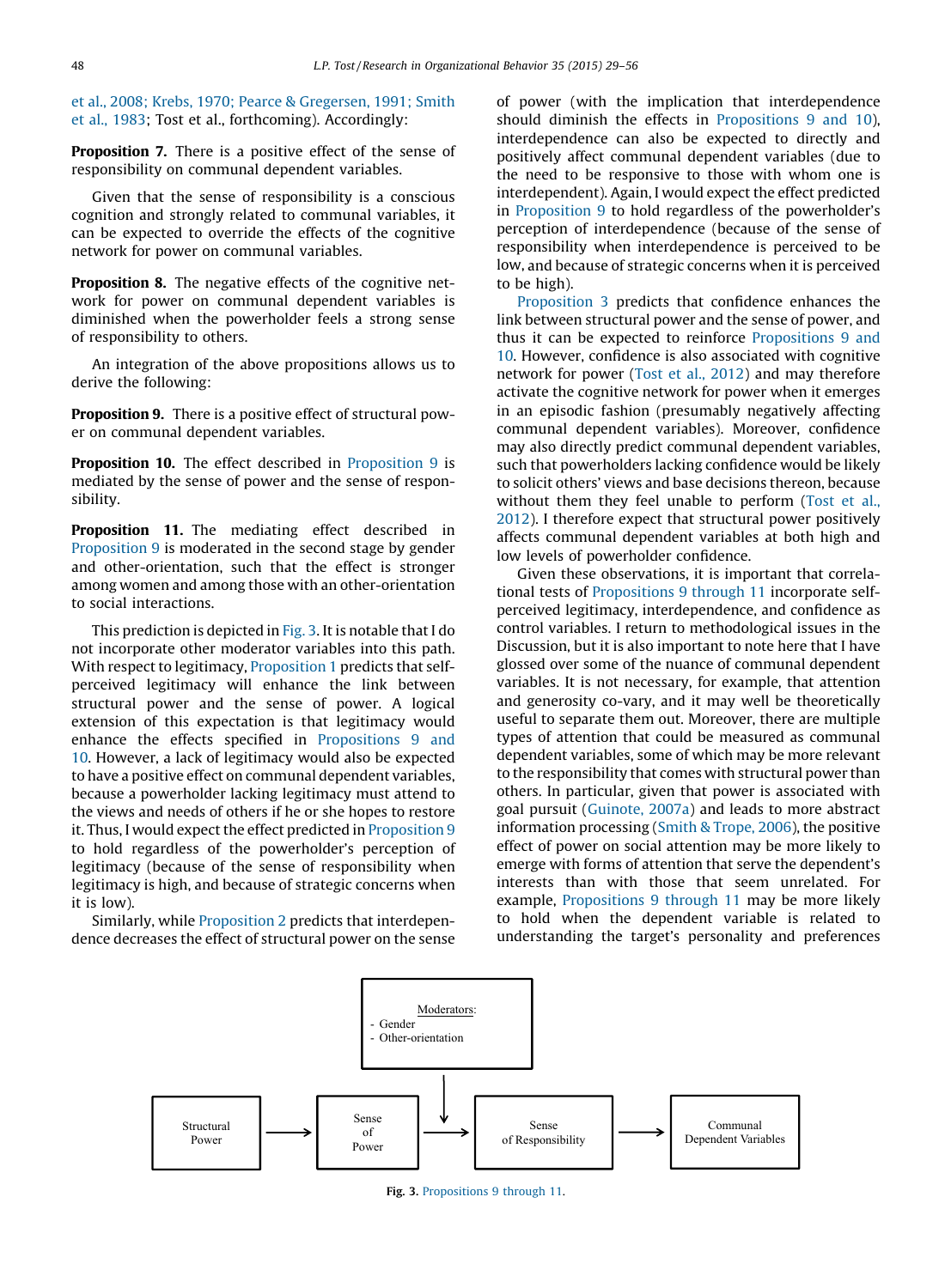et al., 2008; Krebs, 1970; Pearce & Gregersen, 1991; Smith et al., 1983; Tost et al., forthcoming). Accordingly:

**Proposition 7.** There is a positive effect of the sense of responsibility on communal dependent variables.

Given that the sense of responsibility is a conscious cognition and strongly related to communal variables, it can be expected to override the effects of the cognitive network for power on communal variables.

**Proposition 8.** The negative effects of the cognitive network for power on communal dependent variables is diminished when the powerholder feels a strong sense of responsibility to others.

An integration of the above propositions allows us to derive the following:

**Proposition 9.** There is a positive effect of structural power on communal dependent variables.

**Proposition 10.** The effect described in Proposition 9 is mediated by the sense of power and the sense of responsibility.

**Proposition 11.** The mediating effect described in Proposition 9 is moderated in the second stage by gender and other-orientation, such that the effect is stronger among women and among those with an other-orientation to social interactions.

This prediction is depicted in Fig. 3. It is notable that I do not incorporate other moderator variables into this path. With respect to legitimacy, Proposition 1 predicts that self-perceived legitimacy will enhance the link between structural power and the sense of power. A logical extension of this expectation is that legitimacy would enhance the effects specified in Propositions 9 and 10. However, a lack of legitimacy would also be expected to have a positive effect on communal dependent variables, because a powerholder lacking legitimacy must attend to the views and needs of others if he or she hopes to restore it. Thus, I would expect the effect predicted in Proposition 9 to hold regardless of the powerholder's perception of legitimacy (because of the sense of responsibility when legitimacy is high, and because of strategic concerns when it is low).

Similarly, while Proposition 2 predicts that interdependence decreases the effect of structural power on the sense of power (with the implication that interdependence should diminish the effects in Propositions 9 and 10), interdependence can also be expected to directly and positively affect communal dependent variables (due to the need to be responsive to those with whom one is interdependent). Again, I would expect the effect predicted in Proposition 9 to hold regardless of the powerholder's perception of interdependence (because of the sense of responsibility when interdependence is perceived to be low, and because of strategic concerns when it is perceived to be high).

Proposition 3 predicts that confidence enhances the link between structural power and the sense of power, and thus it can be expected to reinforce Propositions 9 and 10. However, confidence is also associated with cognitive network for power (Tost et al., 2012) and may therefore activate the cognitive network for power when it emerges in an episodic fashion (presumably negatively affecting communal dependent variables). Moreover, confidence may also directly predict communal dependent variables, such that powerholders lacking confidence would be likely to solicit others' views and base decisions thereon, because without them they feel unable to perform (Tost et al., 2012). I therefore expect that structural power positively affects communal dependent variables at both high and low levels of powerholder confidence.

Given these observations, it is important that correlational tests of Propositions 9 through 11 incorporate self-perceived legitimacy, interdependence, and confidence as control variables. I return to methodological issues in the Discussion, but it is also important to note here that I have glossed over some of the nuance of communal dependent variables. It is not necessary, for example, that attention and generosity co-vary, and it may well be theoretically useful to separate them out. Moreover, there are multiple types of attention that could be measured as communal dependent variables, some of which may be more relevant to the responsibility that comes with structural power than others. In particular, given that power is associated with goal pursuit (Guinote, 2007a) and leads to more abstract information processing (Smith & Trope, 2006), the positive effect of power on social attention may be more likely to emerge with forms of attention that serve the dependent's interests than with those that seem unrelated. For example, Propositions 9 through 11 may be more likely to hold when the dependent variable is related to understanding the target's personality and preferences

Moderators:
- Gender
- Other-orientation

Structural Power → Sense of Power → Sense of Responsibility → Communal Dependent Variables

Fig. 3. Propositions 9 through 11.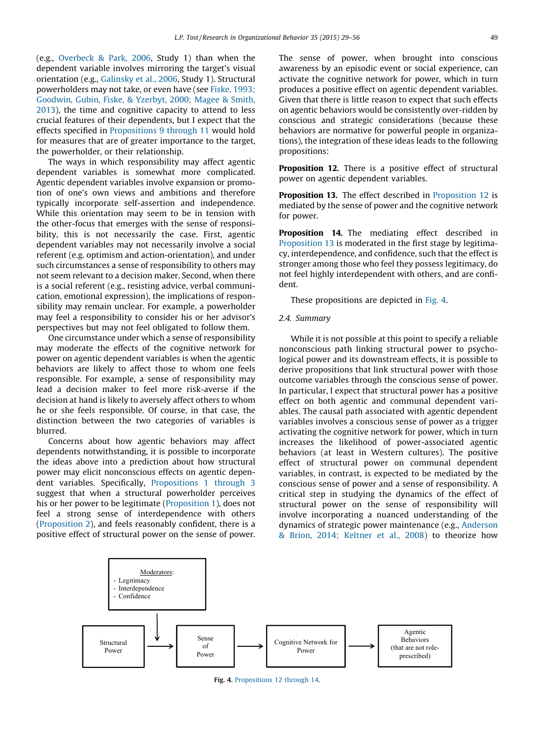(e.g., Overbeck & Park, 2006, Study 1) than when the dependent variable involves mirroring the target's visual orientation (e.g., Galinsky et al., 2006, Study 1). Structural powerholders may not take, or even have (see Fiske, 1993; Goodwin, Gubin, Fiske, & Yzerbyt, 2000; Magee & Smith, 2013), the time and cognitive capacity to attend to less crucial features of their dependents, but I expect that the effects specified in Propositions 9 through 11 would hold for measures that are of greater importance to the target, the powerholder, or their relationship.

The ways in which responsibility may affect agentic dependent variables is somewhat more complicated. Agentic dependent variables involve expansion or promotion of one's own views and ambitions and therefore typically incorporate self-assertion and independence. While this orientation may seem to be in tension with the other-focus that emerges with the sense of responsibility, this is not necessarily the case. First, agentic dependent variables may not necessarily involve a social referent (e.g. optimism and action-orientation), and under such circumstances a sense of responsibility to others may not seem relevant to a decision maker. Second, when there is a social referent (e.g., resisting advice, verbal communication, emotional expression), the implications of responsibility may remain unclear. For example, a powerholder may feel a responsibility to consider his or her advisor's perspectives but may not feel obligated to follow them.

One circumstance under which a sense of responsibility may moderate the effects of the cognitive network for power on agentic dependent variables is when the agentic behaviors are likely to affect those to whom one feels responsible. For example, a sense of responsibility may lead a decision maker to feel more risk-averse if the decision at hand is likely to adversely affect others to whom he or she feels responsible. Of course, in that case, the distinction between the two categories of variables is blurred.

Concerns about how agentic behaviors may affect dependents notwithstanding, it is possible to incorporate the ideas above into a prediction about how structural power may elicit nonconscious effects on agentic dependent variables. Specifically, Propositions 1 through 3 suggest that when a structural powerholder perceives his or her power to be legitimate (Proposition 1), does not feel a strong sense of interdependence with others (Proposition 2), and feels reasonably confident, there is a positive effect of structural power on the sense of power. The sense of power, when brought into conscious awareness by an episodic event or social experience, can activate the cognitive network for power, which in turn produces a positive effect on agentic dependent variables. Given that there is little reason to expect that such effects on agentic behaviors would be consistently over-ridden by conscious and strategic considerations (because these behaviors are normative for powerful people in organizations), the integration of these ideas leads to the following propositions:

**Proposition 12.** There is a positive effect of structural power on agentic dependent variables.

**Proposition 13.** The effect described in Proposition 12 is mediated by the sense of power and the cognitive network for power.

**Proposition 14.** The mediating effect described in Proposition 13 is moderated in the first stage by legitimacy, interdependence, and confidence, such that the effect is stronger among those who feel they possess legitimacy, do not feel highly interdependent with others, and are confident.

These propositions are depicted in Fig. 4.

### 2.4. Summary

While it is not possible at this point to specify a reliable nonconscious path linking structural power to psychological power and its downstream effects, it is possible to derive propositions that link structural power with those outcome variables through the conscious sense of power. In particular, I expect that structural power has a positive effect on both agentic and communal dependent variables. The causal path associated with agentic dependent variables involves a conscious sense of power as a trigger activating the cognitive network for power, which in turn increases the likelihood of power-associated agentic behaviors (at least in Western cultures). The positive effect of structural power on communal dependent variables, in contrast, is expected to be mediated by the conscious sense of power and a sense of responsibility. A critical step in studying the dynamics of the effect of structural power on the sense of responsibility will involve incorporating a nuanced understanding of the dynamics of strategic power maintenance (e.g., Anderson & Brion, 2014; Keltner et al., 2008) to theorize how

Moderators:
- Legitimacy
- Interdependence
- Confidence

Structural Power → Sense of Power → Cognitive Network for Power → Agentic Behaviors (that are not role-prescribed)

**Fig. 4.** Propositions 12 through 14.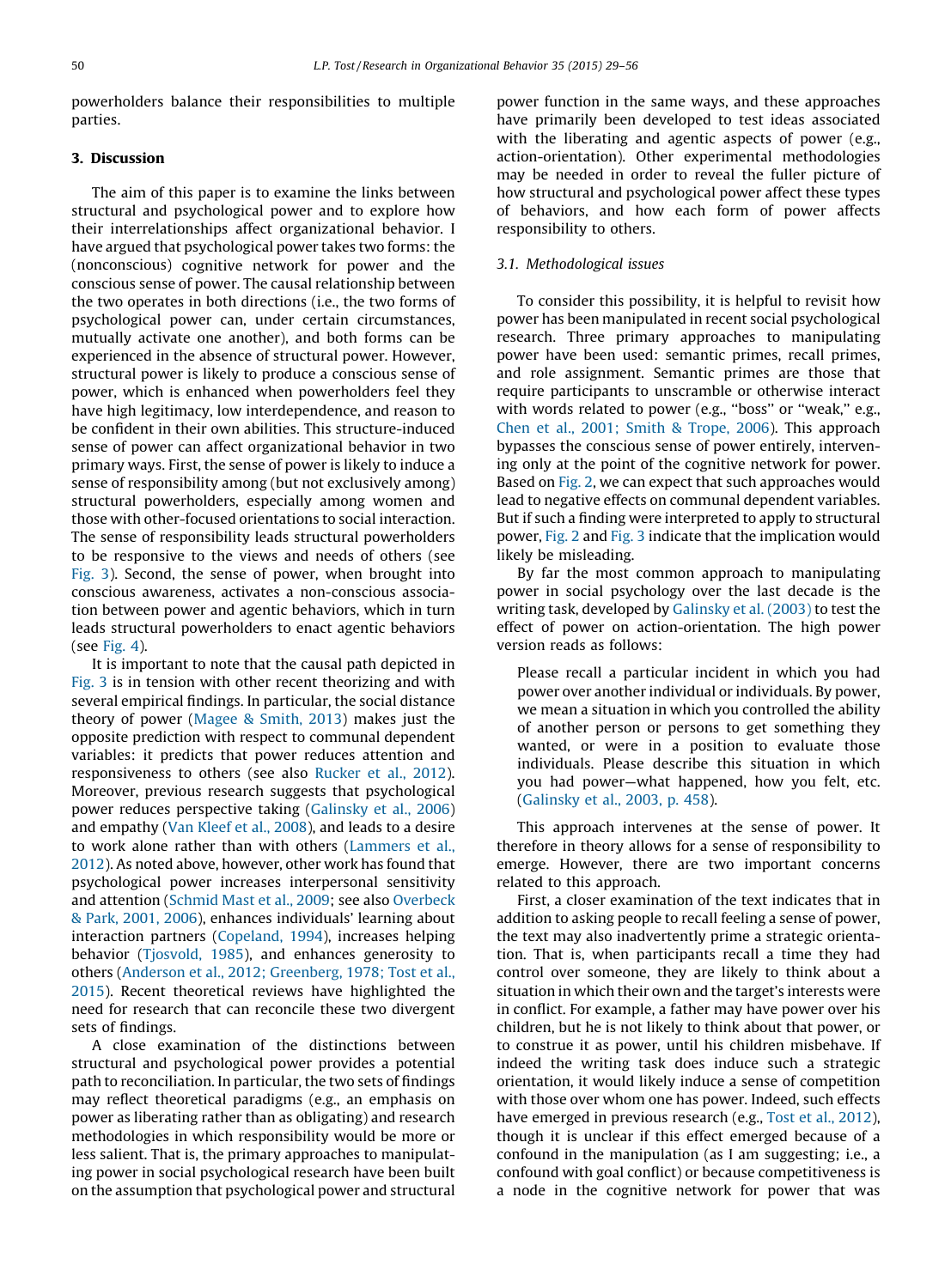powerholders balance their responsibilities to multiple parties.

## 3. Discussion

The aim of this paper is to examine the links between structural and psychological power and to explore how their interrelationships affect organizational behavior. I have argued that psychological power takes two forms: the (nonconscious) cognitive network for power and the conscious sense of power. The causal relationship between the two operates in both directions (i.e., the two forms of psychological power can, under certain circumstances, mutually activate one another), and both forms can be experienced in the absence of structural power. However, structural power is likely to produce a conscious sense of power, which is enhanced when powerholders feel they have high legitimacy, low interdependence, and reason to be confident in their own abilities. This structure-induced sense of power can affect organizational behavior in two primary ways. First, the sense of power is likely to induce a sense of responsibility among (but not exclusively among) structural powerholders, especially among women and those with other-focused orientations to social interaction. The sense of responsibility leads structural powerholders to be responsive to the views and needs of others (see Fig. 3). Second, the sense of power, when brought into conscious awareness, activates a non-conscious association between power and agentic behaviors, which in turn leads structural powerholders to enact agentic behaviors (see Fig. 4).

It is important to note that the causal path depicted in Fig. 3 is in tension with other recent theorizing and with several empirical findings. In particular, the social distance theory of power (Magee & Smith, 2013) makes just the opposite prediction with respect to communal dependent variables: it predicts that power reduces attention and responsiveness to others (see also Rucker et al., 2012). Moreover, previous research suggests that psychological power reduces perspective taking (Galinsky et al., 2006) and empathy (Van Kleef et al., 2008), and leads to a desire to work alone rather than with others (Lammers et al., 2012). As noted above, however, other work has found that psychological power increases interpersonal sensitivity and attention (Schmid Mast et al., 2009; see also Overbeck & Park, 2001, 2006), enhances individuals' learning about interaction partners (Copeland, 1994), increases helping behavior (Tjosvold, 1985), and enhances generosity to others (Anderson et al., 2012; Greenberg, 1978; Tost et al., 2015). Recent theoretical reviews have highlighted the need for research that can reconcile these two divergent sets of findings.

A close examination of the distinctions between structural and psychological power provides a potential path to reconciliation. In particular, the two sets of findings may reflect theoretical paradigms (e.g., an emphasis on power as liberating rather than as obligating) and research methodologies in which responsibility would be more or less salient. That is, the primary approaches to manipulating power in social psychological research have been built on the assumption that psychological power and structural power function in the same ways, and these approaches have primarily been developed to test ideas associated with the liberating and agentic aspects of power (e.g., action-orientation). Other experimental methodologies may be needed in order to reveal the fuller picture of how structural and psychological power affect these types of behaviors, and how each form of power affects responsibility to others.

### 3.1. Methodological issues

To consider this possibility, it is helpful to revisit how power has been manipulated in recent social psychological research. Three primary approaches to manipulating power have been used: semantic primes, recall primes, and role assignment. Semantic primes are those that require participants to unscramble or otherwise interact with words related to power (e.g., ''boss'' or ''weak,'' e.g., Chen et al., 2001; Smith & Trope, 2006). This approach bypasses the conscious sense of power entirely, intervening only at the point of the cognitive network for power. Based on Fig. 2, we can expect that such approaches would lead to negative effects on communal dependent variables. But if such a finding were interpreted to apply to structural power, Fig. 2 and Fig. 3 indicate that the implication would likely be misleading.

By far the most common approach to manipulating power in social psychology over the last decade is the writing task, developed by Galinsky et al. (2003) to test the effect of power on action-orientation. The high power version reads as follows:

> Please recall a particular incident in which you had power over another individual or individuals. By power, we mean a situation in which you controlled the ability of another person or persons to get something they wanted, or were in a position to evaluate those individuals. Please describe this situation in which you had power—what happened, how you felt, etc. (Galinsky et al., 2003, p. 458).

This approach intervenes at the sense of power. It therefore in theory allows for a sense of responsibility to emerge. However, there are two important concerns related to this approach.

First, a closer examination of the text indicates that in addition to asking people to recall feeling a sense of power, the text may also inadvertently prime a strategic orientation. That is, when participants recall a time they had control over someone, they are likely to think about a situation in which their own and the target's interests were in conflict. For example, a father may have power over his children, but he is not likely to think about that power, or to construe it as power, until his children misbehave. If indeed the writing task does induce such a strategic orientation, it would likely induce a sense of competition with those over whom one has power. Indeed, such effects have emerged in previous research (e.g., Tost et al., 2012), though it is unclear if this effect emerged because of a confound in the manipulation (as I am suggesting; i.e., a confound with goal conflict) or because competitiveness is a node in the cognitive network for power that was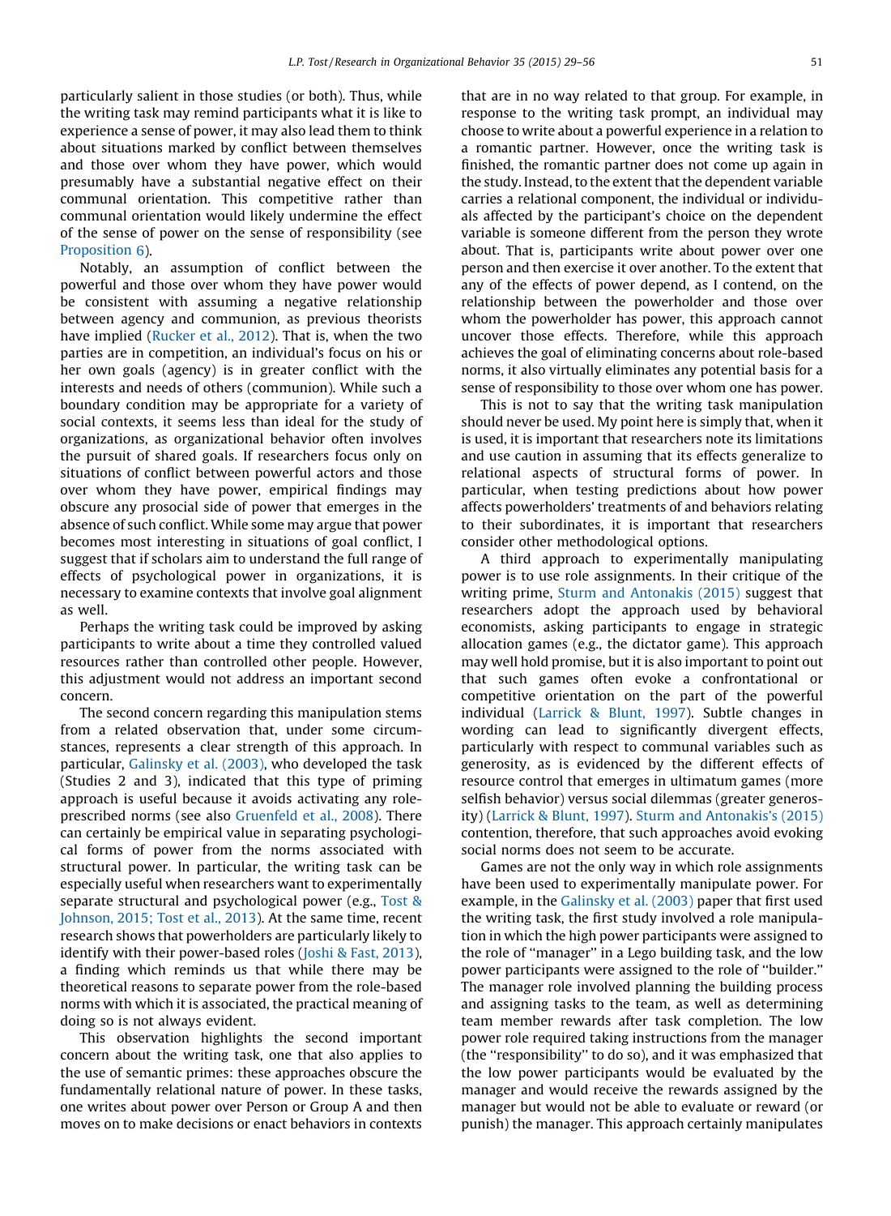particularly salient in those studies (or both). Thus, while the writing task may remind participants what it is like to experience a sense of power, it may also lead them to think about situations marked by conflict between themselves and those over whom they have power, which would presumably have a substantial negative effect on their communal orientation. This competitive rather than communal orientation would likely undermine the effect of the sense of power on the sense of responsibility (see Proposition 6).

Notably, an assumption of conflict between the powerful and those over whom they have power would be consistent with assuming a negative relationship between agency and communion, as previous theorists have implied (Rucker et al., 2012). That is, when the two parties are in competition, an individual's focus on his or her own goals (agency) is in greater conflict with the interests and needs of others (communion). While such a boundary condition may be appropriate for a variety of social contexts, it seems less than ideal for the study of organizations, as organizational behavior often involves the pursuit of shared goals. If researchers focus only on situations of conflict between powerful actors and those over whom they have power, empirical findings may obscure any prosocial side of power that emerges in the absence of such conflict. While some may argue that power becomes most interesting in situations of goal conflict, I suggest that if scholars aim to understand the full range of effects of psychological power in organizations, it is necessary to examine contexts that involve goal alignment as well.

Perhaps the writing task could be improved by asking participants to write about a time they controlled valued resources rather than controlled other people. However, this adjustment would not address an important second concern.

The second concern regarding this manipulation stems from a related observation that, under some circumstances, represents a clear strength of this approach. In particular, Galinsky et al. (2003), who developed the task (Studies 2 and 3), indicated that this type of priming approach is useful because it avoids activating any role-prescribed norms (see also Gruenfeld et al., 2008). There can certainly be empirical value in separating psychological forms of power from the norms associated with structural power. In particular, the writing task can be especially useful when researchers want to experimentally separate structural and psychological power (e.g., Tost & Johnson, 2015; Tost et al., 2013). At the same time, recent research shows that powerholders are particularly likely to identify with their power-based roles (Joshi & Fast, 2013), a finding which reminds us that while there may be theoretical reasons to separate power from the role-based norms with which it is associated, the practical meaning of doing so is not always evident.

This observation highlights the second important concern about the writing task, one that also applies to the use of semantic primes: these approaches obscure the fundamentally relational nature of power. In these tasks, one writes about power over Person or Group A and then moves on to make decisions or enact behaviors in contexts that are in no way related to that group. For example, in response to the writing task prompt, an individual may choose to write about a powerful experience in a relation to a romantic partner. However, once the writing task is finished, the romantic partner does not come up again in the study. Instead, to the extent that the dependent variable carries a relational component, the individual or individuals affected by the participant's choice on the dependent variable is someone different from the person they wrote about. That is, participants write about power over one person and then exercise it over another. To the extent that any of the effects of power depend, as I contend, on the relationship between the powerholder and those over whom the powerholder has power, this approach cannot uncover those effects. Therefore, while this approach achieves the goal of eliminating concerns about role-based norms, it also virtually eliminates any potential basis for a sense of responsibility to those over whom one has power.

This is not to say that the writing task manipulation should never be used. My point here is simply that, when it is used, it is important that researchers note its limitations and use caution in assuming that its effects generalize to relational aspects of structural forms of power. In particular, when testing predictions about how power affects powerholders' treatments of and behaviors relating to their subordinates, it is important that researchers consider other methodological options.

A third approach to experimentally manipulating power is to use role assignments. In their critique of the writing prime, Sturm and Antonakis (2015) suggest that researchers adopt the approach used by behavioral economists, asking participants to engage in strategic allocation games (e.g., the dictator game). This approach may well hold promise, but it is also important to point out that such games often evoke a confrontational or competitive orientation on the part of the powerful individual (Larrick & Blunt, 1997). Subtle changes in wording can lead to significantly divergent effects, particularly with respect to communal variables such as generosity, as is evidenced by the different effects of resource control that emerges in ultimatum games (more selfish behavior) versus social dilemmas (greater generosity) (Larrick & Blunt, 1997). Sturm and Antonakis's (2015) contention, therefore, that such approaches avoid evoking social norms does not seem to be accurate.

Games are not the only way in which role assignments have been used to experimentally manipulate power. For example, in the Galinsky et al. (2003) paper that first used the writing task, the first study involved a role manipulation in which the high power participants were assigned to the role of "manager" in a Lego building task, and the low power participants were assigned to the role of "builder." The manager role involved planning the building process and assigning tasks to the team, as well as determining team member rewards after task completion. The low power role required taking instructions from the manager (the "responsibility" to do so), and it was emphasized that the low power participants would be evaluated by the manager and would receive the rewards assigned by the manager but would not be able to evaluate or reward (or punish) the manager. This approach certainly manipulates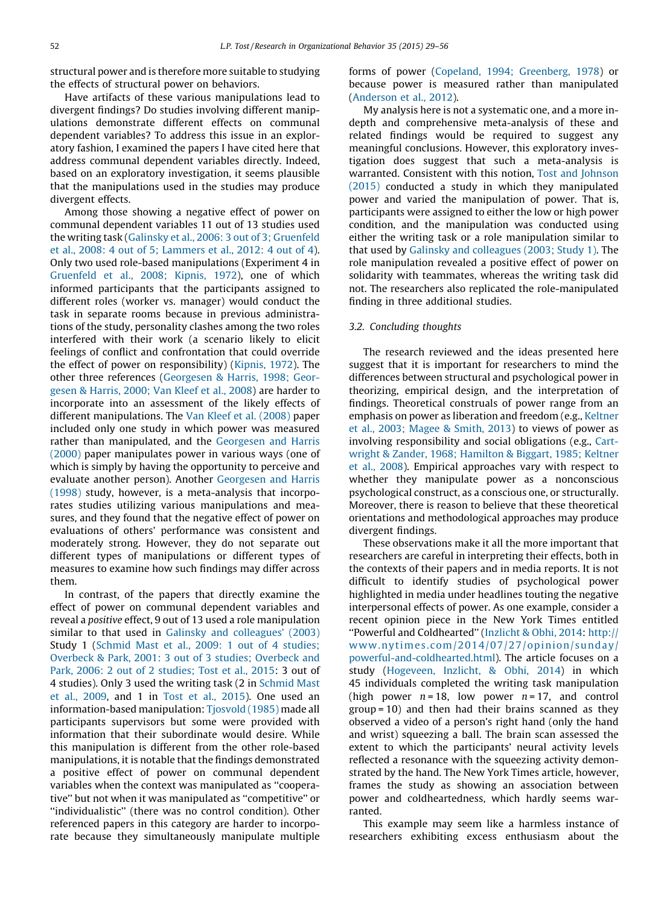structural power and is therefore more suitable to studying the effects of structural power on behaviors.

Have artifacts of these various manipulations lead to divergent findings? Do studies involving different manipulations demonstrate different effects on communal dependent variables? To address this issue in an exploratory fashion, I examined the papers I have cited here that address communal dependent variables directly. Indeed, based on an exploratory investigation, it seems plausible that the manipulations used in the studies may produce divergent effects.

Among those showing a negative effect of power on communal dependent variables 11 out of 13 studies used the writing task (Galinsky et al., 2006: 3 out of 3; Gruenfeld et al., 2008: 4 out of 5; Lammers et al., 2012: 4 out of 4). Only two used role-based manipulations (Experiment 4 in Gruenfeld et al., 2008; Kipnis, 1972), one of which informed participants that the participants assigned to different roles (worker vs. manager) would conduct the task in separate rooms because in previous administrations of the study, personality clashes among the two roles interfered with their work (a scenario likely to elicit feelings of conflict and confrontation that could override the effect of power on responsibility) (Kipnis, 1972). The other three references (Georgesen & Harris, 1998; Georgesen & Harris, 2000; Van Kleef et al., 2008) are harder to incorporate into an assessment of the likely effects of different manipulations. The Van Kleef et al. (2008) paper included only one study in which power was measured rather than manipulated, and the Georgesen and Harris (2000) paper manipulates power in various ways (one of which is simply by having the opportunity to perceive and evaluate another person). Another Georgesen and Harris (1998) study, however, is a meta-analysis that incorporates studies utilizing various manipulations and measures, and they found that the negative effect of power on evaluations of others' performance was consistent and moderately strong. However, they do not separate out different types of manipulations or different types of measures to examine how such findings may differ across them.

In contrast, of the papers that directly examine the effect of power on communal dependent variables and reveal a *positive* effect, 9 out of 13 used a role manipulation similar to that used in Galinsky and colleagues' (2003) Study 1 (Schmid Mast et al., 2009: 1 out of 4 studies; Overbeck & Park, 2001: 3 out of 3 studies; Overbeck and Park, 2006: 2 out of 2 studies; Tost et al., 2015: 3 out of 4 studies). Only 3 used the writing task (2 in Schmid Mast et al., 2009, and 1 in Tost et al., 2015). One used an information-based manipulation: Tjosvold (1985) made all participants supervisors but some were provided with information that their subordinate would desire. While this manipulation is different from the other role-based manipulations, it is notable that the findings demonstrated a positive effect of power on communal dependent variables when the context was manipulated as "cooperative" but not when it was manipulated as "competitive" or "individualistic" (there was no control condition). Other referenced papers in this category are harder to incorporate because they simultaneously manipulate multiple forms of power (Copeland, 1994; Greenberg, 1978) or because power is measured rather than manipulated (Anderson et al., 2012).

My analysis here is not a systematic one, and a more in-depth and comprehensive meta-analysis of these and related findings would be required to suggest any meaningful conclusions. However, this exploratory investigation does suggest that such a meta-analysis is warranted. Consistent with this notion, Tost and Johnson (2015) conducted a study in which they manipulated power and varied the manipulation of power. That is, participants were assigned to either the low or high power condition, and the manipulation was conducted using either the writing task or a role manipulation similar to that used by Galinsky and colleagues (2003; Study 1). The role manipulation revealed a positive effect of power on solidarity with teammates, whereas the writing task did not. The researchers also replicated the role-manipulated finding in three additional studies.

### 3.2. Concluding thoughts

The research reviewed and the ideas presented here suggest that it is important for researchers to mind the differences between structural and psychological power in theorizing, empirical design, and the interpretation of findings. Theoretical construals of power range from an emphasis on power as liberation and freedom (e.g., Keltner et al., 2003; Magee & Smith, 2013) to views of power as involving responsibility and social obligations (e.g., Cartwright & Zander, 1968; Hamilton & Biggart, 1985; Keltner et al., 2008). Empirical approaches vary with respect to whether they manipulate power as a nonconscious psychological construct, as a conscious one, or structurally. Moreover, there is reason to believe that these theoretical orientations and methodological approaches may produce divergent findings.

These observations make it all the more important that researchers are careful in interpreting their effects, both in the contexts of their papers and in media reports. It is not difficult to identify studies of psychological power highlighted in media under headlines touting the negative interpersonal effects of power. As one example, consider a recent opinion piece in the New York Times entitled "Powerful and Coldhearted" (Inzlicht & Obhi, 2014: http://www.nytimes.com/2014/07/27/opinion/sunday/powerful-and-coldhearted.html). The article focuses on a study (Hogeveen, Inzlicht, & Obhi, 2014) in which 45 individuals completed the writing task manipulation (high power $n = 18$, low power $n = 17$, and control group = 10) and then had their brains scanned as they observed a video of a person's right hand (only the hand and wrist) squeezing a ball. The brain scan assessed the extent to which the participants' neural activity levels reflected a resonance with the squeezing activity demonstrated by the hand. The New York Times article, however, frames the study as showing an association between power and coldheartedness, which hardly seems warranted.

This example may seem like a harmless instance of researchers exhibiting excess enthusiasm about the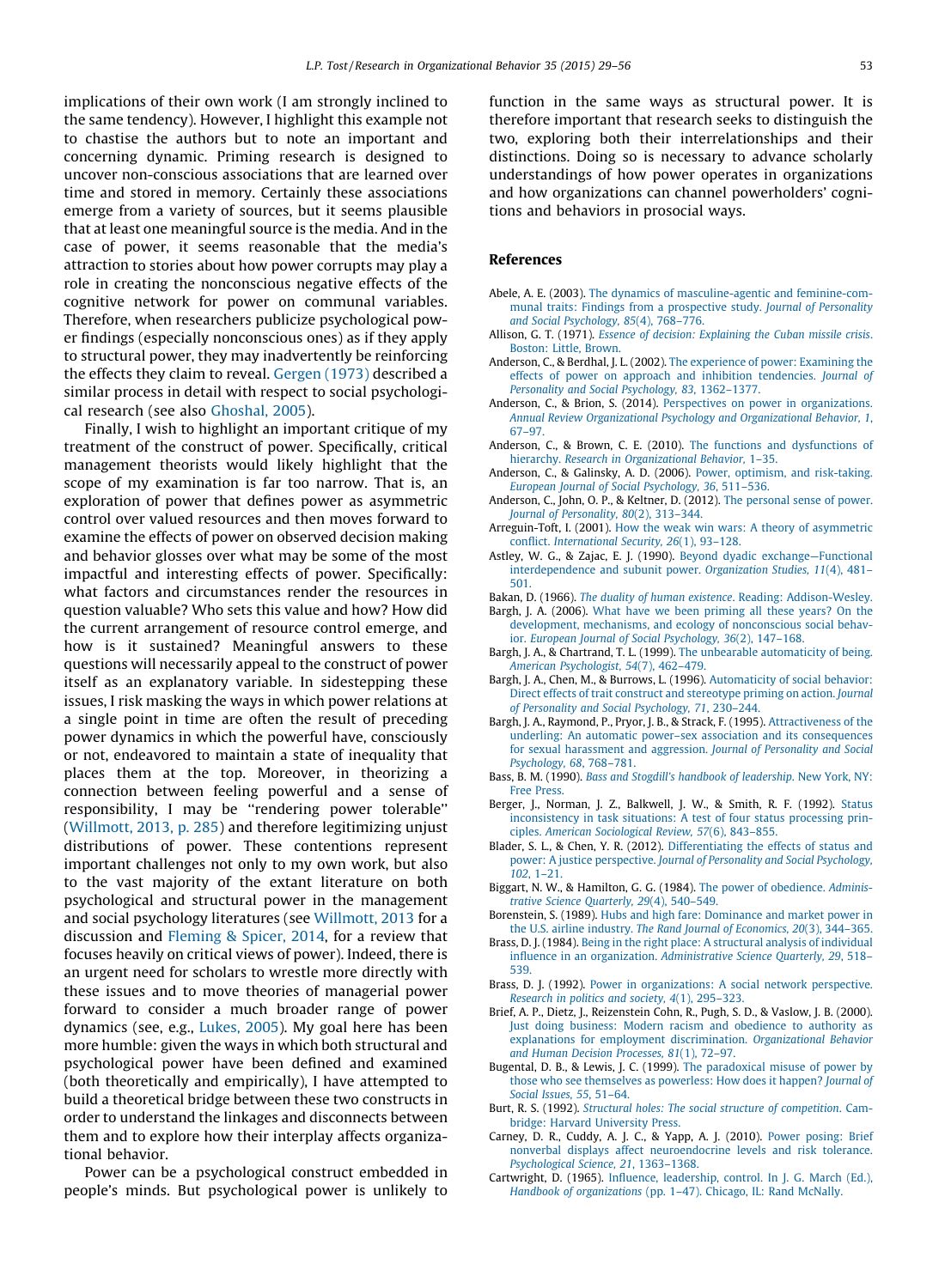implications of their own work (I am strongly inclined to the same tendency). However, I highlight this example not to chastise the authors but to note an important and concerning dynamic. Priming research is designed to uncover non-conscious associations that are learned over time and stored in memory. Certainly these associations emerge from a variety of sources, but it seems plausible that at least one meaningful source is the media. And in the case of power, it seems reasonable that the media's attraction to stories about how power corrupts may play a role in creating the nonconscious negative effects of the cognitive network for power on communal variables. Therefore, when researchers publicize psychological power findings (especially nonconscious ones) as if they apply to structural power, they may inadvertently be reinforcing the effects they claim to reveal. Gergen (1973) described a similar process in detail with respect to social psychological research (see also Ghoshal, 2005).

Finally, I wish to highlight an important critique of my treatment of the construct of power. Specifically, critical management theorists would likely highlight that the scope of my examination is far too narrow. That is, an exploration of power that defines power as asymmetric control over valued resources and then moves forward to examine the effects of power on observed decision making and behavior glosses over what may be some of the most impactful and interesting effects of power. Specifically: what factors and circumstances render the resources in question valuable? Who sets this value and how? How did the current arrangement of resource control emerge, and how is it sustained? Meaningful answers to these questions will necessarily appeal to the construct of power itself as an explanatory variable. In sidestepping these issues, I risk masking the ways in which power relations at a single point in time are often the result of preceding power dynamics in which the powerful have, consciously or not, endeavored to maintain a state of inequality that places them at the top. Moreover, in theorizing a connection between feeling powerful and a sense of responsibility, I may be ''rendering power tolerable'' (Willmott, 2013, p. 285) and therefore legitimizing unjust distributions of power. These contentions represent important challenges not only to my own work, but also to the vast majority of the extant literature on both psychological and structural power in the management and social psychology literatures (see Willmott, 2013 for a discussion and Fleming & Spicer, 2014, for a review that focuses heavily on critical views of power). Indeed, there is an urgent need for scholars to wrestle more directly with these issues and to move theories of managerial power forward to consider a much broader range of power dynamics (see, e.g., Lukes, 2005). My goal here has been more humble: given the ways in which both structural and psychological power have been defined and examined (both theoretically and empirically), I have attempted to build a theoretical bridge between these two constructs in order to understand the linkages and disconnects between them and to explore how their interplay affects organizational behavior.

Power can be a psychological construct embedded in people's minds. But psychological power is unlikely to function in the same ways as structural power. It is therefore important that research seeks to distinguish the two, exploring both their interrelationships and their distinctions. Doing so is necessary to advance scholarly understandings of how power operates in organizations and how organizations can channel powerholders' cognitions and behaviors in prosocial ways.

## References

Abele, A. E. (2003). The dynamics of masculine-agentic and feminine-communal traits: Findings from a prospective study. *Journal of Personality and Social Psychology, 85*(4), 768–776.

Allison, G. T. (1971). *Essence of decision: Explaining the Cuban missile crisis*. Boston: Little, Brown.

Anderson, C., & Berdhal, J. L. (2002). The experience of power: Examining the effects of power on approach and inhibition tendencies. *Journal of Personality and Social Psychology, 83*, 1362–1377.

Anderson, C., & Brion, S. (2014). Perspectives on power in organizations. *Annual Review Organizational Psychology and Organizational Behavior, 1*, 67–97.

Anderson, C., & Brown, C. E. (2010). The functions and dysfunctions of hierarchy. *Research in Organizational Behavior*, 1–35.

Anderson, C., & Galinsky, A. D. (2006). Power, optimism, and risk-taking. *European Journal of Social Psychology, 36*, 511–536.

Anderson, C., John, O. P., & Keltner, D. (2012). The personal sense of power. *Journal of Personality, 80*(2), 313–344.

Arreguin-Toft, I. (2001). How the weak win wars: A theory of asymmetric conflict. *International Security, 26*(1), 93–128.

Astley, W. G., & Zajac, E. J. (1990). Beyond dyadic exchange—Functional interdependence and subunit power. *Organization Studies, 11*(4), 481–501.

Bakan, D. (1966). *The duality of human existence*. Reading: Addison-Wesley.

Bargh, J. A. (2006). What have we been priming all these years? On the development, mechanisms, and ecology of nonconscious social behavior. *European Journal of Social Psychology, 36*(2), 147–168.

Bargh, J. A., & Chartrand, T. L. (1999). The unbearable automaticity of being. *American Psychologist, 54*(7), 462–479.

Bargh, J. A., Chen, M., & Burrows, L. (1996). Automaticity of social behavior: Direct effects of trait construct and stereotype priming on action. *Journal of Personality and Social Psychology, 71*, 230–244.

Bargh, J. A., Raymond, P., Pryor, J. B., & Strack, F. (1995). Attractiveness of the underling: An automatic power–sex association and its consequences for sexual harassment and aggression. *Journal of Personality and Social Psychology, 68*, 768–781.

Bass, B. M. (1990). *Bass and Stogdill's handbook of leadership*. New York, NY: Free Press.

Berger, J., Norman, J. Z., Balkwell, J. W., & Smith, R. F. (1992). Status inconsistency in task situations: A test of four status processing principles. *American Sociological Review, 57*(6), 843–855.

Blader, S. L., & Chen, Y. R. (2012). Differentiating the effects of status and power: A justice perspective. *Journal of Personality and Social Psychology, 102*, 1–21.

Biggart, N. W., & Hamilton, G. G. (1984). The power of obedience. *Administrative Science Quarterly, 29*(4), 540–549.

Borenstein, S. (1989). Hubs and high fare: Dominance and market power in the U.S. airline industry. *The Rand Journal of Economics, 20*(3), 344–365.

Brass, D. J. (1984). Being in the right place: A structural analysis of individual influence in an organization. *Administrative Science Quarterly, 29*, 518–539.

Brass, D. J. (1992). Power in organizations: A social network perspective. *Research in politics and society, 4*(1), 295–323.

Brief, A. P., Dietz, J., Reizenstein Cohn, R., Pugh, S. D., & Vaslow, J. B. (2000). Just doing business: Modern racism and obedience to authority as explanations for employment discrimination. *Organizational Behavior and Human Decision Processes, 81*(1), 72–97.

Bugental, D. B., & Lewis, J. C. (1999). The paradoxical misuse of power by those who see themselves as powerless: How does it happen? *Journal of Social Issues, 55*, 51–64.

Burt, R. S. (1992). *Structural holes: The social structure of competition*. Cambridge: Harvard University Press.

Carney, D. R., Cuddy, A. J. C., & Yapp, A. J. (2010). Power posing: Brief nonverbal displays affect neuroendocrine levels and risk tolerance. *Psychological Science, 21*, 1363–1368.

Cartwright, D. (1965). Influence, leadership, control. In J. G. March (Ed.), *Handbook of organizations* (pp. 1–47). Chicago, IL: Rand McNally.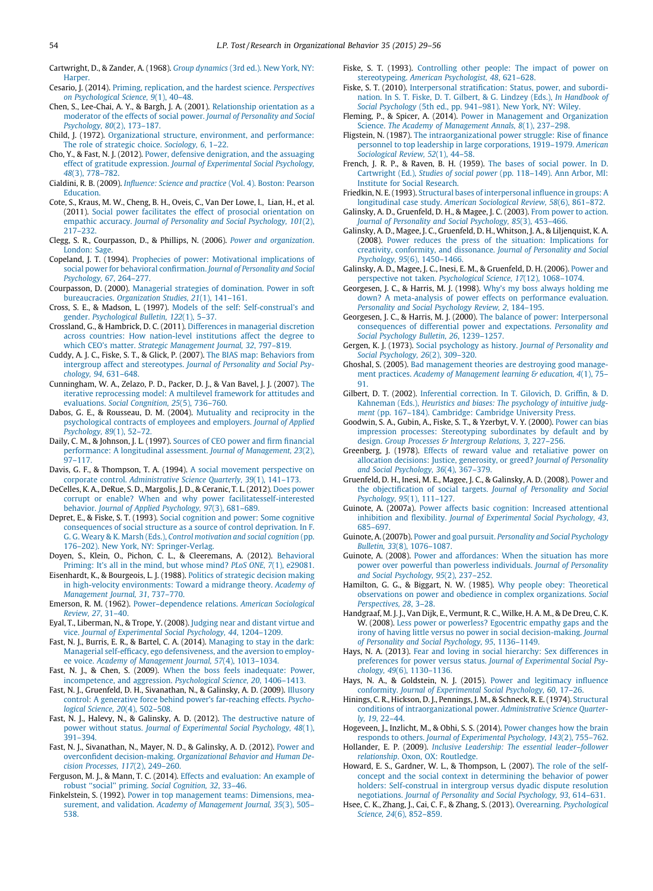Cartwright, D., & Zander, A. (1968). *Group dynamics* (3rd ed.). New York, NY: Harper.

Cesario, J. (2014). Priming, replication, and the hardest science. *Perspectives on Psychological Science, 9*(1), 40–48.

Chen, S., Lee-Chai, A. Y., & Bargh, J. A. (2001). Relationship orientation as a moderator of the effects of social power. *Journal of Personality and Social Psychology, 80*(2), 173–187.

Child, J. (1972). Organizational structure, environment, and performance: The role of strategic choice. *Sociology, 6*, 1–22.

Cho, Y., & Fast, N. J. (2012). Power, defensive denigration, and the assuaging effect of gratitude expression. *Journal of Experimental Social Psychology, 48*(3), 778–782.

Cialdini, R. B. (2009). *Influence: Science and practice* (Vol. 4). Boston: Pearson Education.

Cote, S., Kraus, M. W., Cheng, B. H., Oveis, C., Van Der Lowe, I., Lian, H., et al. (2011). Social power facilitates the effect of prosocial orientation on empathic accuracy. *Journal of Personality and Social Psychology, 101*(2), 217–232.

Clegg, S. R., Courpasson, D., & Phillips, N. (2006). *Power and organization*. London: Sage.

Copeland, J. T. (1994). Prophecies of power: Motivational implications of social power for behavioral confirmation. *Journal of Personality and Social Psychology, 67*, 264–277.

Courpasson, D. (2000). Managerial strategies of domination. Power in soft bureaucracies. *Organization Studies, 21*(1), 141–161.

Cross, S. E., & Madson, L. (1997). Models of the self: Self-construal's and gender. *Psychological Bulletin, 122*(1), 5–37.

Crossland, G., & Hambrick, D. C. (2011). Differences in managerial discretion across countries: How nation-level institutions affect the degree to which CEO's matter. *Strategic Management Journal, 32*, 797–819.

Cuddy, A. J. C., Fiske, S. T., & Glick, P. (2007). The BIAS map: Behaviors from intergroup affect and stereotypes. *Journal of Personality and Social Psychology, 94*, 631–648.

Cunningham, W. A., Zelazo, P. D., Packer, D. J., & Van Bavel, J. J. (2007). The iterative reprocessing model: A multilevel framework for attitudes and evaluations. *Social Cognition, 25*(5), 736–760.

Dabos, G. E., & Rousseau, D. M. (2004). Mutuality and reciprocity in the psychological contracts of employees and employers. *Journal of Applied Psychology, 89*(1), 52–72.

Daily, C. M., & Johnson, J. L. (1997). Sources of CEO power and firm financial performance: A longitudinal assessment. *Journal of Management, 23*(2), 97–117.

Davis, G. F., & Thompson, T. A. (1994). A social movement perspective on corporate control. *Administrative Science Quarterly, 39*(1), 141–173.

DeCelles, K. A., DeRue, S. D., Margolis, J. D., & Ceranic, T. L. (2012). Does power corrupt or enable? When and why power facilitatesself-interested behavior. *Journal of Applied Psychology, 97*(3), 681–689.

Depret, E., & Fiske, S. T. (1993). Social cognition and power: Some cognitive consequences of social structure as a source of control deprivation. In F. G. G. Weary & W. Marsh (Eds.), *Control motivation and social cognition* (pp. 176–202). New York, NY: Springer-Verlag.

Doyen, S., Klein, O., Pichon, C. L., & Cleeremans, A. (2012). Behavioral Priming: It's all in the mind, but whose mind? *PLoS ONE, 7*(1), e29081.

Eisenhardt, K., & Bourgeois, L. J. (1988). Politics of strategic decision making in high-velocity environments: Toward a midrange theory. *Academy of Management Journal, 31*, 737–770.

Emerson, R. M. (1962). Power–dependence relations. *American Sociological Review, 27*, 31–40.

Eyal, T., Liberman, N., & Trope, Y. (2008). Judging near and distant virtue and vice. *Journal of Experimental Social Psychology, 44*, 1204–1209.

Fast, N. J., Burris, E. R., & Bartel, C. A. (2014). Managing to stay in the dark: Managerial self-efficacy, ego defensiveness, and the aversion to employee voice. *Academy of Management Journal, 57*(4), 1013–1034.

Fast, N. J., & Chen, S. (2009). When the boss feels inadequate: Power, incompetence, and aggression. *Psychological Science, 20*, 1406–1413.

Fast, N. J., Gruenfeld, D. H., Sivanathan, N., & Galinsky, A. D. (2009). Illusory control: A generative force behind power's far-reaching effects. *Psychological Science, 20*(4), 502–508.

Fast, N. J., Halevy, N., & Galinsky, A. D. (2012). The destructive nature of power without status. *Journal of Experimental Social Psychology, 48*(1), 391–394.

Fast, N. J., Sivanathan, N., Mayer, N. D., & Galinsky, A. D. (2012). Power and overconfident decision-making. *Organizational Behavior and Human Decision Processes, 117*(2), 249–260.

Ferguson, M. J., & Mann, T. C. (2014). Effects and evaluation: An example of robust "social" priming. *Social Cognition, 32*, 33–46.

Finkelstein, S. (1992). Power in top management teams: Dimensions, measurement, and validation. *Academy of Management Journal, 35*(3), 505–538.

Fiske, S. T. (1993). Controlling other people: The impact of power on stereotypeing. *American Psychologist, 48*, 621–628.

Fiske, S. T. (2010). Interpersonal stratification: Status, power, and subordination. In S. T. Fiske, D. T. Gilbert, & G. Lindzey (Eds.), *In Handbook of Social Psychology* (5th ed., pp. 941–981). New York, NY: Wiley.

Fleming, P., & Spicer, A. (2014). Power in Management and Organization Science. *The Academy of Management Annals, 8*(1), 237–298.

Fligstein, N. (1987). The intraorganizational power struggle: Rise of finance personnel to top leadership in large corporations, 1919–1979. *American Sociological Review, 52*(1), 44–58.

French, J. R. P., & Raven, B. H. (1959). The bases of social power. In D. Cartwright (Ed.), *Studies of social power* (pp. 118–149). Ann Arbor, MI: Institute for Social Research.

Friedkin, N. E. (1993). Structural bases of interpersonal influence in groups: A longitudinal case study. *American Sociological Review, 58*(6), 861–872.

Galinsky, A. D., Gruenfeld, D. H., & Magee, J. C. (2003). From power to action. *Journal of Personality and Social Psychology, 85*(3), 453–466.

Galinsky, A. D., Magee, J. C., Gruenfeld, D. H., Whitson, J. A., & Liljenquist, K. A. (2008). Power reduces the press of the situation: Implications for creativity, conformity, and dissonance. *Journal of Personality and Social Psychology, 95*(6), 1450–1466.

Galinsky, A. D., Magee, J. C., Inesi, E. M., & Gruenfeld, D. H. (2006). Power and perspective not taken. *Psychological Science, 17*(12), 1068–1074.

Georgesen, J. C., & Harris, M. J. (1998). Why's my boss always holding me down? A meta-analysis of power effects on performance evaluation. *Personality and Social Psychology Review, 2*, 184–195.

Georgesen, J. C., & Harris, M. J. (2000). The balance of power: Interpersonal consequences of differential power and expectations. *Personality and Social Psychology Bulletin, 26*, 1239–1257.

Gergen, K. J. (1973). Social psychology as history. *Journal of Personality and Social Psychology, 26*(2), 309–320.

Ghoshal, S. (2005). Bad management theories are destroying good management practices. *Academy of Management learning & education, 4*(1), 75–91.

Gilbert, D. T. (2002). Inferential correction. In T. Gilovich, D. Griffin, & D. Kahneman (Eds.), *Heuristics and biases: The psychology of intuitive judgment* (pp. 167–184). Cambridge: Cambridge University Press.

Goodwin, S. A., Gubin, A., Fiske, S. T., & Yzerbyt, V. Y. (2000). Power can bias impression processes: Stereotyping subordinates by default and by design. *Group Processes & Intergroup Relations, 3*, 227–256.

Greenberg, J. (1978). Effects of reward value and retaliative power on allocation decisions: Justice, generosity, or greed? *Journal of Personality and Social Psychology, 36*(4), 367–379.

Gruenfeld, D. H., Inesi, M. E., Magee, J. C., & Galinsky, A. D. (2008). Power and the objectification of social targets. *Journal of Personality and Social Psychology, 95*(1), 111–127.

Guinote, A. (2007a). Power affects basic cognition: Increased attentional inhibition and flexibility. *Journal of Experimental Social Psychology, 43*, 685–697.

Guinote, A. (2007b). Power and goal pursuit. *Personality and Social Psychology Bulletin, 33*(8), 1076–1087.

Guinote, A. (2008). Power and affordances: When the situation has more power over powerful than powerless individuals. *Journal of Personality and Social Psychology, 95*(2), 237–252.

Hamilton, G. G., & Biggart, N. W. (1985). Why people obey: Theoretical observations on power and obedience in complex organizations. *Social Perspectives, 28*, 3–28.

Handgraaf, M. J. J., Van Dijk, E., Vermunt, R. C., Wilke, H. A. M., & De Dreu, C. K. W. (2008). Less power or powerless? Egocentric empathy gaps and the irony of having little versus no power in social decision-making. *Journal of Personality and Social Psychology, 95*, 1136–1149.

Hays, N. A. (2013). Fear and loving in social hierarchy: Sex differences in preferences for power versus status. *Journal of Experimental Social Psychology, 49*(6), 1130–1136.

Hays, N. A., & Goldstein, N. J. (2015). Power and legitimacy influence conformity. *Journal of Experimental Social Psychology, 60*, 17–26.

Hinings, C. R., Hickson, D. J., Pennings, J. M., & Schneck, R. E. (1974). Structural conditions of intraorganizational power. *Administrative Science Quarterly, 19*, 22–44.

Hogeveen, J., Inzlicht, M., & Obhi, S. S. (2014). Power changes how the brain responds to others. *Journal of Experimental Psychology, 143*(2), 755–762.

Hollander, E. P. (2009). *Inclusive Leadership: The essential leader–follower relationship*. Oxon, OX: Routledge.

Howard, E. S., Gardner, W. L., & Thompson, L. (2007). The role of the self-concept and the social context in determining the behavior of power holders: Self-construal in intergroup versus dyadic dispute resolution negotiations. *Journal of Personality and Social Psychology, 93*, 614–631.

Hsee, C. K., Zhang, J., Cai, C. F., & Zhang, S. (2013). Overearning. *Psychological Science, 24*(6), 852–859.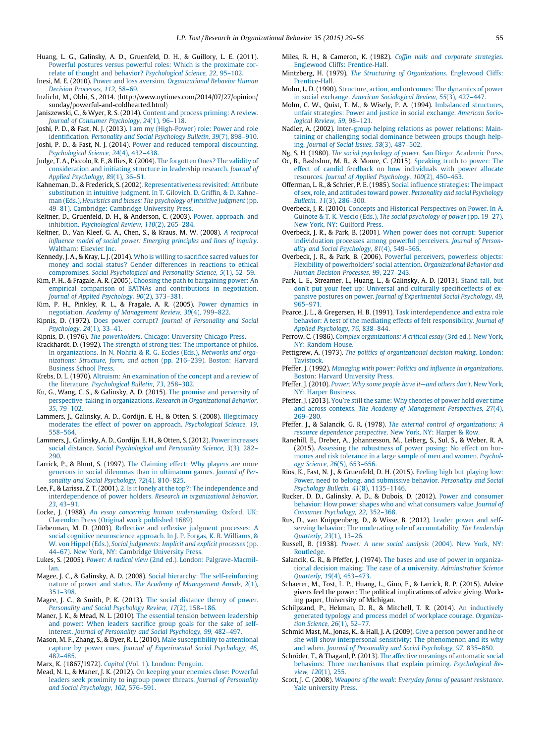Huang, L. G., Galinsky, A. D., Gruenfeld, D. H., & Guillory, L. E. (2011). Powerful postures versus powerful roles: Which is the proximate correlate of thought and behavior? *Psychological Science, 22*, 95–102.

Inesi, M. E. (2010). Power and loss aversion. *Organizational Behavior Human Decision Processes, 112*, 58–69.

Inzlicht, M., Obhi, S., 2014. ⟨http://www.nytimes.com/2014/07/27/opinion/sunday/powerful-and-coldhearted.html⟩

Janiszewski, C., & Wyer, R. S. (2014). Content and process priming: A review. *Journal of Consumer Psychology, 24*(1), 96–118.

Joshi, P. D., & Fast, N. J. (2013). I am my (High-Power) role: Power and role identification. *Personality and Social Psychology Bulletin, 39*(7), 898–910.

Joshi, P. D., & Fast, N. J. (2014). Power and reduced temporal discounting. *Psychological Science, 24*(4), 432–438.

Judge, T. A., Piccolo, R. F., & Ilies, R. (2004). The forgotten Ones? The validity of consideration and initiating structure in leadership research. *Journal of Applied Psychology, 89*(1), 36–51.

Kahneman, D., & Frederick, S. (2002). Representativeness revisited: Attribute substitution in intuitive judgment. In T. Gilovich, D. Griffin, & D. Kahneman (Eds.), *Heuristics and biases: The psychology of intuitive judgment* (pp. 49–81). Cambridge: Cambridge University Press.

Keltner, D., Gruenfeld, D. H., & Anderson, C. (2003). Power, approach, and inhibition. *Psychological Review, 110*(2), 265–284.

Keltner, D., Van Kleef, G. A., Chen, S., & Kraus, M. W. (2008). *A reciprocal influence model of social power: Emerging principles and lines of inquiry*. Waltham: Elsevier Inc.

Kennedy, J. A., & Kray, L. J. (2014). Who is willing to sacrifice sacred values for money and social status? Gender differences in reactions to ethical compromises. *Social Psychological and Personality Science, 5*(1), 52–59.

Kim, P. H., & Fragale, A. R. (2005). Choosing the path to bargaining power: An empirical comparison of BATNAs and contributions in negotiation. *Journal of Applied Psychology, 90*(2), 373–381.

Kim, P. H., Pinkley, R. L., & Fragale, A. R. (2005). Power dynamics in negotiation. *Academy of Management Review, 30*(4), 799–822.

Kipnis, D. (1972). Does power corrupt? *Journal of Personality and Social Psychology, 24*(1), 33–41.

Kipnis, D. (1976). *The powerholders*. Chicago: University Chicago Press.

Krackhardt, D. (1992). The strength of strong ties: The importance of philos. In organizations. In N. Nohria & R. G. Eccles (Eds.), *Networks and organizations: Structure, form, and action* (pp. 216–239). Boston: Harvard Business School Press.

Krebs, D. L. (1970). Altruism: An examination of the concept and a review of the literature. *Psychological Bulletin, 73*, 258–302.

Ku, G., Wang, C. S., & Galinsky, A. D. (2015). The promise and perversity of perspective-taking in organizations. *Research in Organizational Behavior, 35*, 79–102.

Lammers, J., Galinsky, A. D., Gordijn, E. H., & Otten, S. (2008). Illegitimacy moderates the effect of power on approach. *Psychological Science, 19*, 558–564.

Lammers, J., Galinsky, A. D., Gordijn, E. H., & Otten, S. (2012). Power increases social distance. *Social Psychological and Personality Science, 3*(3), 282–290.

Larrick, P., & Blunt, S. (1997). The Claiming effect: Why players are more generous in social dilemmas than in ultimatum games. *Journal of Personality and Social Psychology, 72*(4), 810–825.

Lee, F., & Larissa, Z. T. (2001). 2. Is it lonely at the top?: The independence and interdependence of power holders. *Research in organizational behavior, 23*, 43–91.

Locke, J. (1988). *An essay concerning human understanding*. Oxford, UK: Clarendon Press (Original work published 1689).

Lieberman, M. D. (2003). Reflective and reflexive judgment processes: A social cognitive neuroscience approach. In J. P. Forgas, K. R. Williams, & W. von Hippel (Eds.), *Social judgments: Implicit and explicit processes* (pp. 44–67). New York, NY: Cambridge University Press.

Lukes, S. (2005). *Power: A radical view* (2nd ed.). London: Palgrave-Macmillan.

Magee, J. C., & Galinsky, A. D. (2008). Social hierarchy: The self-reinforcing nature of power and status. *The Academy of Management Annals, 2*(1), 351–398.

Magee, J. C., & Smith, P. K. (2013). The social distance theory of power. *Personality and Social Psychology Review, 17*(2), 158–186.

Maner, J. K., & Mead, N. L. (2010). The essential tension between leadership and power: When leaders sacrifice group goals for the sake of self-interest. *Journal of Personality and Social Psychology, 99*, 482–497.

Mason, M. F., Zhang, S., & Dyer, R. L. (2010). Male susceptibility to attentional capture by power cues. *Journal of Experimental Social Psychology, 46*, 482–485.

Marx, K. (1867/1972). *Capital* (Vol. 1). London: Penguin.

Mead, N. L., & Maner, J. K. (2012). On keeping your enemies close: Powerful leaders seek proximity to ingroup power threats. *Journal of Personality and Social Psychology, 102*, 576–591.

Miles, R. H., & Cameron, K. (1982). *Coffin nails and corporate strategies*. Englewood Cliffs: Prentice-Hall.

Mintzberg, H. (1979). *The Structuring of Organizations*. Englewood Cliffs: Prentice-Hall.

Molm, L. D. (1990). Structure, action, and outcomes: The dynamics of power in social exchange. *American Sociological Review, 55*(3), 427–447.

Molm, C. W., Quist, T. M., & Wisely, P. A. (1994). Imbalanced structures, unfair strategies: Power and justice in social exchange. *American Sociological Review, 59*, 98–121.

Nadler, A. (2002). Inter-group helping relations as power relations: Maintaining or challenging social dominance between groups though helping. *Journal of Social Issues, 58*(3), 487–502.

Ng, S. H. (1980). *The social psychology of power*. San Diego: Academic Press.

Oc, B., Bashshur, M. R., & Moore, C. (2015). Speaking truth to power: The effect of candid feedback on how individuals with power allocate resources. *Journal of Applied Psychology, 100*(2), 450–463.

Offerman, L. R., & Schrier, P. E. (1985). Social influence strategies: The impact of sex, role, and attitudes toward power. *Personality and social Psychology Bulletin, 11*(3), 286–300.

Overbeck, J. R. (2010). Concepts and Historical Perspectives on Power. In A. Guinote & T. K. Vescio (Eds.), *The social psychology of power* (pp. 19–27). New York, NY: Guilford Press.

Overbeck, J. R., & Park, B. (2001). When power does not corrupt: Superior individuation processes among powerful perceivers. *Journal of Personality and Social Psychology, 81*(4), 549–565.

Overbeck, J. R., & Park, B. (2006). Powerful perceivers, powerless objects: Flexibility of powerholders' social attention. *Organizational Behavior and Human Decision Processes, 99*, 227–243.

Park, L. E., Streamer, L., Huang, L., & Galinsky, A. D. (2013). Stand tall, but don't put your feet up: Universal and culturally-specificeffects of expansive postures on power. *Journal of Experimental Social Psychology, 49*, 965–971.

Pearce, J. L., & Gregersen, H. B. (1991). Task interdependence and extra role behavior: A test of the mediating effects of felt responsibility. *Journal of Applied Psychology, 76*, 838–844.

Perrow, C. (1986). *Complex organizations: A critical essay* (3rd ed.). New York, NY: Random House.

Pettigrew, A. (1973). *The politics of organizational decision making*. London: Tavistock.

Pfeffer, J. (1992). *Managing with power: Politics and influence in organizations*. Boston: Harvard University Press.

Pfeffer, J. (2010). *Power: Why some people have it—and others don't*. New York, NY: Harper Business.

Pfeffer, J. (2013). You're still the same: Why theories of power hold over time and across contexts. *The Academy of Management Perspectives, 27*(4), 269–280.

Pfeffer, J., & Salancik, G. R. (1978). *The external control of organizations: A resource dependence perspective*. New York, NY: Harper & Row.

Ranehill, E., Dreber, A., Johannesson, M., Leiberg, S., Sul, S., & Weber, R. A. (2015). Assessing the robustness of power posing: No effect on hormones and risk tolerance in a large sample of men and women. *Psychology Science, 26*(5), 653–656.

Rios, K., Fast, N. J., & Gruenfeld, D. H. (2015). Feeling high but playing low: Power, need to belong, and submissive behavior. *Personality and Social Psychology Bulletin, 41*(8), 1135–1146.

Rucker, D. D., Galinsky, A. D., & Dubois, D. (2012). Power and consumer behavior: How power shapes who and what consumers value. *Journal of Consumer Psychology, 22*, 352–368.

Rus, D., van Knippenberg, D., & Wisse, B. (2012). Leader power and self-serving behavior: The moderating role of accountability. *The Leadership Quarterly, 23*(1), 13–26.

Russell, B. (1938). *Power: A new social analysis* (2004). New York, NY: Routledge.

Salancik, G. R., & Pfeffer, J. (1974). The bases and use of power in organizational decision making: The case of a university. *Adminstrative Science Quarterly, 19*(4), 453–473.

Schaerer, M., Tost, L. P., Huang, L., Gino, F., & Larrick, R. P. (2015). Advice givers feel the power: The political implications of advice giving. Working paper, University of Michigan.

Schilpzand, P., Hekman, D. R., & Mitchell, T. R. (2014). An inductively generated typology and process model of workplace courage. *Organization Science, 26*(1), 52–77.

Schmid Mast, M., Jonas, K., & Hall, J. A. (2009). Give a person power and he or she will show interpersonal sensitivity: The phenomenon and its why and when. *Journal of Personality and Social Psychology, 97*, 835–850.

Schröder, T., & Thagard, P. (2013). The affective meanings of automatic social behaviors: Three mechanisms that explain priming. *Psychological Review, 120*(1), 255.

Scott, J. C. (2008). *Weapons of the weak: Everyday forms of peasant resistance*. Yale university Press.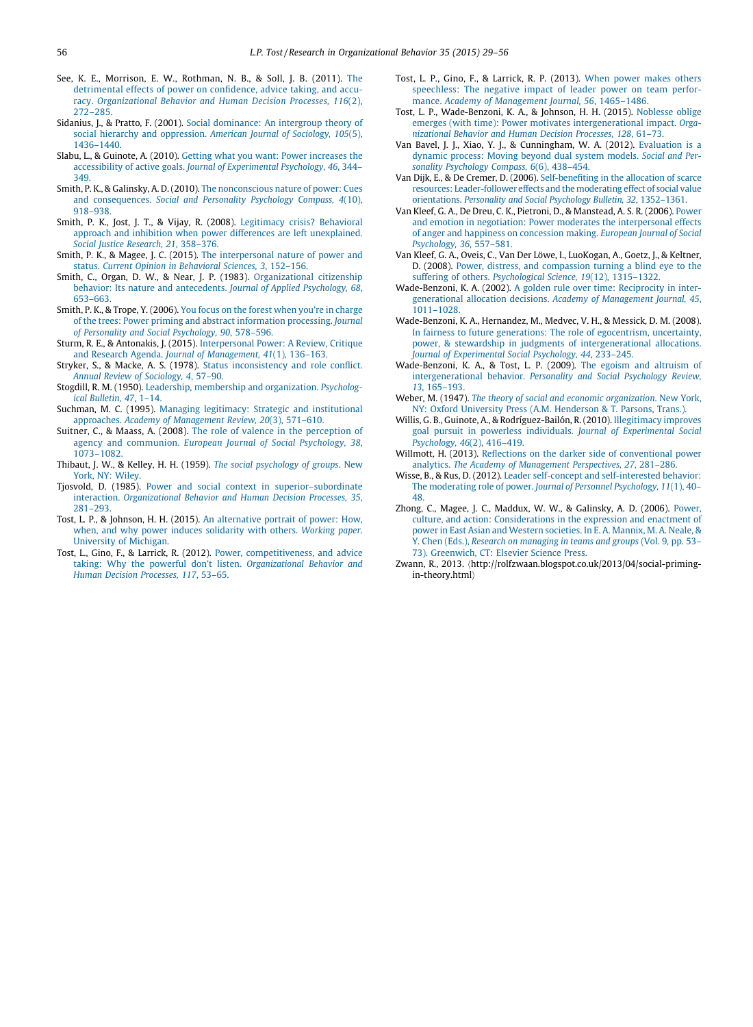See, K. E., Morrison, E. W., Rothman, N. B., & Soll, J. B. (2011). The detrimental effects of power on confidence, advice taking, and accuracy. *Organizational Behavior and Human Decision Processes, 116*(2), 272–285.

Sidanius, J., & Pratto, F. (2001). Social dominance: An intergroup theory of social hierarchy and oppression. *American Journal of Sociology, 105*(5), 1436–1440.

Slabu, L., & Guinote, A. (2010). Getting what you want: Power increases the accessibility of active goals. *Journal of Experimental Psychology, 46*, 344–349.

Smith, P. K., & Galinsky, A. D. (2010). The nonconscious nature of power: Cues and consequences. *Social and Personality Psychology Compass, 4*(10), 918–938.

Smith, P. K., Jost, J. T., & Vijay, R. (2008). Legitimacy crisis? Behavioral approach and inhibition when power differences are left unexplained. *Social Justice Research, 21*, 358–376.

Smith, P. K., & Magee, J. C. (2015). The interpersonal nature of power and status. *Current Opinion in Behavioral Sciences, 3*, 152–156.

Smith, C., Organ, D. W., & Near, J. P. (1983). Organizational citizenship behavior: Its nature and antecedents. *Journal of Applied Psychology, 68*, 653–663.

Smith, P. K., & Trope, Y. (2006). You focus on the forest when you're in charge of the trees: Power priming and abstract information processing. *Journal of Personality and Social Psychology, 90*, 578–596.

Sturm, R. E., & Antonakis, J. (2015). Interpersonal Power: A Review, Critique and Research Agenda. *Journal of Management, 41*(1), 136–163.

Stryker, S., & Macke, A. S. (1978). Status inconsistency and role conflict. *Annual Review of Sociology, 4*, 57–90.

Stogdill, R. M. (1950). Leadership, membership and organization. *Psychological Bulletin, 47*, 1–14.

Suchman, M. C. (1995). Managing legitimacy: Strategic and institutional approaches. *Academy of Management Review, 20*(3), 571–610.

Suitner, C., & Maass, A. (2008). The role of valence in the perception of agency and communion. *European Journal of Social Psychology, 38*, 1073–1082.

Thibaut, J. W., & Kelley, H. H. (1959). *The social psychology of groups*. New York, NY: Wiley.

Tjosvold, D. (1985). Power and social context in superior–subordinate interaction. *Organizational Behavior and Human Decision Processes, 35*, 281–293.

Tost, L. P., & Johnson, H. H. (2015). An alternative portrait of power: How, when, and why power induces solidarity with others. *Working paper*. University of Michigan.

Tost, L., Gino, F., & Larrick, R. (2012). Power, competitiveness, and advice taking: Why the powerful don't listen. *Organizational Behavior and Human Decision Processes, 117*, 53–65.

Tost, L. P., Gino, F., & Larrick, R. P. (2013). When power makes others speechless: The negative impact of leader power on team performance. *Academy of Management Journal, 56*, 1465–1486.

Tost, L. P., Wade-Benzoni, K. A., & Johnson, H. H. (2015). Noblesse oblige emerges (with time): Power motivates intergenerational impact. *Organizational Behavior and Human Decision Processes, 128*, 61–73.

Van Bavel, J. J., Xiao, Y. J., & Cunningham, W. A. (2012). Evaluation is a dynamic process: Moving beyond dual system models. *Social and Personality Psychology Compass, 6*(6), 438–454.

Van Dijk, E., & De Cremer, D. (2006). Self-benefiting in the allocation of scarce resources: Leader-follower effects and the moderating effect of social value orientations. *Personality and Social Psychology Bulletin, 32*, 1352–1361.

Van Kleef, G. A., De Dreu, C. K., Pietroni, D., & Manstead, A. S. R. (2006). Power and emotion in negotiation: Power moderates the interpersonal effects of anger and happiness on concession making. *European Journal of Social Psychology, 36*, 557–581.

Van Kleef, G. A., Oveis, C., Van Der Löwe, I., LuoKogan, A., Goetz, J., & Keltner, D. (2008). Power, distress, and compassion turning a blind eye to the suffering of others. *Psychological Science, 19*(12), 1315–1322.

Wade-Benzoni, K. A. (2002). A golden rule over time: Reciprocity in intergenerational allocation decisions. *Academy of Management Journal, 45*, 1011–1028.

Wade-Benzoni, K. A., Hernandez, M., Medvec, V. H., & Messick, D. M. (2008). In fairness to future generations: The role of egocentrism, uncertainty, power, & stewardship in judgments of intergenerational allocations. *Journal of Experimental Social Psychology, 44*, 233–245.

Wade-Benzoni, K. A., & Tost, L. P. (2009). The egoism and altruism of intergenerational behavior. *Personality and Social Psychology Review, 13*, 165–193.

Weber, M. (1947). *The theory of social and economic organization*. New York, NY: Oxford University Press (A.M. Henderson & T. Parsons, Trans.).

Willis, G. B., Guinote, A., & Rodríguez-Bailón, R. (2010). Illegitimacy improves goal pursuit in powerless individuals. *Journal of Experimental Social Psychology, 46*(2), 416–419.

Willmott, H. (2013). Reflections on the darker side of conventional power analytics. *The Academy of Management Perspectives, 27*, 281–286.

Wisse, B., & Rus, D. (2012). Leader self-concept and self-interested behavior: The moderating role of power. *Journal of Personnel Psychology, 11*(1), 40–48.

Zhong, C., Magee, J. C., Maddux, W. W., & Galinsky, A. D. (2006). Power, culture, and action: Considerations in the expression and enactment of power in East Asian and Western societies. In E. A. Mannix, M. A. Neale, & Y. Chen (Eds.), *Research on managing in teams and groups* (Vol. 9, pp. 53–73). Greenwich, CT: Elsevier Science Press.

Zwann, R., 2013. ⟨http://rolfzwaan.blogspot.co.uk/2013/04/social-priming-in-theory.html⟩